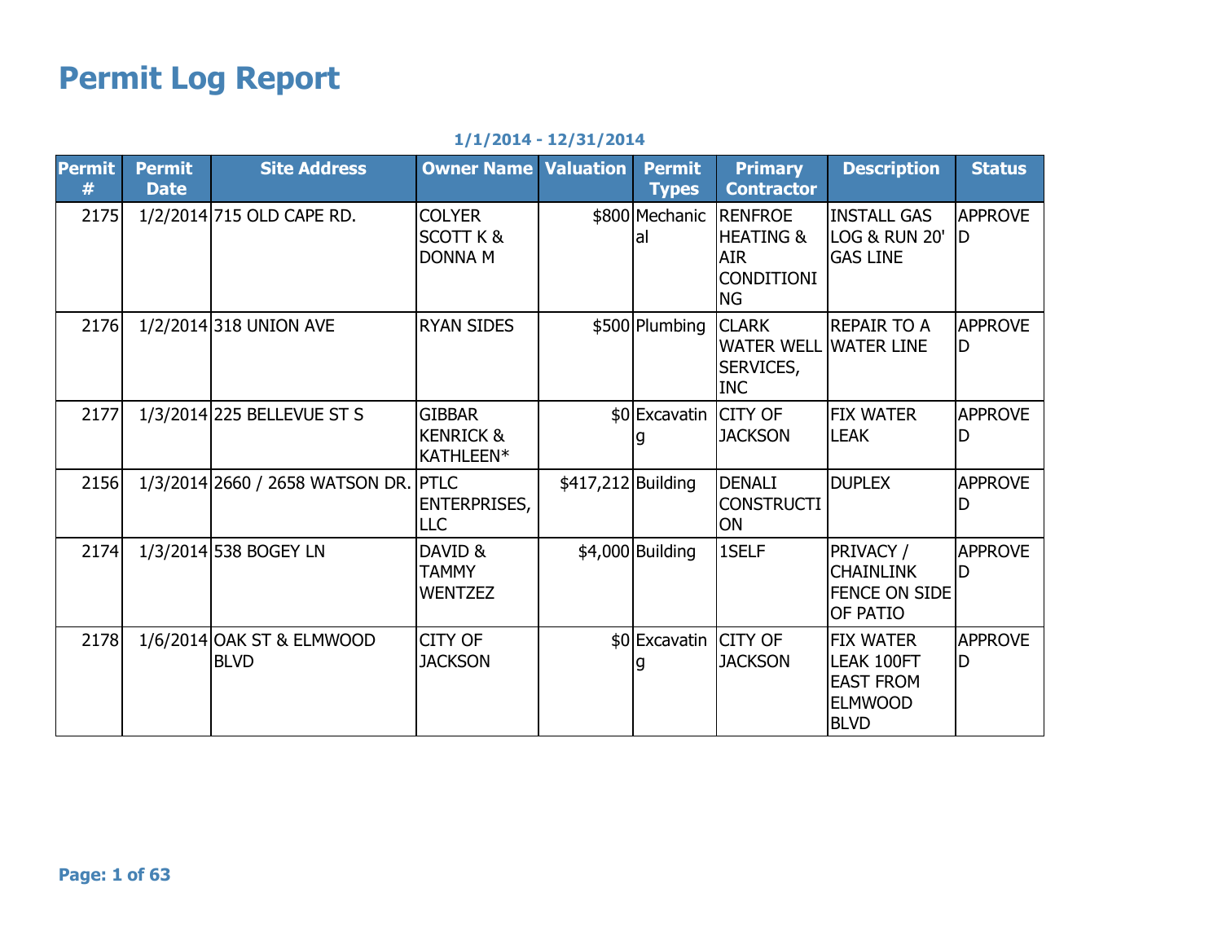# Permit Log Report

**1/1/2014 - 12/31/2014**

| Permit # | Permit Date | Site Address | Owner Name | Valuation | Permit Types | Primary Contractor | Description | Status |
|---|---|---|---|---|---|---|---|---|
| 2175 | 1/2/2014 | 715 OLD CAPE RD. | COLYER SCOTT K & DONNA M | $800 | Mechanical | RENFROE HEATING & AIR CONDITIONING | INSTALL GAS LOG & RUN 20' GAS LINE | APPROVED |
| 2176 | 1/2/2014 | 318 UNION AVE | RYAN SIDES | $500 | Plumbing | CLARK WATER WELL SERVICES, INC | REPAIR TO A WATER LINE | APPROVED |
| 2177 | 1/3/2014 | 225 BELLEVUE ST S | GIBBAR KENRICK & KATHLEEN* | $0 | Excavating | CITY OF JACKSON | FIX WATER LEAK | APPROVED |
| 2156 | 1/3/2014 | 2660 / 2658 WATSON DR. | PTLC ENTERPRISES, LLC | $417,212 | Building | DENALI CONSTRUCTION | DUPLEX | APPROVED |
| 2174 | 1/3/2014 | 538 BOGEY LN | DAVID & TAMMY WENTZEZ | $4,000 | Building | 1SELF | PRIVACY / CHAINLINK FENCE ON SIDE OF PATIO | APPROVED |
| 2178 | 1/6/2014 | OAK ST & ELMWOOD BLVD | CITY OF JACKSON | $0 | Excavating | CITY OF JACKSON | FIX WATER LEAK 100FT EAST FROM ELMWOOD BLVD | APPROVED |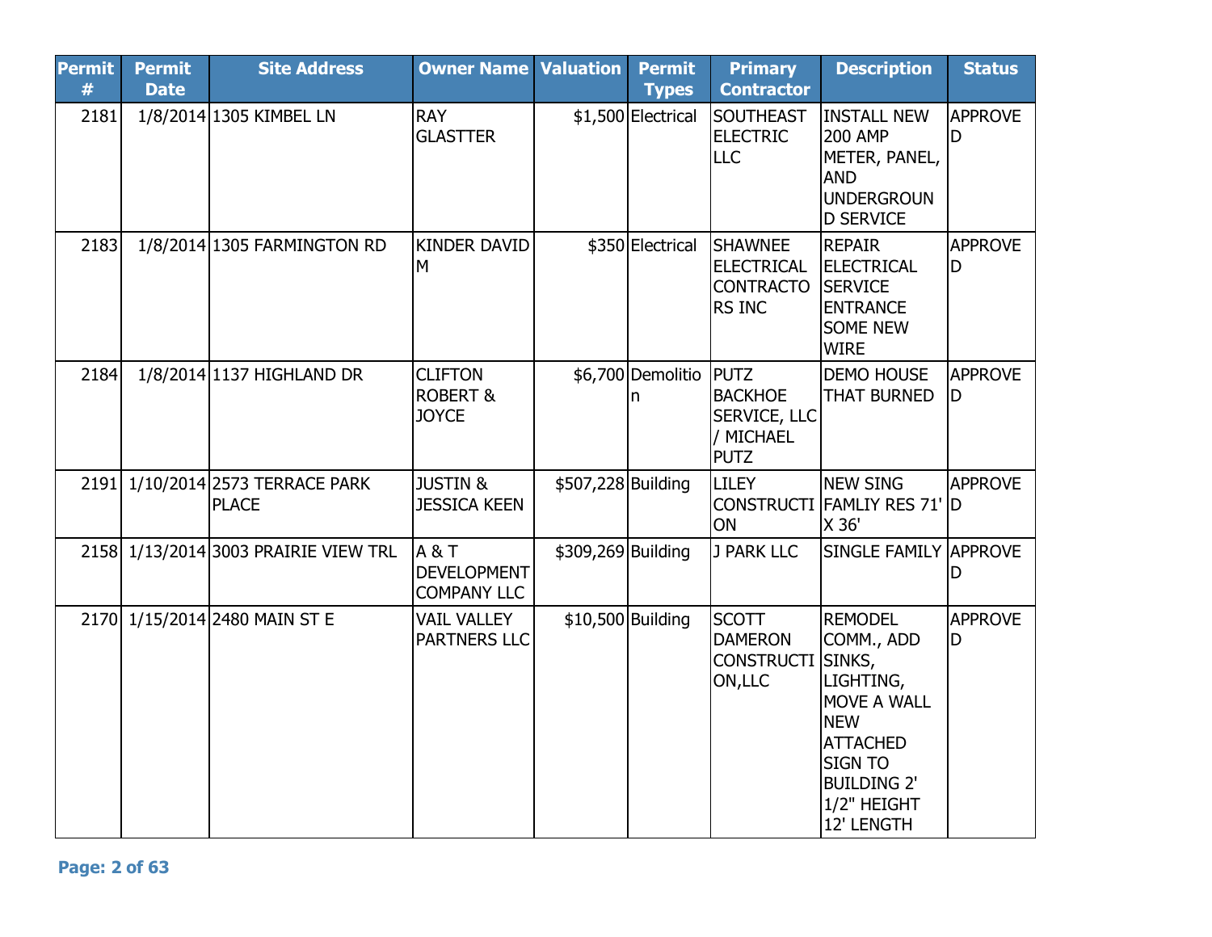| Permit # | Permit Date | Site Address | Owner Name | Valuation | Permit Types | Primary Contractor | Description | Status |
|---|---|---|---|---|---|---|---|---|
| 2181 | 1/8/2014 | 1305 KIMBEL LN | RAY GLASTTER | $1,500 | Electrical | SOUTHEAST ELECTRIC LLC | INSTALL NEW 200 AMP METER, PANEL, AND UNDERGROUND SERVICE | APPROVED |
| 2183 | 1/8/2014 | 1305 FARMINGTON RD | KINDER DAVID M | $350 | Electrical | SHAWNEE ELECTRICAL CONTRACTORS INC | REPAIR ELECTRICAL SERVICE ENTRANCE SOME NEW WIRE | APPROVED |
| 2184 | 1/8/2014 | 1137 HIGHLAND DR | CLIFTON ROBERT & JOYCE | $6,700 | Demolition | PUTZ BACKHOE SERVICE, LLC / MICHAEL PUTZ | DEMO HOUSE THAT BURNED | APPROVED |
| 2191 | 1/10/2014 | 2573 TERRACE PARK PLACE | JUSTIN & JESSICA KEEN | $507,228 | Building | LILEY CONSTRUCTION | NEW SING FAMLIY RES 71' X 36' | APPROVED |
| 2158 | 1/13/2014 | 3003 PRAIRIE VIEW TRL | A & T DEVELOPMENT COMPANY LLC | $309,269 | Building | J PARK LLC | SINGLE FAMILY | APPROVED |
| 2170 | 1/15/2014 | 2480 MAIN ST E | VAIL VALLEY PARTNERS LLC | $10,500 | Building | SCOTT DAMERON CONSTRUCTION,LLC | REMODEL COMM., ADD SINKS, LIGHTING, MOVE A WALL NEW ATTACHED SIGN TO BUILDING 2' 1/2" HEIGHT 12' LENGTH | APPROVED |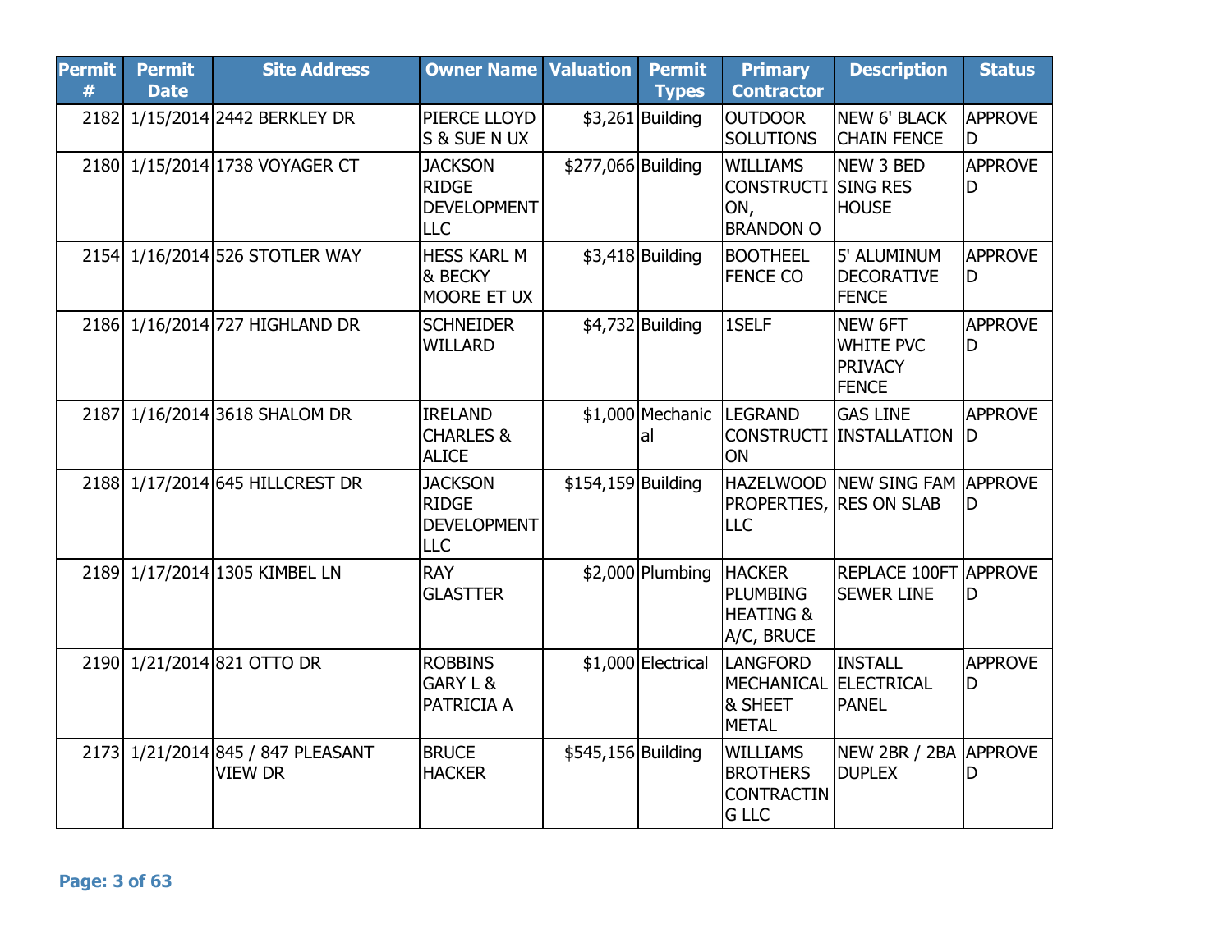| Permit # | Permit Date | Site Address | Owner Name | Valuation | Permit Types | Primary Contractor | Description | Status |
|---|---|---|---|---|---|---|---|---|
| 2182 | 1/15/2014 | 2442 BERKLEY DR | PIERCE LLOYD S & SUE N UX | $3,261 | Building | OUTDOOR SOLUTIONS | NEW 6' BLACK CHAIN FENCE | APPROVED |
| 2180 | 1/15/2014 | 1738 VOYAGER CT | JACKSON RIDGE DEVELOPMENT LLC | $277,066 | Building | WILLIAMS CONSTRUCTION, BRANDON O | NEW 3 BED SING RES HOUSE | APPROVED |
| 2154 | 1/16/2014 | 526 STOTLER WAY | HESS KARL M & BECKY MOORE ET UX | $3,418 | Building | BOOTHEEL FENCE CO | 5' ALUMINUM DECORATIVE FENCE | APPROVED |
| 2186 | 1/16/2014 | 727 HIGHLAND DR | SCHNEIDER WILLARD | $4,732 | Building | 1SELF | NEW 6FT WHITE PVC PRIVACY FENCE | APPROVED |
| 2187 | 1/16/2014 | 3618 SHALOM DR | IRELAND CHARLES & ALICE | $1,000 | Mechanical | LEGRAND CONSTRUCTION | GAS LINE INSTALLATION | APPROVED |
| 2188 | 1/17/2014 | 645 HILLCREST DR | JACKSON RIDGE DEVELOPMENT LLC | $154,159 | Building | HAZELWOOD PROPERTIES, LLC | NEW SING FAM RES ON SLAB | APPROVED |
| 2189 | 1/17/2014 | 1305 KIMBEL LN | RAY GLASTTER | $2,000 | Plumbing | HACKER PLUMBING HEATING & A/C, BRUCE | REPLACE 100FT SEWER LINE | APPROVED |
| 2190 | 1/21/2014 | 821 OTTO DR | ROBBINS GARY L & PATRICIA A | $1,000 | Electrical | LANGFORD MECHANICAL & SHEET METAL | INSTALL ELECTRICAL PANEL | APPROVED |
| 2173 | 1/21/2014 | 845 / 847 PLEASANT VIEW DR | BRUCE HACKER | $545,156 | Building | WILLIAMS BROTHERS CONTRACTING LLC | NEW 2BR / 2BA DUPLEX | APPROVED |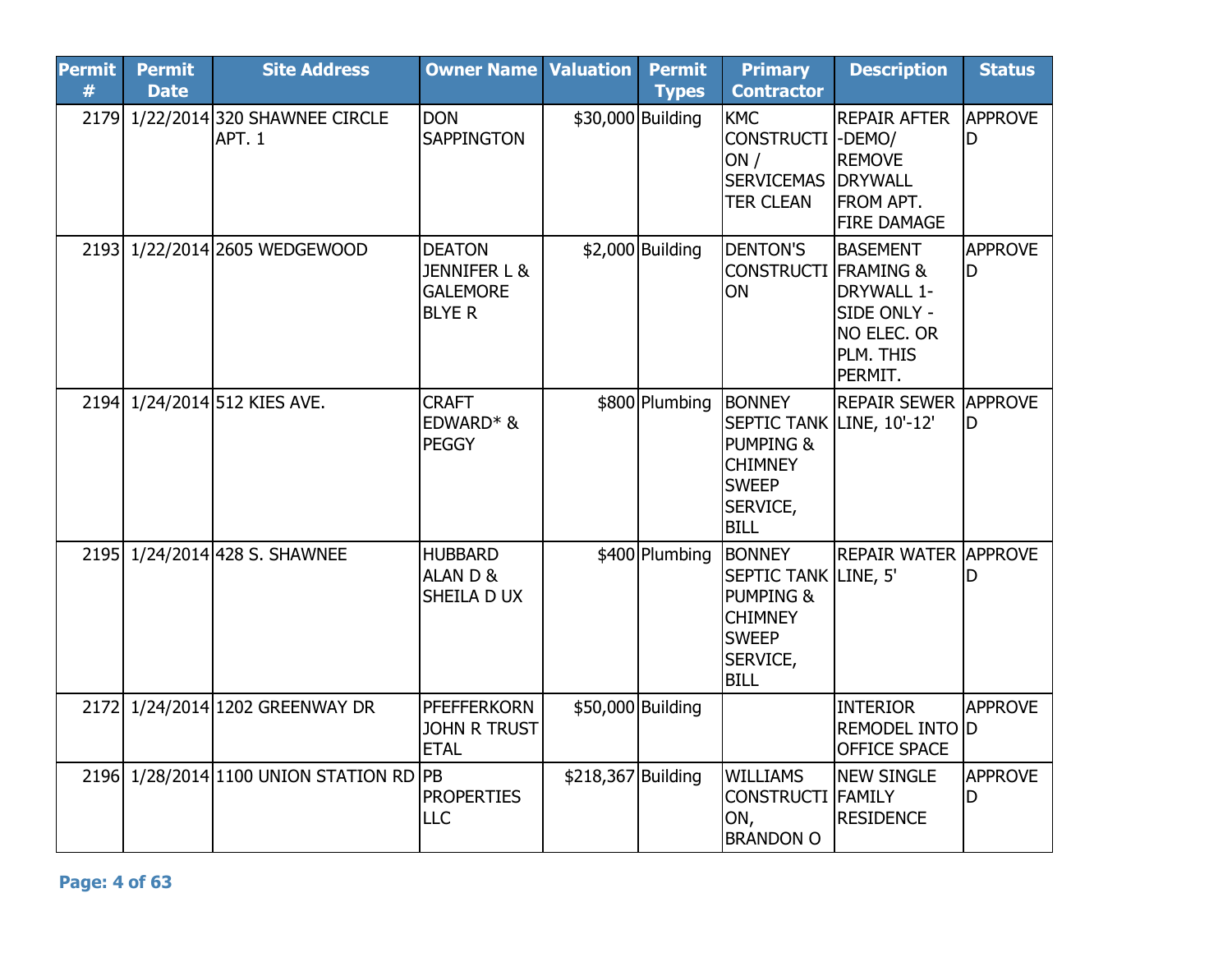| Permit # | Permit Date | Site Address | Owner Name | Valuation | Permit Types | Primary Contractor | Description | Status |
|---|---|---|---|---|---|---|---|---|
| 2179 | 1/22/2014 | 320 SHAWNEE CIRCLE APT. 1 | DON SAPPINGTON | $30,000 | Building | KMC CONSTRUCTION / SERVICEMASTER CLEAN | REPAIR AFTER -DEMO/ REMOVE DRYWALL FROM APT. FIRE DAMAGE | APPROVED |
| 2193 | 1/22/2014 | 2605 WEDGEWOOD | DEATON JENNIFER L & GALEMORE BLYE R | $2,000 | Building | DENTON'S CONSTRUCTION | BASEMENT FRAMING & DRYWALL 1-SIDE ONLY - NO ELEC. OR PLM. THIS PERMIT. | APPROVED |
| 2194 | 1/24/2014 | 512 KIES AVE. | CRAFT EDWARD* & PEGGY | $800 | Plumbing | BONNEY SEPTIC TANK PUMPING & CHIMNEY SWEEP SERVICE, BILL | REPAIR SEWER LINE, 10'-12' | APPROVED |
| 2195 | 1/24/2014 | 428 S. SHAWNEE | HUBBARD ALAN D & SHEILA D UX | $400 | Plumbing | BONNEY SEPTIC TANK PUMPING & CHIMNEY SWEEP SERVICE, BILL | REPAIR WATER LINE, 5' | APPROVED |
| 2172 | 1/24/2014 | 1202 GREENWAY DR | PFEFFERKORN JOHN R TRUST ETAL | $50,000 | Building | | INTERIOR REMODEL INTO OFFICE SPACE | APPROVED |
| 2196 | 1/28/2014 | 1100 UNION STATION RD | PB PROPERTIES LLC | $218,367 | Building | WILLIAMS CONSTRUCTION, BRANDON O | NEW SINGLE FAMILY RESIDENCE | APPROVED |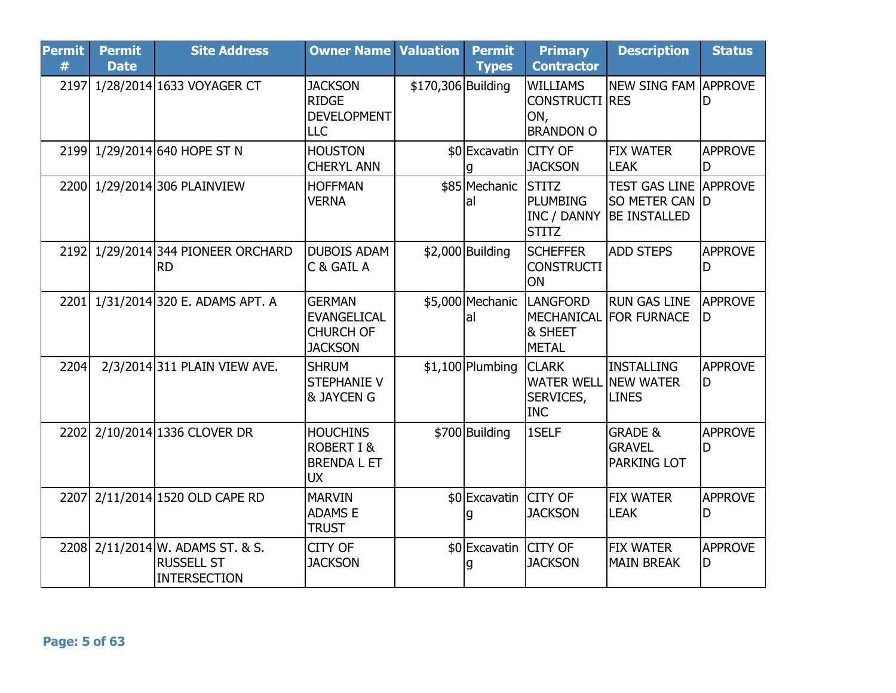| Permit # | Permit Date | Site Address | Owner Name | Valuation | Permit Types | Primary Contractor | Description | Status |
|---|---|---|---|---|---|---|---|---|
| 2197 | 1/28/2014 | 1633 VOYAGER CT | JACKSON RIDGE DEVELOPMENT LLC | $170,306 | Building | WILLIAMS CONSTRUCTION, BRANDON O | NEW SING FAM RES | APPROVED |
| 2199 | 1/29/2014 | 640 HOPE ST N | HOUSTON CHERYL ANN | $0 | Excavating | CITY OF JACKSON | FIX WATER LEAK | APPROVED |
| 2200 | 1/29/2014 | 306 PLAINVIEW | HOFFMAN VERNA | $85 | Mechanical | STITZ PLUMBING INC / DANNY STITZ | TEST GAS LINE SO METER CAN BE INSTALLED | APPROVED |
| 2192 | 1/29/2014 | 344 PIONEER ORCHARD RD | DUBOIS ADAM C & GAIL A | $2,000 | Building | SCHEFFER CONSTRUCTION | ADD STEPS | APPROVED |
| 2201 | 1/31/2014 | 320 E. ADAMS APT. A | GERMAN EVANGELICAL CHURCH OF JACKSON | $5,000 | Mechanical | LANGFORD MECHANICAL & SHEET METAL | RUN GAS LINE FOR FURNACE | APPROVED |
| 2204 | 2/3/2014 | 311 PLAIN VIEW AVE. | SHRUM STEPHANIE V & JAYCEN G | $1,100 | Plumbing | CLARK WATER WELL SERVICES, INC | INSTALLING NEW WATER LINES | APPROVED |
| 2202 | 2/10/2014 | 1336 CLOVER DR | HOUCHINS ROBERT I & BRENDA L ET UX | $700 | Building | 1SELF | GRADE & GRAVEL PARKING LOT | APPROVED |
| 2207 | 2/11/2014 | 1520 OLD CAPE RD | MARVIN ADAMS E TRUST | $0 | Excavating | CITY OF JACKSON | FIX WATER LEAK | APPROVED |
| 2208 | 2/11/2014 | W. ADAMS ST. & S. RUSSELL ST INTERSECTION | CITY OF JACKSON | $0 | Excavating | CITY OF JACKSON | FIX WATER MAIN BREAK | APPROVED |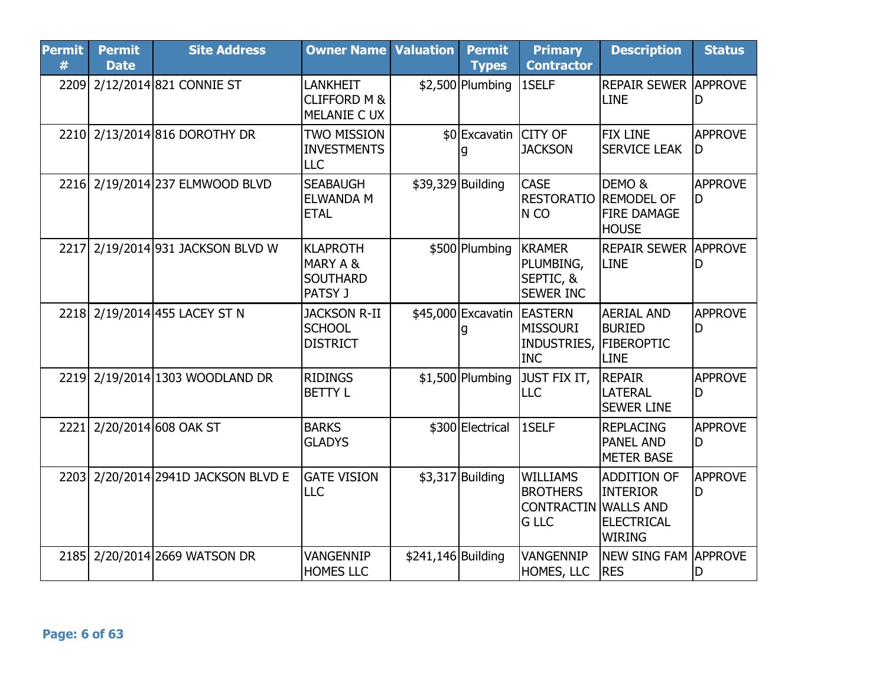| Permit # | Permit Date | Site Address | Owner Name | Valuation | Permit Types | Primary Contractor | Description | Status |
|---|---|---|---|---|---|---|---|---|
| 2209 | 2/12/2014 | 821 CONNIE ST | LANKHEIT CLIFFORD M & MELANIE C UX | $2,500 | Plumbing | 1SELF | REPAIR SEWER LINE | APPROVED |
| 2210 | 2/13/2014 | 816 DOROTHY DR | TWO MISSION INVESTMENTS LLC | $0 | Excavating | CITY OF JACKSON | FIX LINE SERVICE LEAK | APPROVED |
| 2216 | 2/19/2014 | 237 ELMWOOD BLVD | SEABAUGH ELWANDA M ETAL | $39,329 | Building | CASE RESTORATION CO | DEMO & REMODEL OF FIRE DAMAGE HOUSE | APPROVED |
| 2217 | 2/19/2014 | 931 JACKSON BLVD W | KLAPROTH MARY A & SOUTHARD PATSY J | $500 | Plumbing | KRAMER PLUMBING, SEPTIC, & SEWER INC | REPAIR SEWER LINE | APPROVED |
| 2218 | 2/19/2014 | 455 LACEY ST N | JACKSON R-II SCHOOL DISTRICT | $45,000 | Excavating | EASTERN MISSOURI INDUSTRIES, INC | AERIAL AND BURIED FIBEROPTIC LINE | APPROVED |
| 2219 | 2/19/2014 | 1303 WOODLAND DR | RIDINGS BETTY L | $1,500 | Plumbing | JUST FIX IT, LLC | REPAIR LATERAL SEWER LINE | APPROVED |
| 2221 | 2/20/2014 | 608 OAK ST | BARKS GLADYS | $300 | Electrical | 1SELF | REPLACING PANEL AND METER BASE | APPROVED |
| 2203 | 2/20/2014 | 2941D JACKSON BLVD E | GATE VISION LLC | $3,317 | Building | WILLIAMS BROTHERS CONTRACTING LLC | ADDITION OF INTERIOR WALLS AND ELECTRICAL WIRING | APPROVED |
| 2185 | 2/20/2014 | 2669 WATSON DR | VANGENNIP HOMES LLC | $241,146 | Building | VANGENNIP HOMES, LLC | NEW SING FAM RES | APPROVED |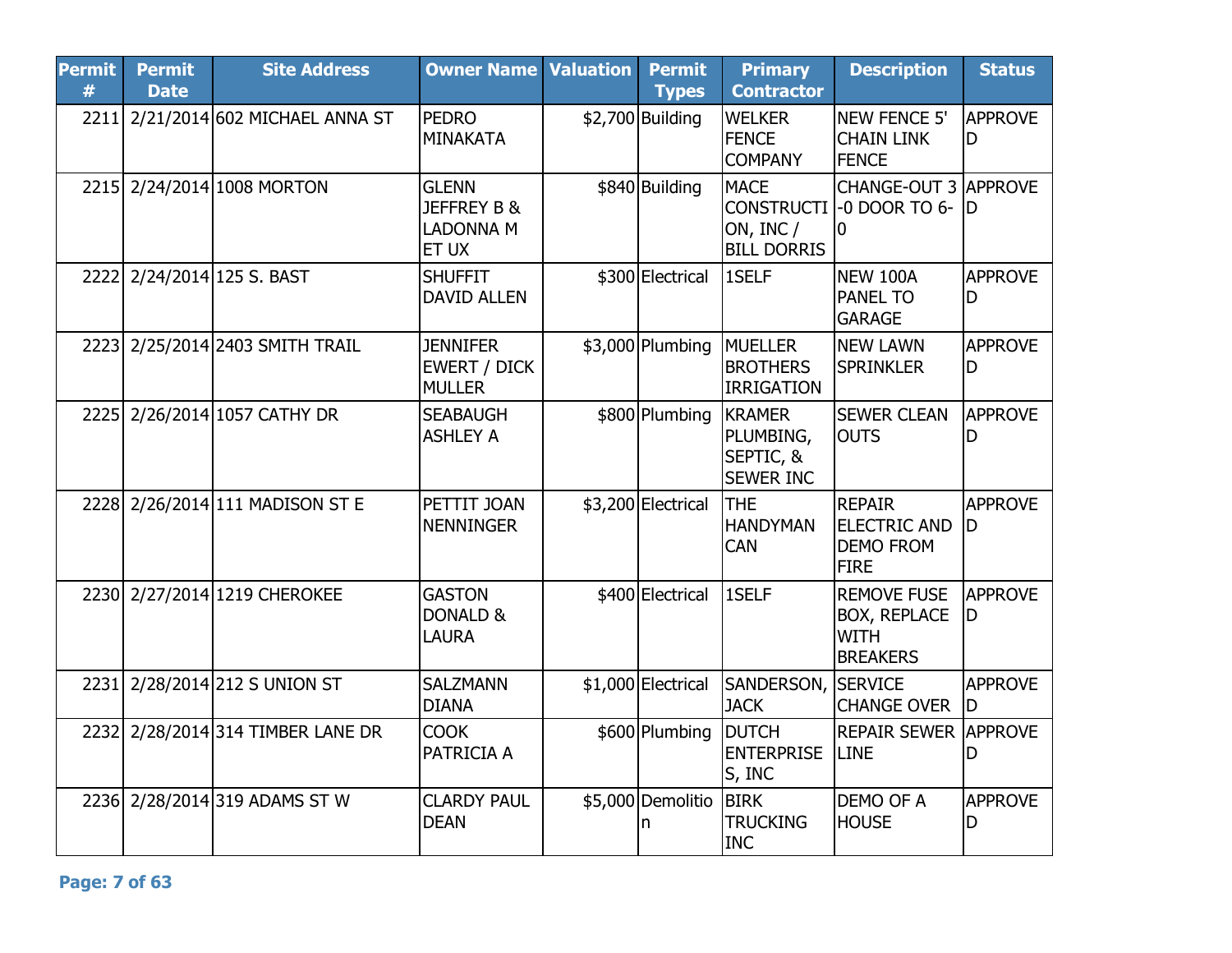| Permit # | Permit Date | Site Address | Owner Name | Valuation | Permit Types | Primary Contractor | Description | Status |
|---|---|---|---|---|---|---|---|---|
| 2211 | 2/21/2014 | 602 MICHAEL ANNA ST | PEDRO MINAKATA | $2,700 | Building | WELKER FENCE COMPANY | NEW FENCE 5' CHAIN LINK FENCE | APPROVED |
| 2215 | 2/24/2014 | 1008 MORTON | GLENN JEFFREY B & LADONNA M ET UX | $840 | Building | MACE CONSTRUCTION, INC / BILL DORRIS | CHANGE-OUT 3-0 DOOR TO 6-0 | APPROVED |
| 2222 | 2/24/2014 | 125 S. BAST | SHUFFIT DAVID ALLEN | $300 | Electrical | 1SELF | NEW 100A PANEL TO GARAGE | APPROVED |
| 2223 | 2/25/2014 | 2403 SMITH TRAIL | JENNIFER EWERT / DICK MULLER | $3,000 | Plumbing | MUELLER BROTHERS IRRIGATION | NEW LAWN SPRINKLER | APPROVED |
| 2225 | 2/26/2014 | 1057 CATHY DR | SEABAUGH ASHLEY A | $800 | Plumbing | KRAMER PLUMBING, SEPTIC, & SEWER INC | SEWER CLEAN OUTS | APPROVED |
| 2228 | 2/26/2014 | 111 MADISON ST E | PETTIT JOAN NENNINGER | $3,200 | Electrical | THE HANDYMAN CAN | REPAIR ELECTRIC AND DEMO FROM FIRE | APPROVED |
| 2230 | 2/27/2014 | 1219 CHEROKEE | GASTON DONALD & LAURA | $400 | Electrical | 1SELF | REMOVE FUSE BOX, REPLACE WITH BREAKERS | APPROVED |
| 2231 | 2/28/2014 | 212 S UNION ST | SALZMANN DIANA | $1,000 | Electrical | SANDERSON, JACK | SERVICE CHANGE OVER | APPROVED |
| 2232 | 2/28/2014 | 314 TIMBER LANE DR | COOK PATRICIA A | $600 | Plumbing | DUTCH ENTERPRISES, INC | REPAIR SEWER LINE | APPROVED |
| 2236 | 2/28/2014 | 319 ADAMS ST W | CLARDY PAUL DEAN | $5,000 | Demolition | BIRK TRUCKING INC | DEMO OF A HOUSE | APPROVED |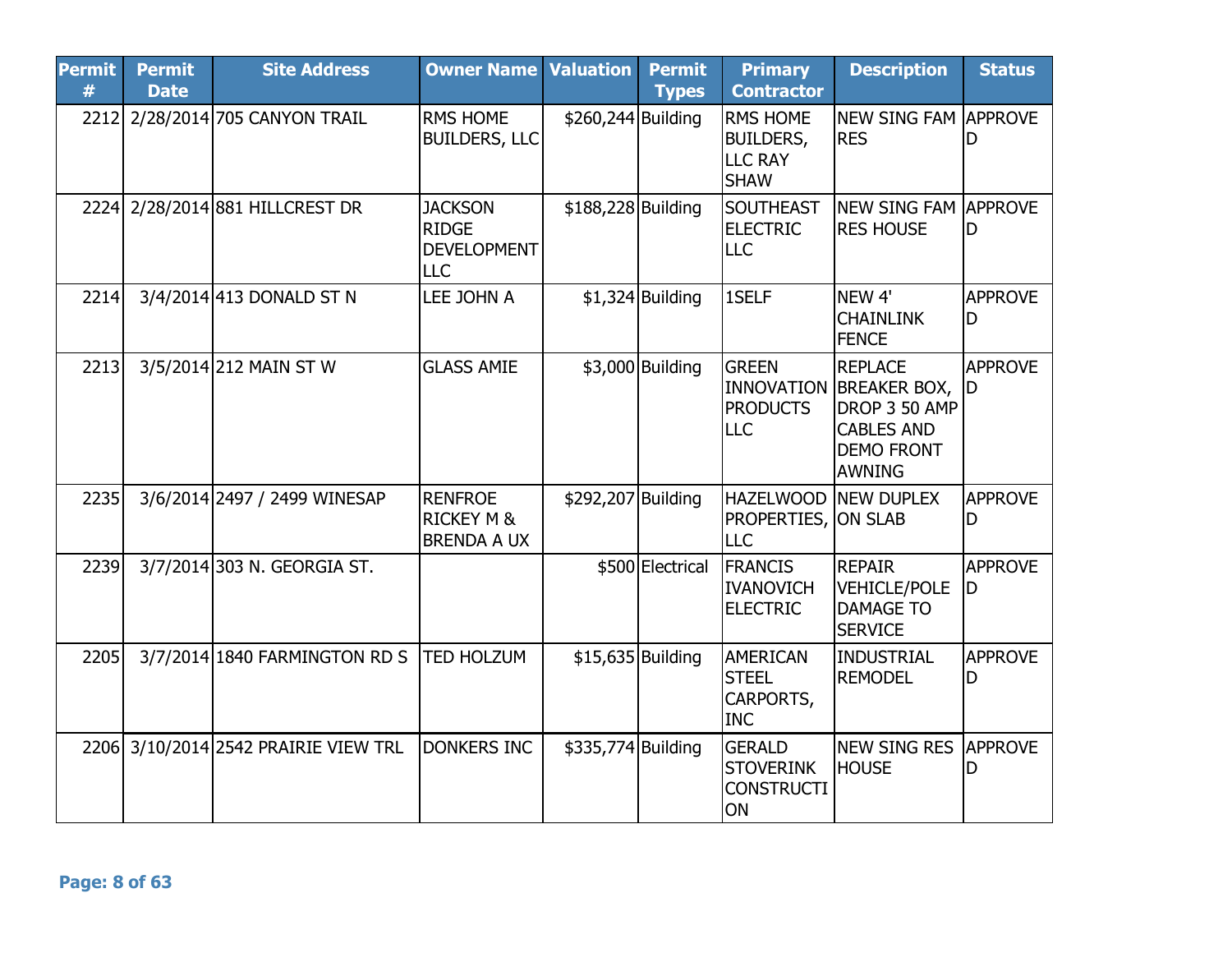| Permit # | Permit Date | Site Address | Owner Name | Valuation | Permit Types | Primary Contractor | Description | Status |
|---|---|---|---|---|---|---|---|---|
| 2212 | 2/28/2014 | 705 CANYON TRAIL | RMS HOME BUILDERS, LLC | $260,244 | Building | RMS HOME BUILDERS, LLC RAY SHAW | NEW SING FAM RES | APPROVED |
| 2224 | 2/28/2014 | 881 HILLCREST DR | JACKSON RIDGE DEVELOPMENT LLC | $188,228 | Building | SOUTHEAST ELECTRIC LLC | NEW SING FAM RES HOUSE | APPROVED |
| 2214 | 3/4/2014 | 413 DONALD ST N | LEE JOHN A | $1,324 | Building | 1SELF | NEW 4' CHAINLINK FENCE | APPROVED |
| 2213 | 3/5/2014 | 212 MAIN ST W | GLASS AMIE | $3,000 | Building | GREEN INNOVATION PRODUCTS LLC | REPLACE BREAKER BOX, DROP 3 50 AMP CABLES AND DEMO FRONT AWNING | APPROVED |
| 2235 | 3/6/2014 | 2497 / 2499 WINESAP | RENFROE RICKEY M & BRENDA A UX | $292,207 | Building | HAZELWOOD PROPERTIES, LLC | NEW DUPLEX ON SLAB | APPROVED |
| 2239 | 3/7/2014 | 303 N. GEORGIA ST. | | $500 | Electrical | FRANCIS IVANOVICH ELECTRIC | REPAIR VEHICLE/POLE DAMAGE TO SERVICE | APPROVED |
| 2205 | 3/7/2014 | 1840 FARMINGTON RD S | TED HOLZUM | $15,635 | Building | AMERICAN STEEL CARPORTS, INC | INDUSTRIAL REMODEL | APPROVED |
| 2206 | 3/10/2014 | 2542 PRAIRIE VIEW TRL | DONKERS INC | $335,774 | Building | GERALD STOVERINK CONSTRUCTION | NEW SING RES HOUSE | APPROVED |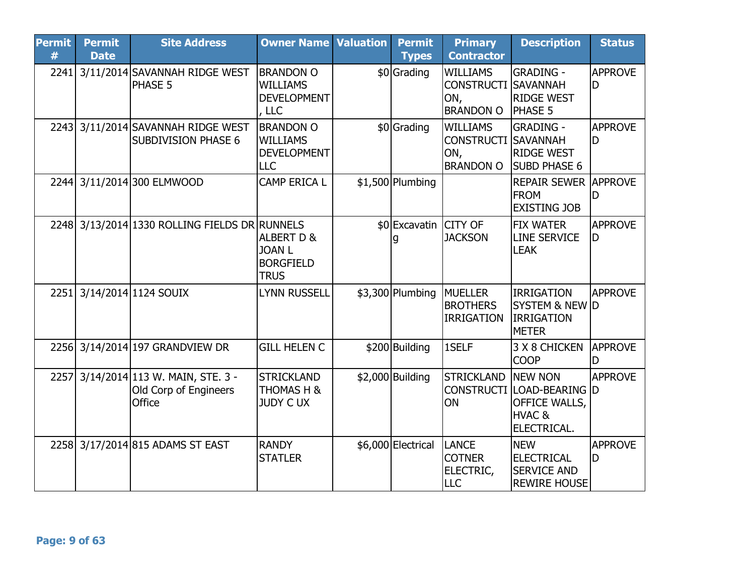| Permit # | Permit Date | Site Address | Owner Name | Valuation | Permit Types | Primary Contractor | Description | Status |
|---|---|---|---|---|---|---|---|---|
| 2241 | 3/11/2014 | SAVANNAH RIDGE WEST PHASE 5 | BRANDON O WILLIAMS DEVELOPMENT, LLC | $0 | Grading | WILLIAMS CONSTRUCTION, BRANDON O | GRADING - SAVANNAH RIDGE WEST PHASE 5 | APPROVED |
| 2243 | 3/11/2014 | SAVANNAH RIDGE WEST SUBDIVISION PHASE 6 | BRANDON O WILLIAMS DEVELOPMENT LLC | $0 | Grading | WILLIAMS CONSTRUCTION, BRANDON O | GRADING - SAVANNAH RIDGE WEST SUBD PHASE 6 | APPROVED |
| 2244 | 3/11/2014 | 300 ELMWOOD | CAMP ERICA L | $1,500 | Plumbing | | REPAIR SEWER FROM EXISTING JOB | APPROVED |
| 2248 | 3/13/2014 | 1330 ROLLING FIELDS DR | RUNNELS ALBERT D & JOAN L BORGFIELD TRUS | $0 | Excavating | CITY OF JACKSON | FIX WATER LINE SERVICE LEAK | APPROVED |
| 2251 | 3/14/2014 | 1124 SOUIX | LYNN RUSSELL | $3,300 | Plumbing | MUELLER BROTHERS IRRIGATION | IRRIGATION SYSTEM & NEW IRRIGATION METER | APPROVED |
| 2256 | 3/14/2014 | 197 GRANDVIEW DR | GILL HELEN C | $200 | Building | 1SELF | 3 X 8 CHICKEN COOP | APPROVED |
| 2257 | 3/14/2014 | 113 W. MAIN, STE. 3 - Old Corp of Engineers Office | STRICKLAND THOMAS H & JUDY C UX | $2,000 | Building | STRICKLAND CONSTRUCTION | NEW NON LOAD-BEARING OFFICE WALLS, HVAC & ELECTRICAL. | APPROVED |
| 2258 | 3/17/2014 | 815 ADAMS ST EAST | RANDY STATLER | $6,000 | Electrical | LANCE COTNER ELECTRIC, LLC | NEW ELECTRICAL SERVICE AND REWIRE HOUSE | APPROVED |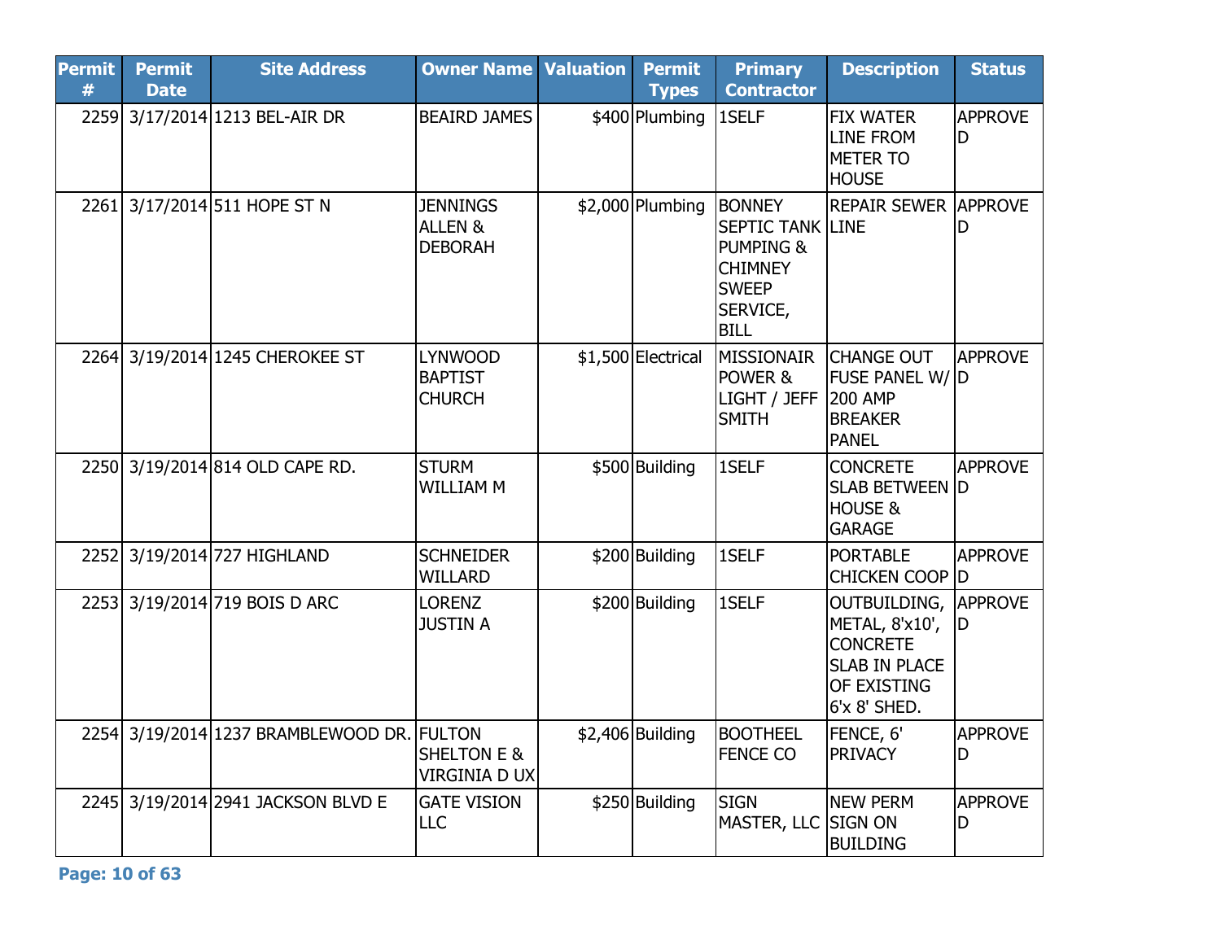| Permit # | Permit Date | Site Address | Owner Name | Valuation | Permit Types | Primary Contractor | Description | Status |
|---|---|---|---|---|---|---|---|---|
| 2259 | 3/17/2014 | 1213 BEL-AIR DR | BEAIRD JAMES | $400 | Plumbing | 1SELF | FIX WATER LINE FROM METER TO HOUSE | APPROVED |
| 2261 | 3/17/2014 | 511 HOPE ST N | JENNINGS ALLEN & DEBORAH | $2,000 | Plumbing | BONNEY SEPTIC TANK PUMPING & CHIMNEY SWEEP SERVICE, BILL | REPAIR SEWER LINE | APPROVED |
| 2264 | 3/19/2014 | 1245 CHEROKEE ST | LYNWOOD BAPTIST CHURCH | $1,500 | Electrical | MISSIONAIR POWER & LIGHT / JEFF SMITH | CHANGE OUT FUSE PANEL W/ 200 AMP BREAKER PANEL | APPROVED |
| 2250 | 3/19/2014 | 814 OLD CAPE RD. | STURM WILLIAM M | $500 | Building | 1SELF | CONCRETE SLAB BETWEEN HOUSE & GARAGE | APPROVED |
| 2252 | 3/19/2014 | 727 HIGHLAND | SCHNEIDER WILLARD | $200 | Building | 1SELF | PORTABLE CHICKEN COOP | APPROVED |
| 2253 | 3/19/2014 | 719 BOIS D ARC | LORENZ JUSTIN A | $200 | Building | 1SELF | OUTBUILDING, METAL, 8'x10', CONCRETE SLAB IN PLACE OF EXISTING 6'x 8' SHED. | APPROVED |
| 2254 | 3/19/2014 | 1237 BRAMBLEWOOD DR. | FULTON SHELTON E & VIRGINIA D UX | $2,406 | Building | BOOTHEEL FENCE CO | FENCE, 6' PRIVACY | APPROVED |
| 2245 | 3/19/2014 | 2941 JACKSON BLVD E | GATE VISION LLC | $250 | Building | SIGN MASTER, LLC | NEW PERM SIGN ON BUILDING | APPROVED |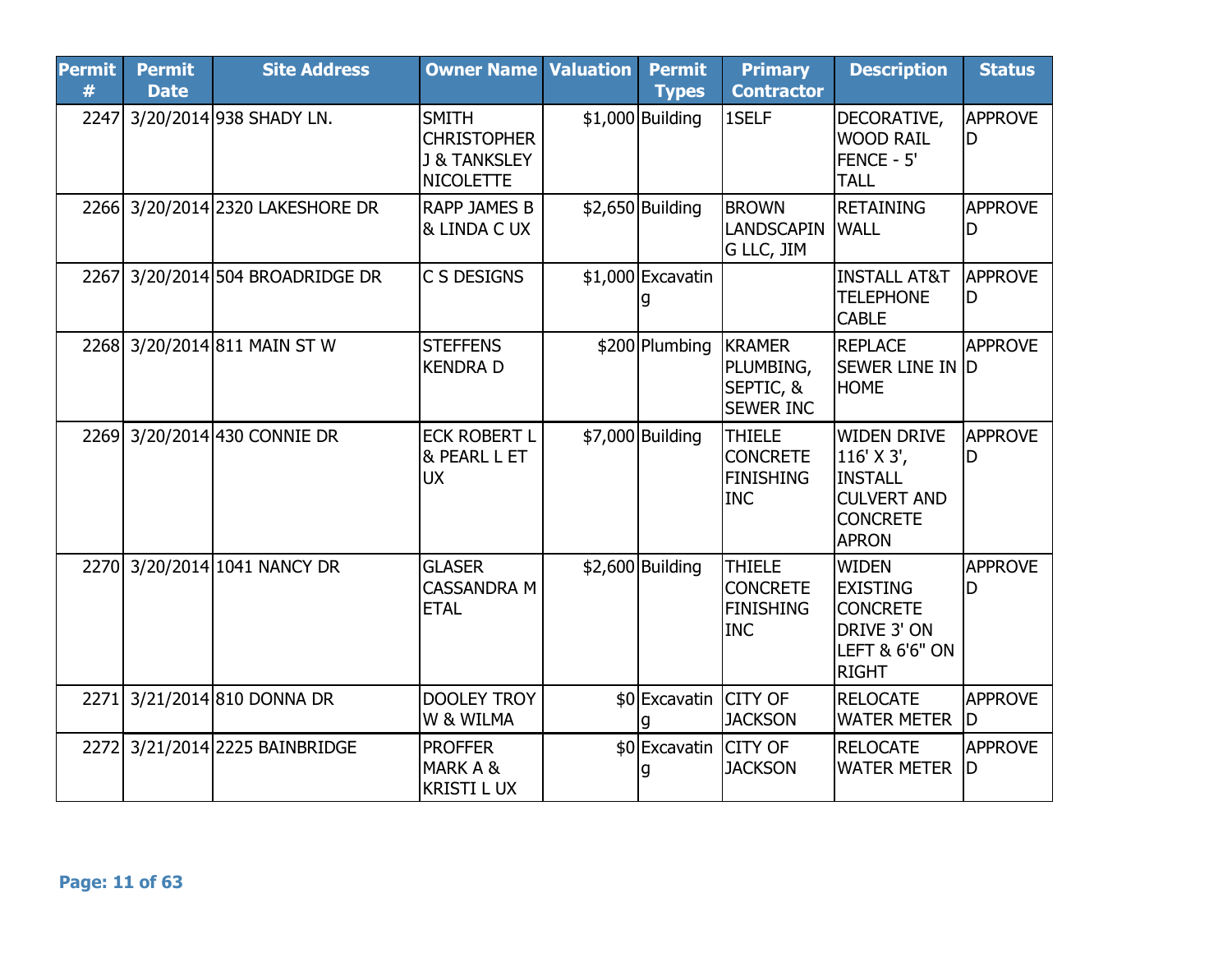| Permit # | Permit Date | Site Address | Owner Name | Valuation | Permit Types | Primary Contractor | Description | Status |
|---|---|---|---|---|---|---|---|---|
| 2247 | 3/20/2014 | 938 SHADY LN. | SMITH CHRISTOPHER J & TANKSLEY NICOLETTE | $1,000 | Building | 1SELF | DECORATIVE, WOOD RAIL FENCE - 5' TALL | APPROVED |
| 2266 | 3/20/2014 | 2320 LAKESHORE DR | RAPP JAMES B & LINDA C UX | $2,650 | Building | BROWN LANDSCAPING LLC, JIM | RETAINING WALL | APPROVED |
| 2267 | 3/20/2014 | 504 BROADRIDGE DR | C S DESIGNS | $1,000 | Excavating | | INSTALL AT&T TELEPHONE CABLE | APPROVED |
| 2268 | 3/20/2014 | 811 MAIN ST W | STEFFENS KENDRA D | $200 | Plumbing | KRAMER PLUMBING, SEPTIC, & SEWER INC | REPLACE SEWER LINE IN HOME | APPROVED |
| 2269 | 3/20/2014 | 430 CONNIE DR | ECK ROBERT L & PEARL L ET UX | $7,000 | Building | THIELE CONCRETE FINISHING INC | WIDEN DRIVE 116' X 3', INSTALL CULVERT AND CONCRETE APRON | APPROVED |
| 2270 | 3/20/2014 | 1041 NANCY DR | GLASER CASSANDRA M ETAL | $2,600 | Building | THIELE CONCRETE FINISHING INC | WIDEN EXISTING CONCRETE DRIVE 3' ON LEFT & 6'6" ON RIGHT | APPROVED |
| 2271 | 3/21/2014 | 810 DONNA DR | DOOLEY TROY W & WILMA | $0 | Excavating | CITY OF JACKSON | RELOCATE WATER METER | APPROVED |
| 2272 | 3/21/2014 | 2225 BAINBRIDGE | PROFFER MARK A & KRISTI L UX | $0 | Excavating | CITY OF JACKSON | RELOCATE WATER METER | APPROVED |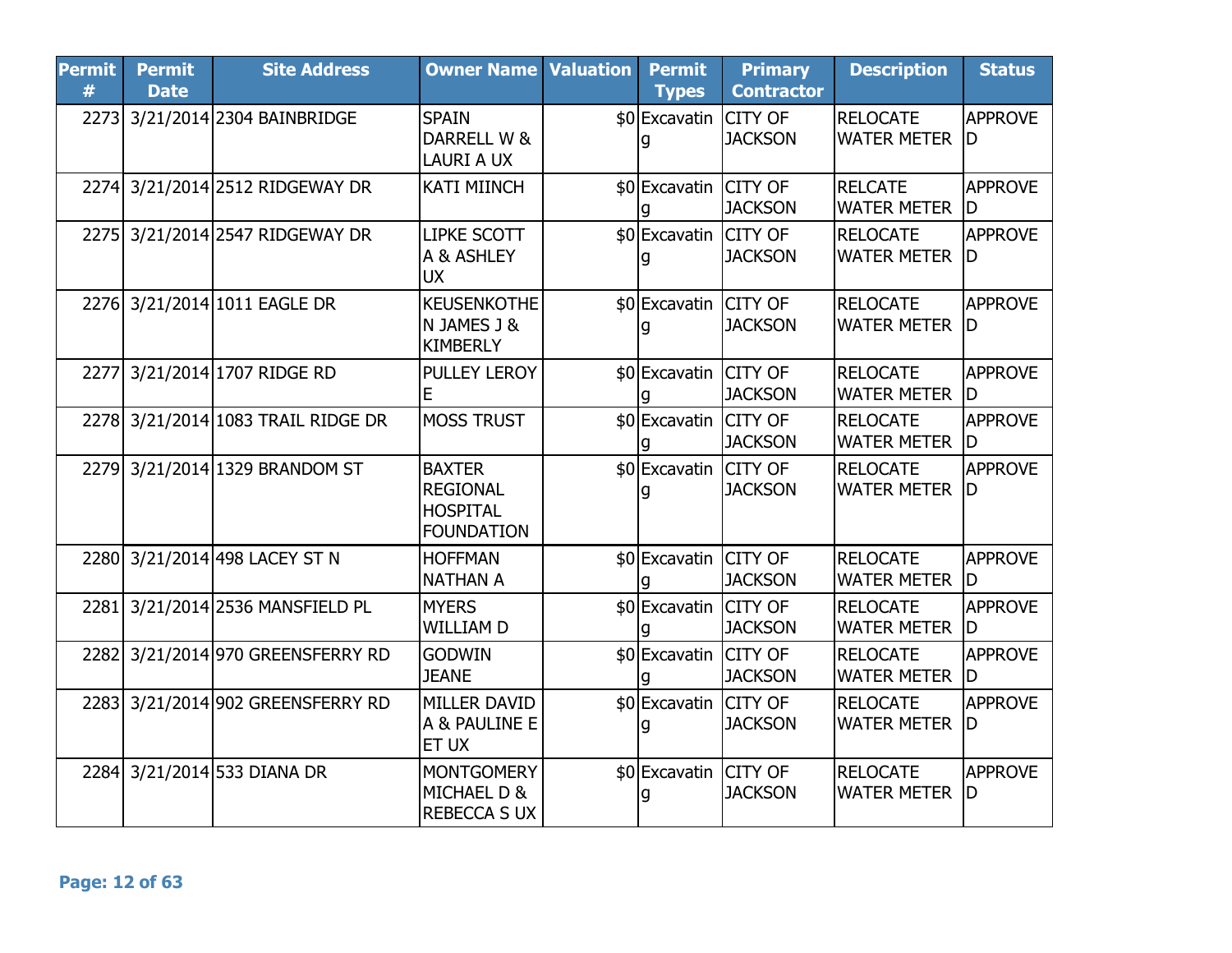| Permit # | Permit Date | Site Address | Owner Name | Valuation | Permit Types | Primary Contractor | Description | Status |
|---|---|---|---|---|---|---|---|---|
| 2273 | 3/21/2014 | 2304 BAINBRIDGE | SPAIN DARRELL W & LAURI A UX | $0 | Excavating | CITY OF JACKSON | RELOCATE WATER METER | APPROVED |
| 2274 | 3/21/2014 | 2512 RIDGEWAY DR | KATI MIINCH | $0 | Excavating | CITY OF JACKSON | RELCATE WATER METER | APPROVED |
| 2275 | 3/21/2014 | 2547 RIDGEWAY DR | LIPKE SCOTT A & ASHLEY UX | $0 | Excavating | CITY OF JACKSON | RELOCATE WATER METER | APPROVED |
| 2276 | 3/21/2014 | 1011 EAGLE DR | KEUSENKOTHEN JAMES J & KIMBERLY | $0 | Excavating | CITY OF JACKSON | RELOCATE WATER METER | APPROVED |
| 2277 | 3/21/2014 | 1707 RIDGE RD | PULLEY LEROY E | $0 | Excavating | CITY OF JACKSON | RELOCATE WATER METER | APPROVED |
| 2278 | 3/21/2014 | 1083 TRAIL RIDGE DR | MOSS TRUST | $0 | Excavating | CITY OF JACKSON | RELOCATE WATER METER | APPROVED |
| 2279 | 3/21/2014 | 1329 BRANDOM ST | BAXTER REGIONAL HOSPITAL FOUNDATION | $0 | Excavating | CITY OF JACKSON | RELOCATE WATER METER | APPROVED |
| 2280 | 3/21/2014 | 498 LACEY ST N | HOFFMAN NATHAN A | $0 | Excavating | CITY OF JACKSON | RELOCATE WATER METER | APPROVED |
| 2281 | 3/21/2014 | 2536 MANSFIELD PL | MYERS WILLIAM D | $0 | Excavating | CITY OF JACKSON | RELOCATE WATER METER | APPROVED |
| 2282 | 3/21/2014 | 970 GREENSFERRY RD | GODWIN JEANE | $0 | Excavating | CITY OF JACKSON | RELOCATE WATER METER | APPROVED |
| 2283 | 3/21/2014 | 902 GREENSFERRY RD | MILLER DAVID A & PAULINE E ET UX | $0 | Excavating | CITY OF JACKSON | RELOCATE WATER METER | APPROVED |
| 2284 | 3/21/2014 | 533 DIANA DR | MONTGOMERY MICHAEL D & REBECCA S UX | $0 | Excavating | CITY OF JACKSON | RELOCATE WATER METER | APPROVED |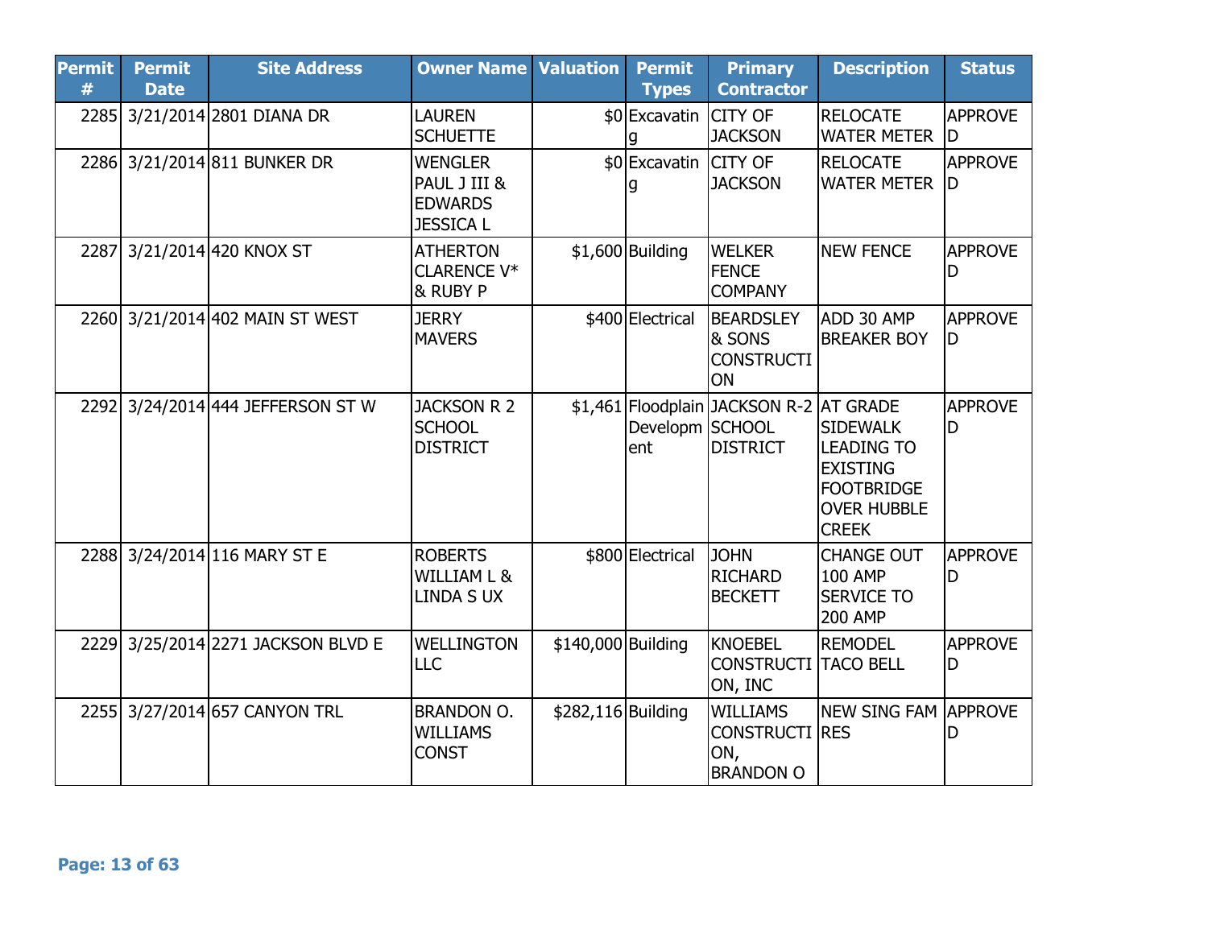| Permit # | Permit Date | Site Address | Owner Name | Valuation | Permit Types | Primary Contractor | Description | Status |
|---|---|---|---|---|---|---|---|---|
| 2285 | 3/21/2014 | 2801 DIANA DR | LAUREN SCHUETTE | $0 | Excavating | CITY OF JACKSON | RELOCATE WATER METER | APPROVED |
| 2286 | 3/21/2014 | 811 BUNKER DR | WENGLER PAUL J III & EDWARDS JESSICA L | $0 | Excavating | CITY OF JACKSON | RELOCATE WATER METER | APPROVED |
| 2287 | 3/21/2014 | 420 KNOX ST | ATHERTON CLARENCE V* & RUBY P | $1,600 | Building | WELKER FENCE COMPANY | NEW FENCE | APPROVED |
| 2260 | 3/21/2014 | 402 MAIN ST WEST | JERRY MAVERS | $400 | Electrical | BEARDSLEY & SONS CONSTRUCTION | ADD 30 AMP BREAKER BOY | APPROVED |
| 2292 | 3/24/2014 | 444 JEFFERSON ST W | JACKSON R 2 SCHOOL DISTRICT | $1,461 | Floodplain Development | JACKSON R-2 SCHOOL DISTRICT | AT GRADE SIDEWALK LEADING TO EXISTING FOOTBRIDGE OVER HUBBLE CREEK | APPROVED |
| 2288 | 3/24/2014 | 116 MARY ST E | ROBERTS WILLIAM L & LINDA S UX | $800 | Electrical | JOHN RICHARD BECKETT | CHANGE OUT 100 AMP SERVICE TO 200 AMP | APPROVED |
| 2229 | 3/25/2014 | 2271 JACKSON BLVD E | WELLINGTON LLC | $140,000 | Building | KNOEBEL CONSTRUCTION, INC | REMODEL TACO BELL | APPROVED |
| 2255 | 3/27/2014 | 657 CANYON TRL | BRANDON O. WILLIAMS CONST | $282,116 | Building | WILLIAMS CONSTRUCTION, BRANDON O | NEW SING FAM RES | APPROVED |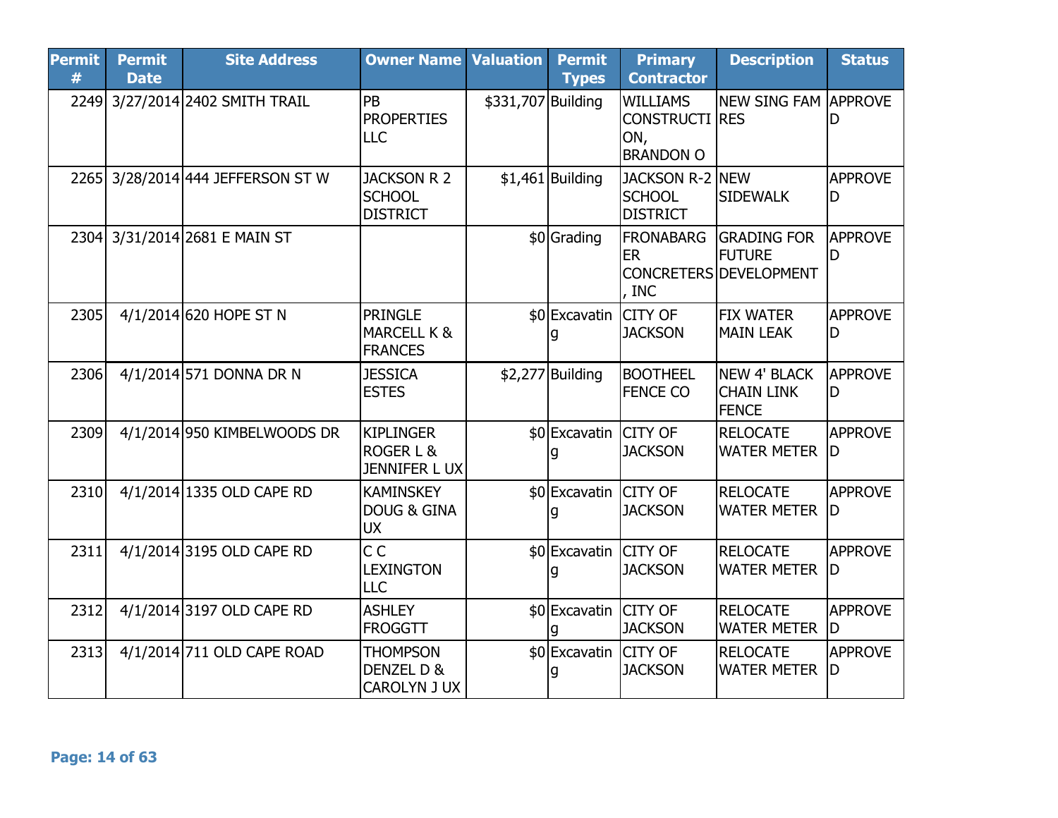| Permit # | Permit Date | Site Address | Owner Name | Valuation | Permit Types | Primary Contractor | Description | Status |
|---|---|---|---|---|---|---|---|---|
| 2249 | 3/27/2014 | 2402 SMITH TRAIL | PB PROPERTIES LLC | $331,707 | Building | WILLIAMS CONSTRUCTION, BRANDON O | NEW SING FAM RES | APPROVED |
| 2265 | 3/28/2014 | 444 JEFFERSON ST W | JACKSON R 2 SCHOOL DISTRICT | $1,461 | Building | JACKSON R-2 SCHOOL DISTRICT | NEW SIDEWALK | APPROVED |
| 2304 | 3/31/2014 | 2681 E MAIN ST | | $0 | Grading | FRONABARGER CONCRETERS, INC | GRADING FOR FUTURE DEVELOPMENT | APPROVED |
| 2305 | 4/1/2014 | 620 HOPE ST N | PRINGLE MARCELL K & FRANCES | $0 | Excavating | CITY OF JACKSON | FIX WATER MAIN LEAK | APPROVED |
| 2306 | 4/1/2014 | 571 DONNA DR N | JESSICA ESTES | $2,277 | Building | BOOTHEEL FENCE CO | NEW 4' BLACK CHAIN LINK FENCE | APPROVED |
| 2309 | 4/1/2014 | 950 KIMBELWOODS DR | KIPLINGER ROGER L & JENNIFER L UX | $0 | Excavating | CITY OF JACKSON | RELOCATE WATER METER | APPROVED |
| 2310 | 4/1/2014 | 1335 OLD CAPE RD | KAMINSKEY DOUG & GINA UX | $0 | Excavating | CITY OF JACKSON | RELOCATE WATER METER | APPROVED |
| 2311 | 4/1/2014 | 3195 OLD CAPE RD | C C LEXINGTON LLC | $0 | Excavating | CITY OF JACKSON | RELOCATE WATER METER | APPROVED |
| 2312 | 4/1/2014 | 3197 OLD CAPE RD | ASHLEY FROGGTT | $0 | Excavating | CITY OF JACKSON | RELOCATE WATER METER | APPROVED |
| 2313 | 4/1/2014 | 711 OLD CAPE ROAD | THOMPSON DENZEL D & CAROLYN J UX | $0 | Excavating | CITY OF JACKSON | RELOCATE WATER METER | APPROVED |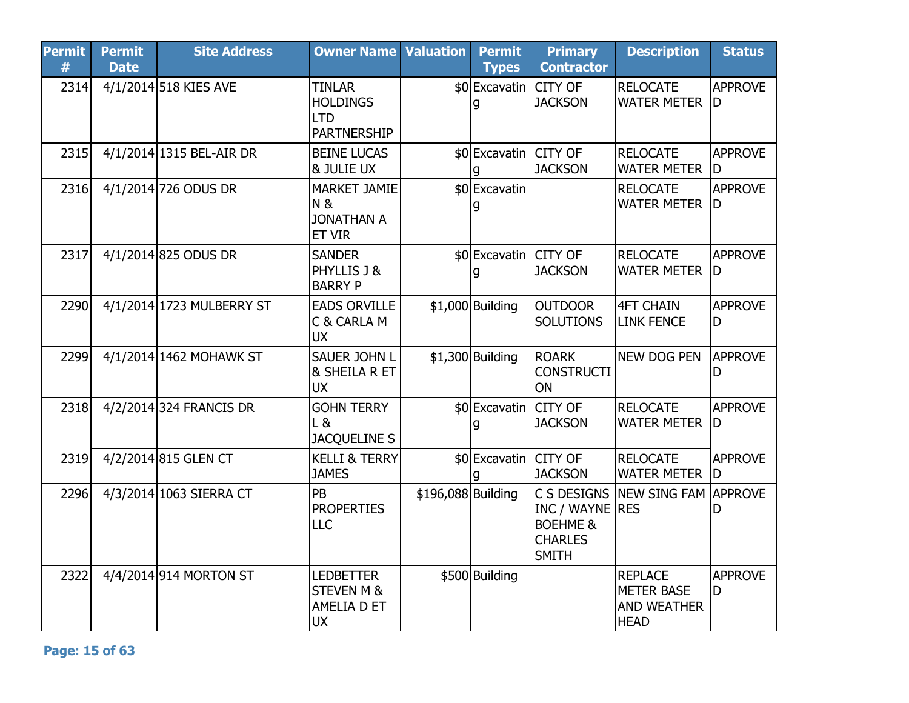| Permit # | Permit Date | Site Address | Owner Name | Valuation | Permit Types | Primary Contractor | Description | Status |
|---|---|---|---|---|---|---|---|---|
| 2314 | 4/1/2014 | 518 KIES AVE | TINLAR HOLDINGS LTD PARTNERSHIP | $0 | Excavating | CITY OF JACKSON | RELOCATE WATER METER | APPROVED |
| 2315 | 4/1/2014 | 1315 BEL-AIR DR | BEINE LUCAS & JULIE UX | $0 | Excavating | CITY OF JACKSON | RELOCATE WATER METER | APPROVED |
| 2316 | 4/1/2014 | 726 ODUS DR | MARKET JAMIE N & JONATHAN A ET VIR | $0 | Excavating | | RELOCATE WATER METER | APPROVED |
| 2317 | 4/1/2014 | 825 ODUS DR | SANDER PHYLLIS J & BARRY P | $0 | Excavating | CITY OF JACKSON | RELOCATE WATER METER | APPROVED |
| 2290 | 4/1/2014 | 1723 MULBERRY ST | EADS ORVILLE C & CARLA M UX | $1,000 | Building | OUTDOOR SOLUTIONS | 4FT CHAIN LINK FENCE | APPROVED |
| 2299 | 4/1/2014 | 1462 MOHAWK ST | SAUER JOHN L & SHEILA R ET UX | $1,300 | Building | ROARK CONSTRUCTION | NEW DOG PEN | APPROVED |
| 2318 | 4/2/2014 | 324 FRANCIS DR | GOHN TERRY L & JACQUELINE S | $0 | Excavating | CITY OF JACKSON | RELOCATE WATER METER | APPROVED |
| 2319 | 4/2/2014 | 815 GLEN CT | KELLI & TERRY JAMES | $0 | Excavating | CITY OF JACKSON | RELOCATE WATER METER | APPROVED |
| 2296 | 4/3/2014 | 1063 SIERRA CT | PB PROPERTIES LLC | $196,088 | Building | C S DESIGNS INC / WAYNE BOEHME & CHARLES SMITH | NEW SING FAM RES | APPROVED |
| 2322 | 4/4/2014 | 914 MORTON ST | LEDBETTER STEVEN M & AMELIA D ET UX | $500 | Building | | REPLACE METER BASE AND WEATHER HEAD | APPROVED |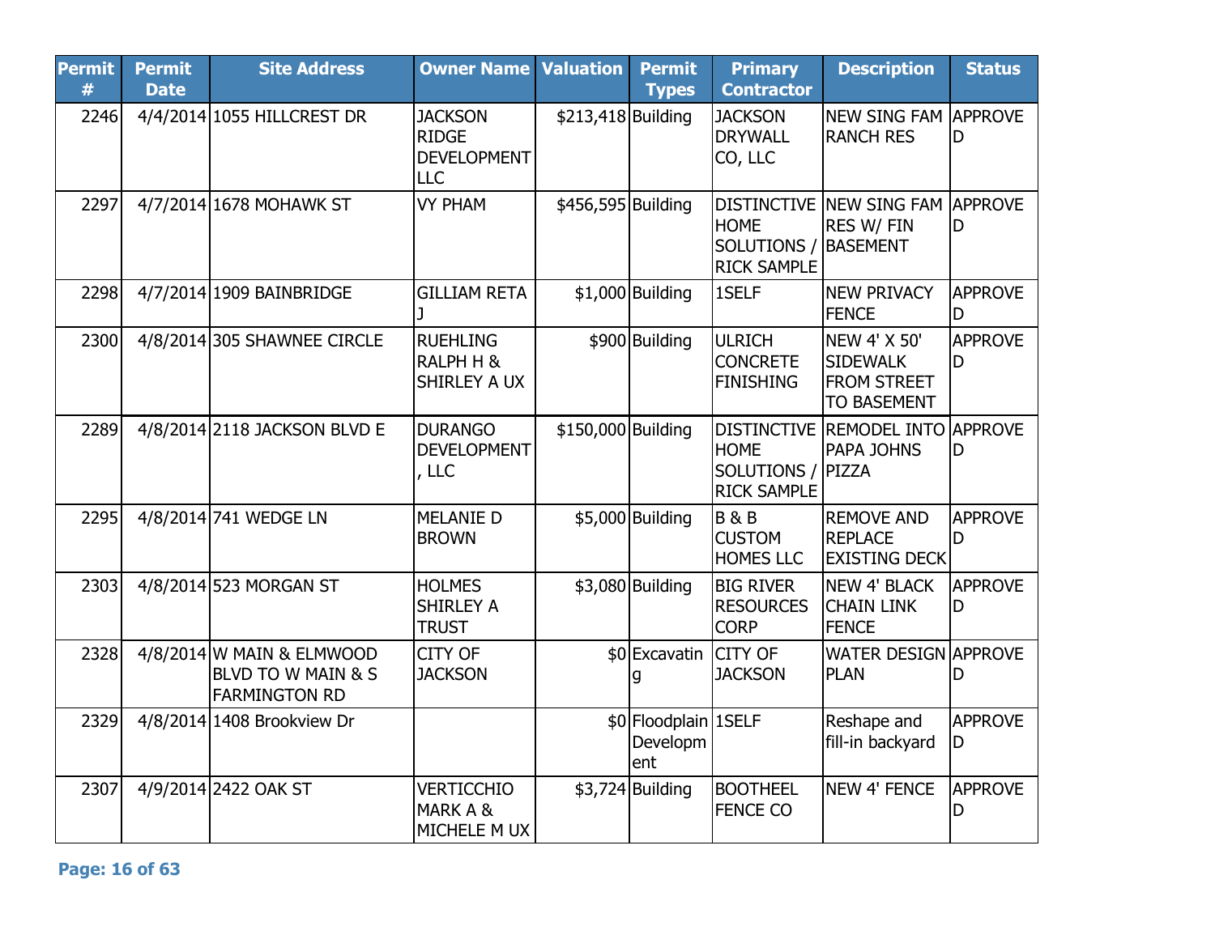| Permit # | Permit Date | Site Address | Owner Name | Valuation | Permit Types | Primary Contractor | Description | Status |
|---|---|---|---|---|---|---|---|---|
| 2246 | 4/4/2014 | 1055 HILLCREST DR | JACKSON RIDGE DEVELOPMENT LLC | $213,418 | Building | JACKSON DRYWALL CO, LLC | NEW SING FAM RANCH RES | APPROVED |
| 2297 | 4/7/2014 | 1678 MOHAWK ST | VY PHAM | $456,595 | Building | DISTINCTIVE HOME SOLUTIONS / RICK SAMPLE | NEW SING FAM RES W/ FIN BASEMENT | APPROVED |
| 2298 | 4/7/2014 | 1909 BAINBRIDGE | GILLIAM RETA J | $1,000 | Building | 1SELF | NEW PRIVACY FENCE | APPROVED |
| 2300 | 4/8/2014 | 305 SHAWNEE CIRCLE | RUEHLING RALPH H & SHIRLEY A UX | $900 | Building | ULRICH CONCRETE FINISHING | NEW 4' X 50' SIDEWALK FROM STREET TO BASEMENT | APPROVED |
| 2289 | 4/8/2014 | 2118 JACKSON BLVD E | DURANGO DEVELOPMENT, LLC | $150,000 | Building | DISTINCTIVE HOME SOLUTIONS / RICK SAMPLE | REMODEL INTO PAPA JOHNS PIZZA | APPROVED |
| 2295 | 4/8/2014 | 741 WEDGE LN | MELANIE D BROWN | $5,000 | Building | B & B CUSTOM HOMES LLC | REMOVE AND REPLACE EXISTING DECK | APPROVED |
| 2303 | 4/8/2014 | 523 MORGAN ST | HOLMES SHIRLEY A TRUST | $3,080 | Building | BIG RIVER RESOURCES CORP | NEW 4' BLACK CHAIN LINK FENCE | APPROVED |
| 2328 | 4/8/2014 | W MAIN & ELMWOOD BLVD TO W MAIN & S FARMINGTON RD | CITY OF JACKSON | $0 | Excavating | CITY OF JACKSON | WATER DESIGN PLAN | APPROVED |
| 2329 | 4/8/2014 | 1408 Brookview Dr | | $0 | Floodplain Development | 1SELF | Reshape and fill-in backyard | APPROVED |
| 2307 | 4/9/2014 | 2422 OAK ST | VERTICCHIO MARK A & MICHELE M UX | $3,724 | Building | BOOTHEEL FENCE CO | NEW 4' FENCE | APPROVED |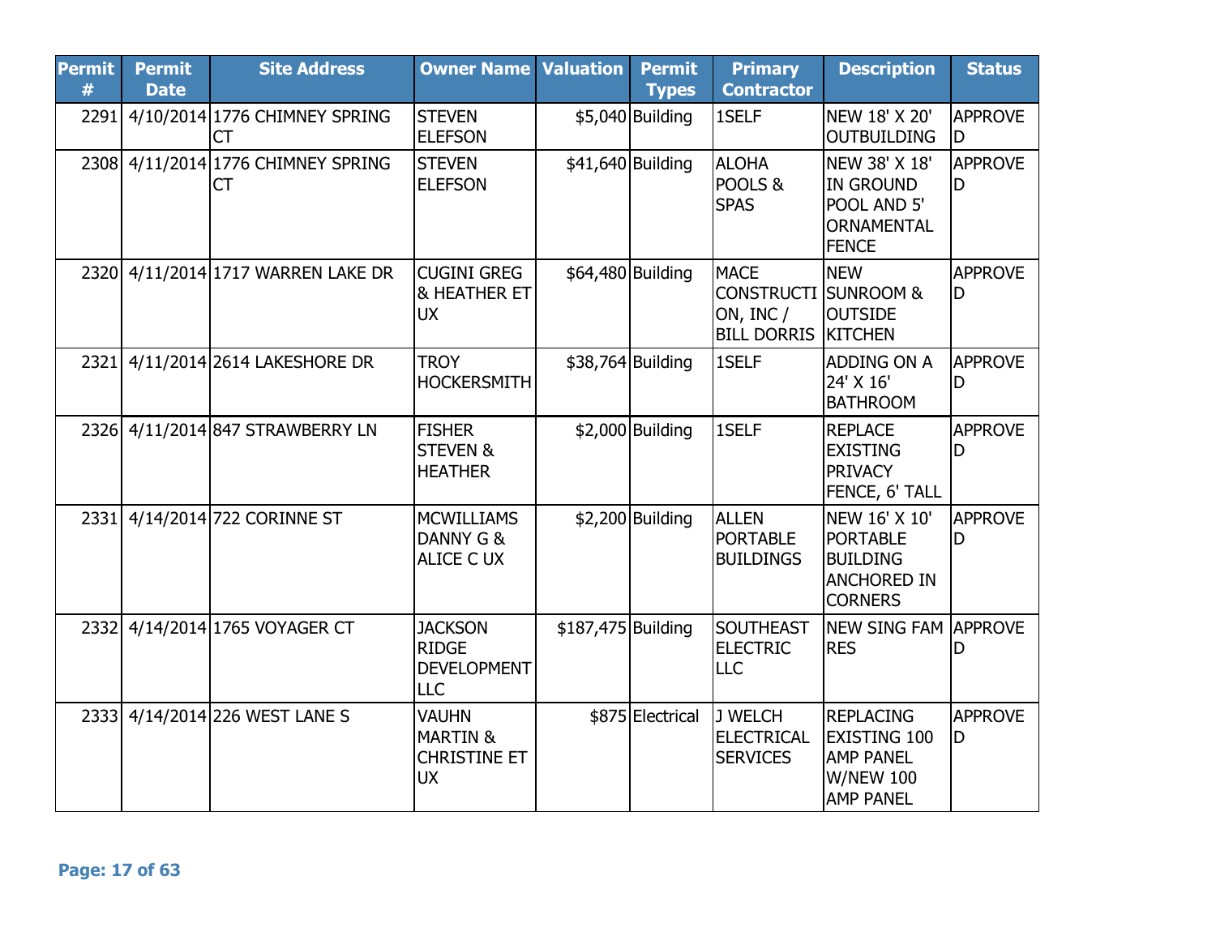| Permit # | Permit Date | Site Address | Owner Name | Valuation | Permit Types | Primary Contractor | Description | Status |
|---|---|---|---|---|---|---|---|---|
| 2291 | 4/10/2014 | 1776 CHIMNEY SPRING CT | STEVEN ELEFSON | $5,040 | Building | 1SELF | NEW 18' X 20' OUTBUILDING | APPROVED |
| 2308 | 4/11/2014 | 1776 CHIMNEY SPRING CT | STEVEN ELEFSON | $41,640 | Building | ALOHA POOLS & SPAS | NEW 38' X 18' IN GROUND POOL AND 5' ORNAMENTAL FENCE | APPROVED |
| 2320 | 4/11/2014 | 1717 WARREN LAKE DR | CUGINI GREG & HEATHER ET UX | $64,480 | Building | MACE CONSTRUCTION, INC / BILL DORRIS | NEW SUNROOM & OUTSIDE KITCHEN | APPROVED |
| 2321 | 4/11/2014 | 2614 LAKESHORE DR | TROY HOCKERSMITH | $38,764 | Building | 1SELF | ADDING ON A 24' X 16' BATHROOM | APPROVED |
| 2326 | 4/11/2014 | 847 STRAWBERRY LN | FISHER STEVEN & HEATHER | $2,000 | Building | 1SELF | REPLACE EXISTING PRIVACY FENCE, 6' TALL | APPROVED |
| 2331 | 4/14/2014 | 722 CORINNE ST | MCWILLIAMS DANNY G & ALICE C UX | $2,200 | Building | ALLEN PORTABLE BUILDINGS | NEW 16' X 10' PORTABLE BUILDING ANCHORED IN CORNERS | APPROVED |
| 2332 | 4/14/2014 | 1765 VOYAGER CT | JACKSON RIDGE DEVELOPMENT LLC | $187,475 | Building | SOUTHEAST ELECTRIC LLC | NEW SING FAM RES | APPROVED |
| 2333 | 4/14/2014 | 226 WEST LANE S | VAUHN MARTIN & CHRISTINE ET UX | $875 | Electrical | J WELCH ELECTRICAL SERVICES | REPLACING EXISTING 100 AMP PANEL W/NEW 100 AMP PANEL | APPROVED |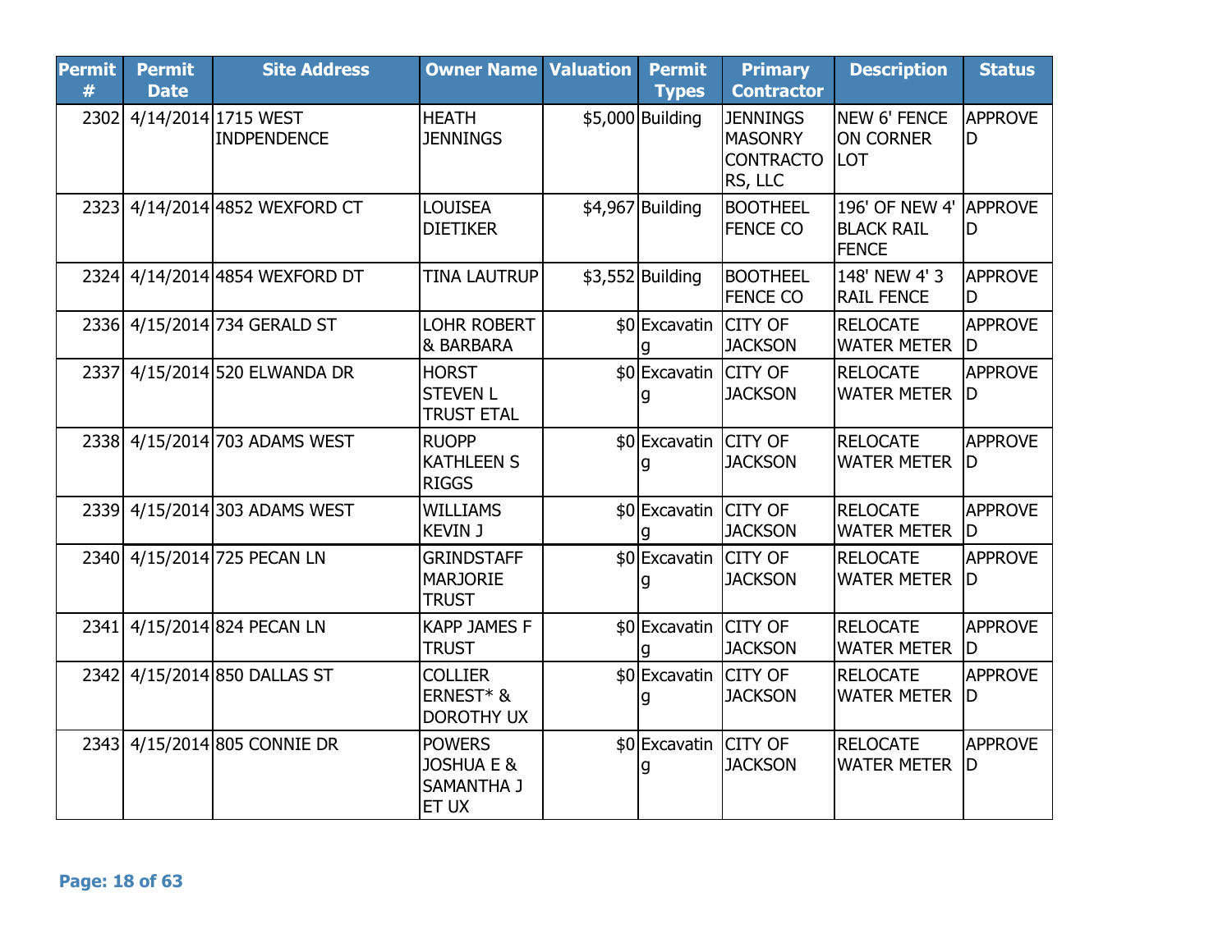| Permit # | Permit Date | Site Address | Owner Name | Valuation | Permit Types | Primary Contractor | Description | Status |
|---|---|---|---|---|---|---|---|---|
| 2302 | 4/14/2014 | 1715 WEST INDPENDENCE | HEATH JENNINGS | $5,000 | Building | JENNINGS MASONRY CONTRACTORS, LLC | NEW 6' FENCE ON CORNER LOT | APPROVED |
| 2323 | 4/14/2014 | 4852 WEXFORD CT | LOUISEA DIETIKER | $4,967 | Building | BOOTHEEL FENCE CO | 196' OF NEW 4' BLACK RAIL FENCE | APPROVED |
| 2324 | 4/14/2014 | 4854 WEXFORD DT | TINA LAUTRUP | $3,552 | Building | BOOTHEEL FENCE CO | 148' NEW 4' 3 RAIL FENCE | APPROVED |
| 2336 | 4/15/2014 | 734 GERALD ST | LOHR ROBERT & BARBARA | $0 | Excavating | CITY OF JACKSON | RELOCATE WATER METER | APPROVED |
| 2337 | 4/15/2014 | 520 ELWANDA DR | HORST STEVEN L TRUST ETAL | $0 | Excavating | CITY OF JACKSON | RELOCATE WATER METER | APPROVED |
| 2338 | 4/15/2014 | 703 ADAMS WEST | RUOPP KATHLEEN S RIGGS | $0 | Excavating | CITY OF JACKSON | RELOCATE WATER METER | APPROVED |
| 2339 | 4/15/2014 | 303 ADAMS WEST | WILLIAMS KEVIN J | $0 | Excavating | CITY OF JACKSON | RELOCATE WATER METER | APPROVED |
| 2340 | 4/15/2014 | 725 PECAN LN | GRINDSTAFF MARJORIE TRUST | $0 | Excavating | CITY OF JACKSON | RELOCATE WATER METER | APPROVED |
| 2341 | 4/15/2014 | 824 PECAN LN | KAPP JAMES F TRUST | $0 | Excavating | CITY OF JACKSON | RELOCATE WATER METER | APPROVED |
| 2342 | 4/15/2014 | 850 DALLAS ST | COLLIER ERNEST* & DOROTHY UX | $0 | Excavating | CITY OF JACKSON | RELOCATE WATER METER | APPROVED |
| 2343 | 4/15/2014 | 805 CONNIE DR | POWERS JOSHUA E & SAMANTHA J ET UX | $0 | Excavating | CITY OF JACKSON | RELOCATE WATER METER | APPROVED |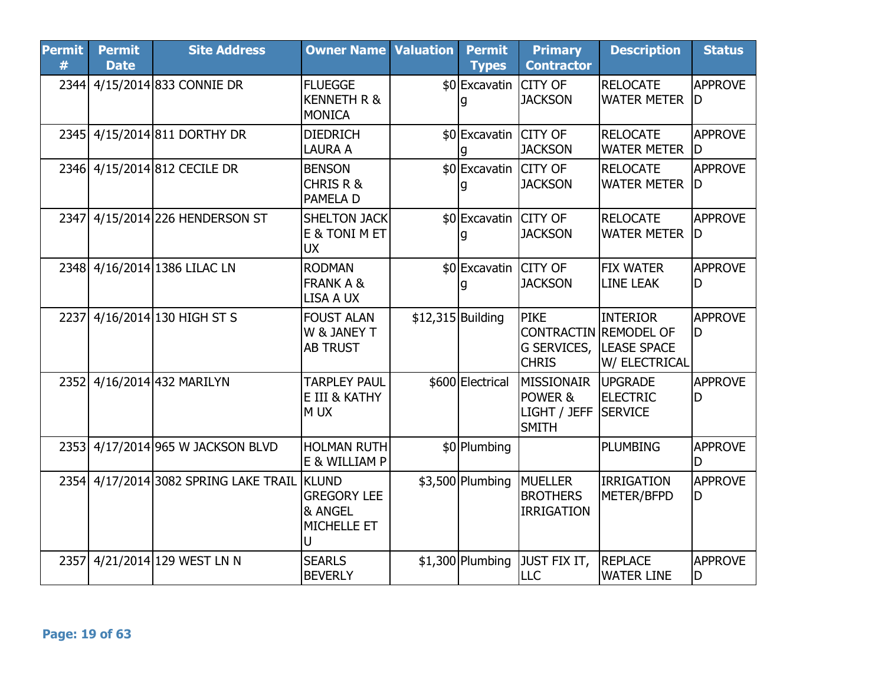| Permit # | Permit Date | Site Address | Owner Name | Valuation | Permit Types | Primary Contractor | Description | Status |
|---|---|---|---|---|---|---|---|---|
| 2344 | 4/15/2014 | 833 CONNIE DR | FLUEGGE KENNETH R & MONICA | $0 | Excavating | CITY OF JACKSON | RELOCATE WATER METER | APPROVED |
| 2345 | 4/15/2014 | 811 DORTHY DR | DIEDRICH LAURA A | $0 | Excavating | CITY OF JACKSON | RELOCATE WATER METER | APPROVED |
| 2346 | 4/15/2014 | 812 CECILE DR | BENSON CHRIS R & PAMELA D | $0 | Excavating | CITY OF JACKSON | RELOCATE WATER METER | APPROVED |
| 2347 | 4/15/2014 | 226 HENDERSON ST | SHELTON JACKE & TONI M ET UX | $0 | Excavating | CITY OF JACKSON | RELOCATE WATER METER | APPROVED |
| 2348 | 4/16/2014 | 1386 LILAC LN | RODMAN FRANK A & LISA A UX | $0 | Excavating | CITY OF JACKSON | FIX WATER LINE LEAK | APPROVED |
| 2237 | 4/16/2014 | 130 HIGH ST S | FOUST ALAN W & JANEY T AB TRUST | $12,315 | Building | PIKE CONTRACTING SERVICES, CHRIS | INTERIOR REMODEL OF LEASE SPACE W/ ELECTRICAL | APPROVED |
| 2352 | 4/16/2014 | 432 MARILYN | TARPLEY PAUL E III & KATHY M UX | $600 | Electrical | MISSIONAIR POWER & LIGHT / JEFF SMITH | UPGRADE ELECTRIC SERVICE | APPROVED |
| 2353 | 4/17/2014 | 965 W JACKSON BLVD | HOLMAN RUTH E & WILLIAM P | $0 | Plumbing | | PLUMBING | APPROVED |
| 2354 | 4/17/2014 | 3082 SPRING LAKE TRAIL | KLUND GREGORY LEE & ANGEL MICHELLE ET U | $3,500 | Plumbing | MUELLER BROTHERS IRRIGATION | IRRIGATION METER/BFPD | APPROVED |
| 2357 | 4/21/2014 | 129 WEST LN N | SEARLS BEVERLY | $1,300 | Plumbing | JUST FIX IT, LLC | REPLACE WATER LINE | APPROVED |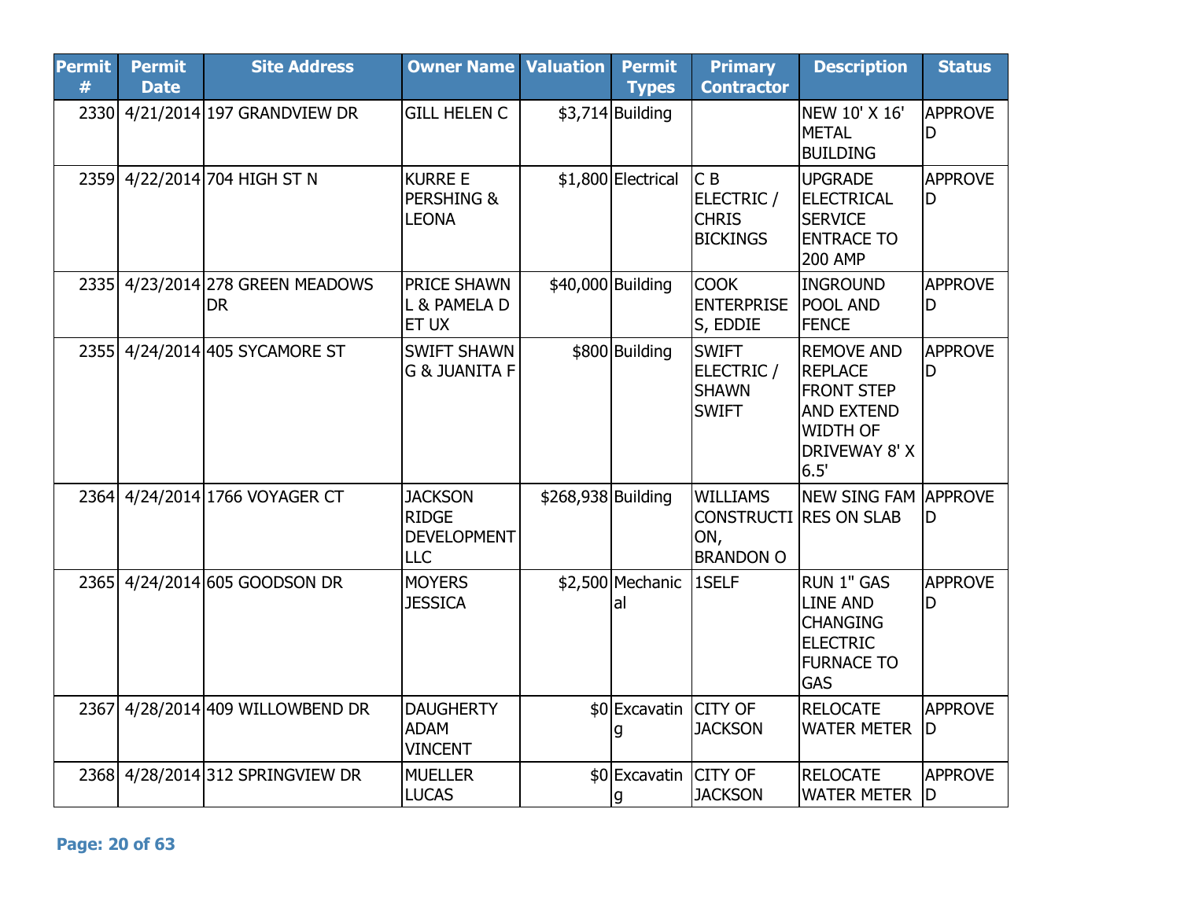| Permit # | Permit Date | Site Address | Owner Name | Valuation | Permit Types | Primary Contractor | Description | Status |
|---|---|---|---|---|---|---|---|---|
| 2330 | 4/21/2014 | 197 GRANDVIEW DR | GILL HELEN C | $3,714 | Building | | NEW 10' X 16' METAL BUILDING | APPROVED |
| 2359 | 4/22/2014 | 704 HIGH ST N | KURRE E PERSHING & LEONA | $1,800 | Electrical | C B ELECTRIC / CHRIS BICKINGS | UPGRADE ELECTRICAL SERVICE ENTRACE TO 200 AMP | APPROVED |
| 2335 | 4/23/2014 | 278 GREEN MEADOWS DR | PRICE SHAWN L & PAMELA D ET UX | $40,000 | Building | COOK ENTERPRISES, EDDIE | INGROUND POOL AND FENCE | APPROVED |
| 2355 | 4/24/2014 | 405 SYCAMORE ST | SWIFT SHAWN G & JUANITA F | $800 | Building | SWIFT ELECTRIC / SHAWN SWIFT | REMOVE AND REPLACE FRONT STEP AND EXTEND WIDTH OF DRIVEWAY 8' X 6.5' | APPROVED |
| 2364 | 4/24/2014 | 1766 VOYAGER CT | JACKSON RIDGE DEVELOPMENT LLC | $268,938 | Building | WILLIAMS CONSTRUCTION, BRANDON O | NEW SING FAM RES ON SLAB | APPROVED |
| 2365 | 4/24/2014 | 605 GOODSON DR | MOYERS JESSICA | $2,500 | Mechanical | 1SELF | RUN 1" GAS LINE AND CHANGING ELECTRIC FURNACE TO GAS | APPROVED |
| 2367 | 4/28/2014 | 409 WILLOWBEND DR | DAUGHERTY ADAM VINCENT | $0 | Excavating | CITY OF JACKSON | RELOCATE WATER METER | APPROVED |
| 2368 | 4/28/2014 | 312 SPRINGVIEW DR | MUELLER LUCAS | $0 | Excavating | CITY OF JACKSON | RELOCATE WATER METER | APPROVED |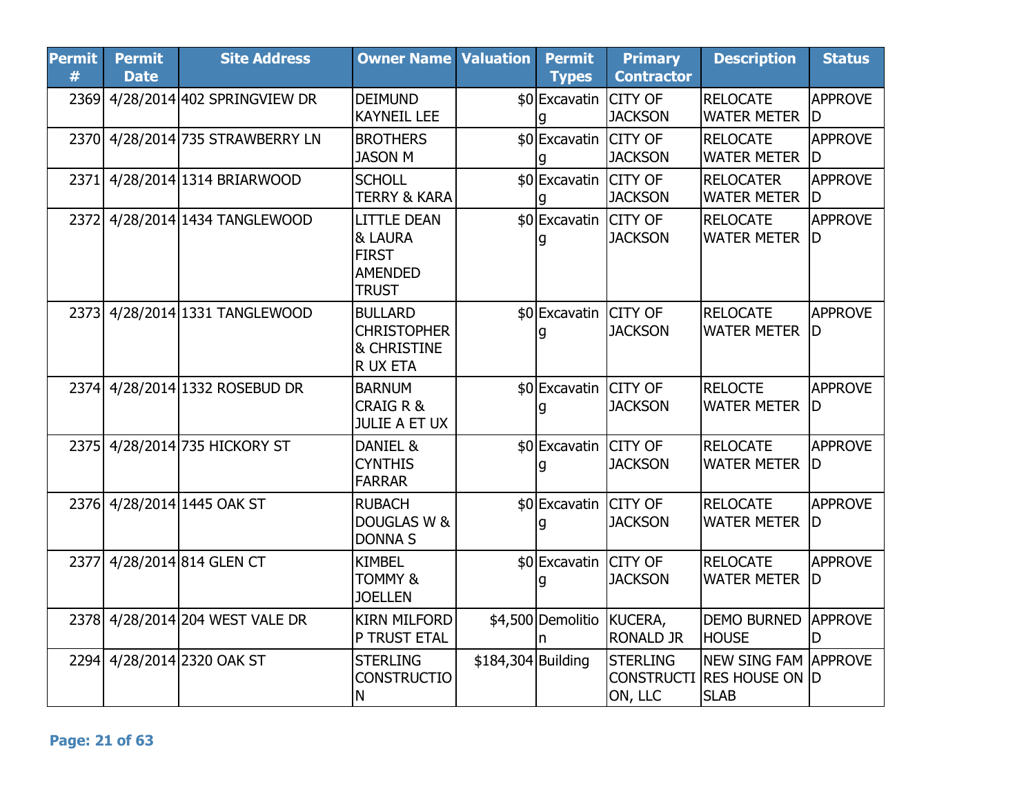| Permit # | Permit Date | Site Address | Owner Name | Valuation | Permit Types | Primary Contractor | Description | Status |
|---|---|---|---|---|---|---|---|---|
| 2369 | 4/28/2014 | 402 SPRINGVIEW DR | DEIMUND KAYNEIL LEE | $0 | Excavating | CITY OF JACKSON | RELOCATE WATER METER | APPROVED |
| 2370 | 4/28/2014 | 735 STRAWBERRY LN | BROTHERS JASON M | $0 | Excavating | CITY OF JACKSON | RELOCATE WATER METER | APPROVED |
| 2371 | 4/28/2014 | 1314 BRIARWOOD | SCHOLL TERRY & KARA | $0 | Excavating | CITY OF JACKSON | RELOCATER WATER METER | APPROVED |
| 2372 | 4/28/2014 | 1434 TANGLEWOOD | LITTLE DEAN & LAURA FIRST AMENDED TRUST | $0 | Excavating | CITY OF JACKSON | RELOCATE WATER METER | APPROVED |
| 2373 | 4/28/2014 | 1331 TANGLEWOOD | BULLARD CHRISTOPHER & CHRISTINE R UX ETA | $0 | Excavating | CITY OF JACKSON | RELOCATE WATER METER | APPROVED |
| 2374 | 4/28/2014 | 1332 ROSEBUD DR | BARNUM CRAIG R & JULIE A ET UX | $0 | Excavating | CITY OF JACKSON | RELOCTE WATER METER | APPROVED |
| 2375 | 4/28/2014 | 735 HICKORY ST | DANIEL & CYNTHIS FARRAR | $0 | Excavating | CITY OF JACKSON | RELOCATE WATER METER | APPROVED |
| 2376 | 4/28/2014 | 1445 OAK ST | RUBACH DOUGLAS W & DONNA S | $0 | Excavating | CITY OF JACKSON | RELOCATE WATER METER | APPROVED |
| 2377 | 4/28/2014 | 814 GLEN CT | KIMBEL TOMMY & JOELLEN | $0 | Excavating | CITY OF JACKSON | RELOCATE WATER METER | APPROVED |
| 2378 | 4/28/2014 | 204 WEST VALE DR | KIRN MILFORD P TRUST ETAL | $4,500 | Demolition | KUCERA, RONALD JR | DEMO BURNED HOUSE | APPROVED |
| 2294 | 4/28/2014 | 2320 OAK ST | STERLING CONSTRUCTION | $184,304 | Building | STERLING CONSTRUCTION, LLC | NEW SING FAM RES HOUSE ON SLAB | APPROVED |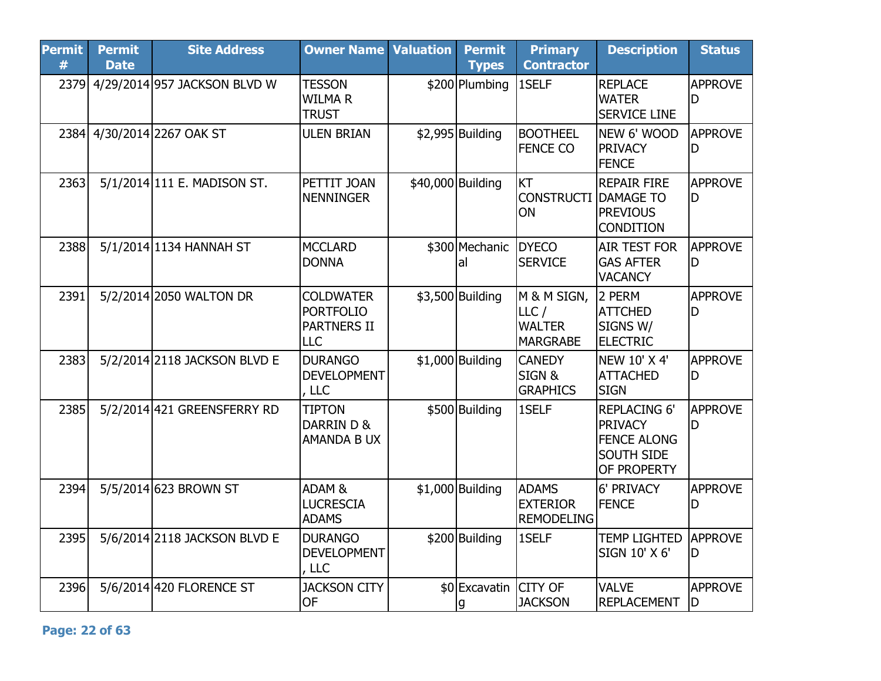| Permit # | Permit Date | Site Address | Owner Name | Valuation | Permit Types | Primary Contractor | Description | Status |
|---|---|---|---|---|---|---|---|---|
| 2379 | 4/29/2014 | 957 JACKSON BLVD W | TESSON WILMA R TRUST | $200 | Plumbing | 1SELF | REPLACE WATER SERVICE LINE | APPROVED |
| 2384 | 4/30/2014 | 2267 OAK ST | ULEN BRIAN | $2,995 | Building | BOOTHEEL FENCE CO | NEW 6' WOOD PRIVACY FENCE | APPROVED |
| 2363 | 5/1/2014 | 111 E. MADISON ST. | PETTIT JOAN NENNINGER | $40,000 | Building | KT CONSTRUCTION | REPAIR FIRE DAMAGE TO PREVIOUS CONDITION | APPROVED |
| 2388 | 5/1/2014 | 1134 HANNAH ST | MCCLARD DONNA | $300 | Mechanical | DYECO SERVICE | AIR TEST FOR GAS AFTER VACANCY | APPROVED |
| 2391 | 5/2/2014 | 2050 WALTON DR | COLDWATER PORTFOLIO PARTNERS II LLC | $3,500 | Building | M & M SIGN, LLC / WALTER MARGRABE | 2 PERM ATTCHED SIGNS W/ ELECTRIC | APPROVED |
| 2383 | 5/2/2014 | 2118 JACKSON BLVD E | DURANGO DEVELOPMENT, LLC | $1,000 | Building | CANEDY SIGN & GRAPHICS | NEW 10' X 4' ATTACHED SIGN | APPROVED |
| 2385 | 5/2/2014 | 421 GREENSFERRY RD | TIPTON DARRIN D & AMANDA B UX | $500 | Building | 1SELF | REPLACING 6' PRIVACY FENCE ALONG SOUTH SIDE OF PROPERTY | APPROVED |
| 2394 | 5/5/2014 | 623 BROWN ST | ADAM & LUCRESCIA ADAMS | $1,000 | Building | ADAMS EXTERIOR REMODELING | 6' PRIVACY FENCE | APPROVED |
| 2395 | 5/6/2014 | 2118 JACKSON BLVD E | DURANGO DEVELOPMENT, LLC | $200 | Building | 1SELF | TEMP LIGHTED SIGN 10' X 6' | APPROVED |
| 2396 | 5/6/2014 | 420 FLORENCE ST | JACKSON CITY OF | $0 | Excavating | CITY OF JACKSON | VALVE REPLACEMENT | APPROVED |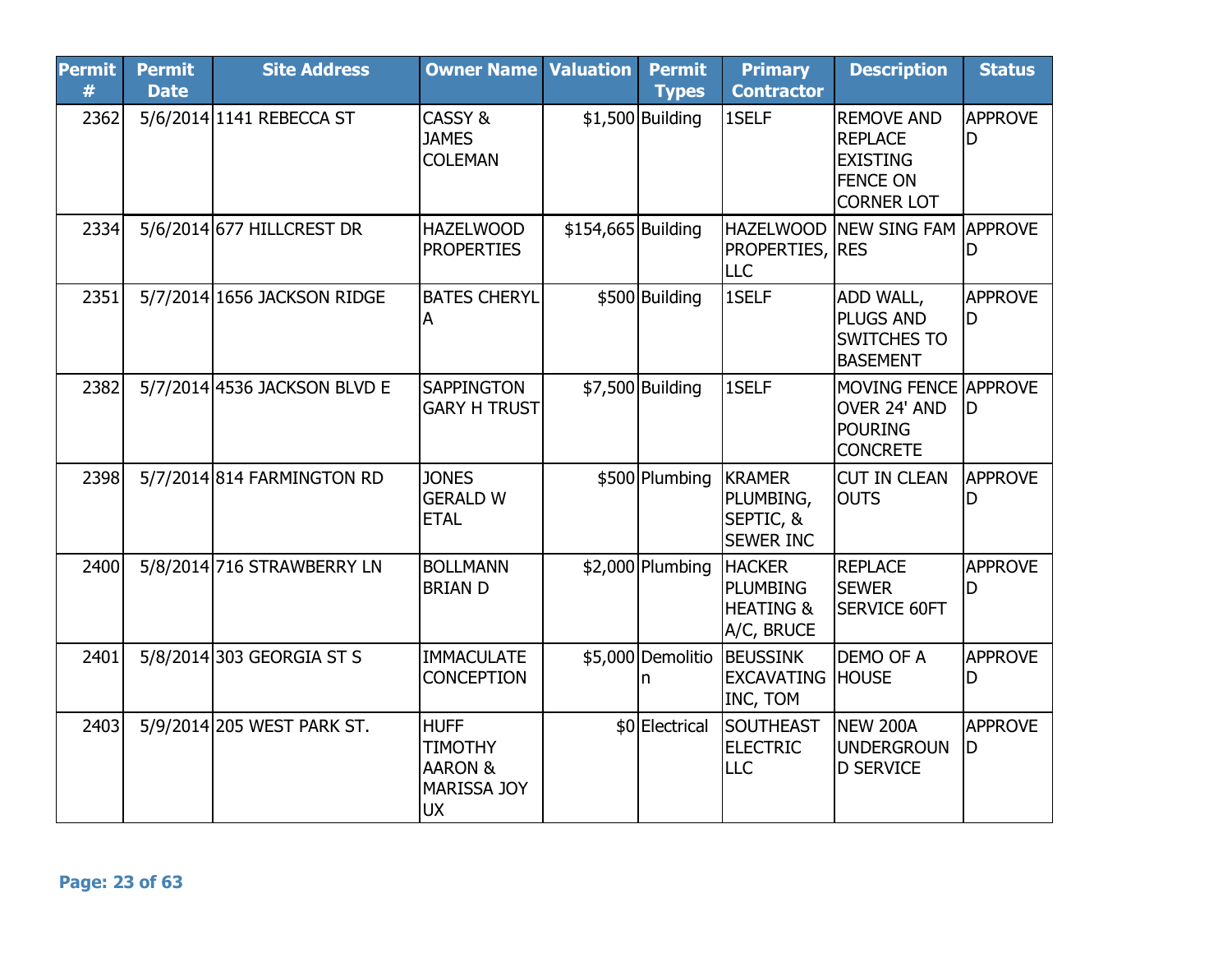| Permit # | Permit Date | Site Address | Owner Name | Valuation | Permit Types | Primary Contractor | Description | Status |
|---|---|---|---|---|---|---|---|---|
| 2362 | 5/6/2014 | 1141 REBECCA ST | CASSY & JAMES COLEMAN | $1,500 | Building | 1SELF | REMOVE AND REPLACE EXISTING FENCE ON CORNER LOT | APPROVED |
| 2334 | 5/6/2014 | 677 HILLCREST DR | HAZELWOOD PROPERTIES | $154,665 | Building | HAZELWOOD PROPERTIES, LLC | NEW SING FAM RES | APPROVED |
| 2351 | 5/7/2014 | 1656 JACKSON RIDGE | BATES CHERYL A | $500 | Building | 1SELF | ADD WALL, PLUGS AND SWITCHES TO BASEMENT | APPROVED |
| 2382 | 5/7/2014 | 4536 JACKSON BLVD E | SAPPINGTON GARY H TRUST | $7,500 | Building | 1SELF | MOVING FENCE OVER 24' AND POURING CONCRETE | APPROVED |
| 2398 | 5/7/2014 | 814 FARMINGTON RD | JONES GERALD W ETAL | $500 | Plumbing | KRAMER PLUMBING, SEPTIC, & SEWER INC | CUT IN CLEAN OUTS | APPROVED |
| 2400 | 5/8/2014 | 716 STRAWBERRY LN | BOLLMANN BRIAN D | $2,000 | Plumbing | HACKER PLUMBING HEATING & A/C, BRUCE | REPLACE SEWER SERVICE 60FT | APPROVED |
| 2401 | 5/8/2014 | 303 GEORGIA ST S | IMMACULATE CONCEPTION | $5,000 | Demolition | BEUSSINK EXCAVATING INC, TOM | DEMO OF A HOUSE | APPROVED |
| 2403 | 5/9/2014 | 205 WEST PARK ST. | HUFF TIMOTHY AARON & MARISSA JOY UX | $0 | Electrical | SOUTHEAST ELECTRIC LLC | NEW 200A UNDERGROUND SERVICE | APPROVED |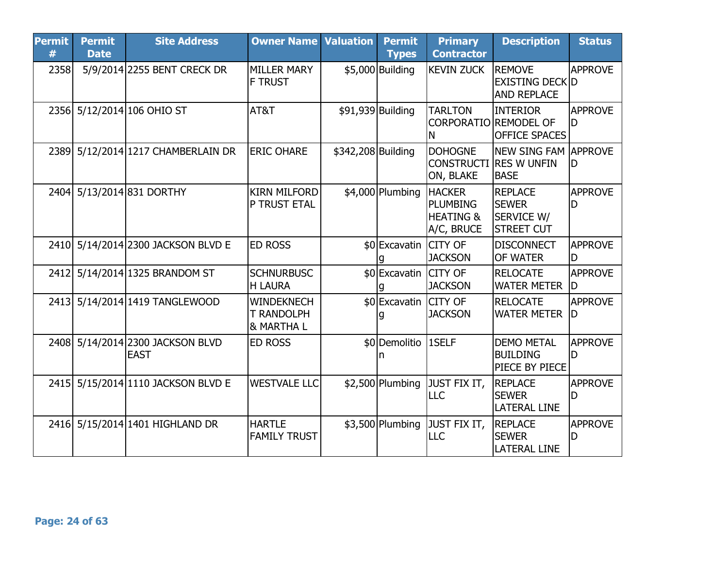| Permit # | Permit Date | Site Address | Owner Name | Valuation | Permit Types | Primary Contractor | Description | Status |
|---|---|---|---|---|---|---|---|---|
| 2358 | 5/9/2014 | 2255 BENT CREEK DR | MILLER MARY F TRUST | $5,000 | Building | KEVIN ZUCK | REMOVE EXISTING DECK AND REPLACE | APPROVED |
| 2356 | 5/12/2014 | 106 OHIO ST | AT&T | $91,939 | Building | TARLTON CORPORATION | INTERIOR REMODEL OF OFFICE SPACES | APPROVED |
| 2389 | 5/12/2014 | 1217 CHAMBERLAIN DR | ERIC OHARE | $342,208 | Building | DOHOGNE CONSTRUCTION, BLAKE | NEW SING FAM RES W UNFIN BASE | APPROVED |
| 2404 | 5/13/2014 | 831 DORTHY | KIRN MILFORD P TRUST ETAL | $4,000 | Plumbing | HACKER PLUMBING HEATING & A/C, BRUCE | REPLACE SEWER SERVICE W/ STREET CUT | APPROVED |
| 2410 | 5/14/2014 | 2300 JACKSON BLVD E | ED ROSS | $0 | Excavating | CITY OF JACKSON | DISCONNECT OF WATER | APPROVED |
| 2412 | 5/14/2014 | 1325 BRANDOM ST | SCHNURBUSCH LAURA | $0 | Excavating | CITY OF JACKSON | RELOCATE WATER METER | APPROVED |
| 2413 | 5/14/2014 | 1419 TANGLEWOOD | WINDEKNECHT RANDOLPH & MARTHA L | $0 | Excavating | CITY OF JACKSON | RELOCATE WATER METER | APPROVED |
| 2408 | 5/14/2014 | 2300 JACKSON BLVD EAST | ED ROSS | $0 | Demolition | 1SELF | DEMO METAL BUILDING PIECE BY PIECE | APPROVED |
| 2415 | 5/15/2014 | 1110 JACKSON BLVD E | WESTVALE LLC | $2,500 | Plumbing | JUST FIX IT, LLC | REPLACE SEWER LATERAL LINE | APPROVED |
| 2416 | 5/15/2014 | 1401 HIGHLAND DR | HARTLE FAMILY TRUST | $3,500 | Plumbing | JUST FIX IT, LLC | REPLACE SEWER LATERAL LINE | APPROVED |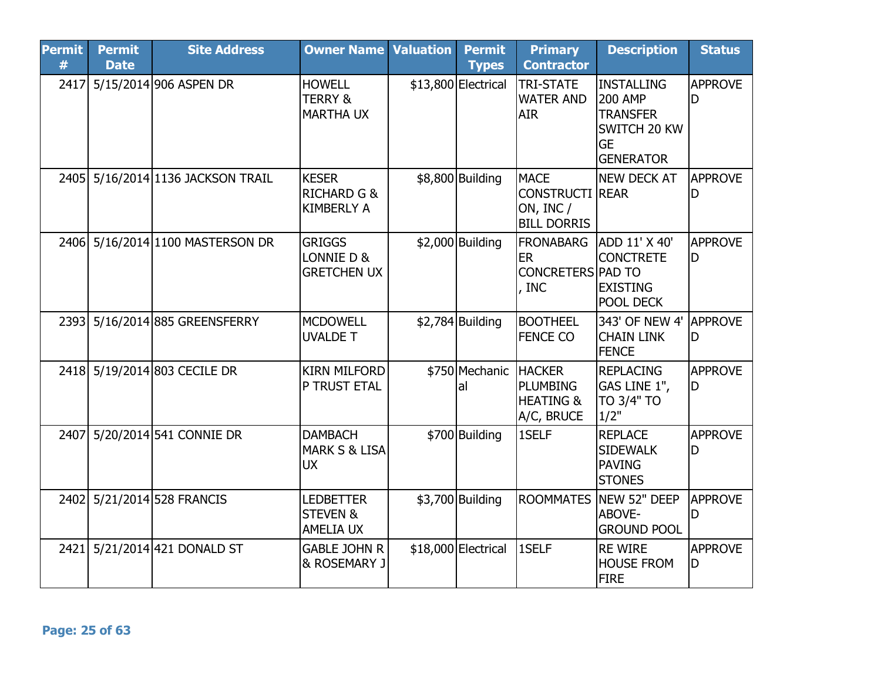| Permit # | Permit Date | Site Address | Owner Name | Valuation | Permit Types | Primary Contractor | Description | Status |
|---|---|---|---|---|---|---|---|---|
| 2417 | 5/15/2014 | 906 ASPEN DR | HOWELL TERRY & MARTHA UX | $13,800 | Electrical | TRI-STATE WATER AND AIR | INSTALLING 200 AMP TRANSFER SWITCH 20 KW GE GENERATOR | APPROVED |
| 2405 | 5/16/2014 | 1136 JACKSON TRAIL | KESER RICHARD G & KIMBERLY A | $8,800 | Building | MACE CONSTRUCTION, INC / BILL DORRIS | NEW DECK AT REAR | APPROVED |
| 2406 | 5/16/2014 | 1100 MASTERSON DR | GRIGGS LONNIE D & GRETCHEN UX | $2,000 | Building | FRONABARGER CONCRETERS, INC | ADD 11' X 40' CONCTRETE PAD TO EXISTING POOL DECK | APPROVED |
| 2393 | 5/16/2014 | 885 GREENSFERRY | MCDOWELL UVALDE T | $2,784 | Building | BOOTHEEL FENCE CO | 343' OF NEW 4' CHAIN LINK FENCE | APPROVED |
| 2418 | 5/19/2014 | 803 CECILE DR | KIRN MILFORD P TRUST ETAL | $750 | Mechanical | HACKER PLUMBING HEATING & A/C, BRUCE | REPLACING GAS LINE 1", TO 3/4" TO 1/2" | APPROVED |
| 2407 | 5/20/2014 | 541 CONNIE DR | DAMBACH MARK S & LISA UX | $700 | Building | 1SELF | REPLACE SIDEWALK PAVING STONES | APPROVED |
| 2402 | 5/21/2014 | 528 FRANCIS | LEDBETTER STEVEN & AMELIA UX | $3,700 | Building | ROOMMATES | NEW 52" DEEP ABOVE-GROUND POOL | APPROVED |
| 2421 | 5/21/2014 | 421 DONALD ST | GABLE JOHN R & ROSEMARY J | $18,000 | Electrical | 1SELF | RE WIRE HOUSE FROM FIRE | APPROVED |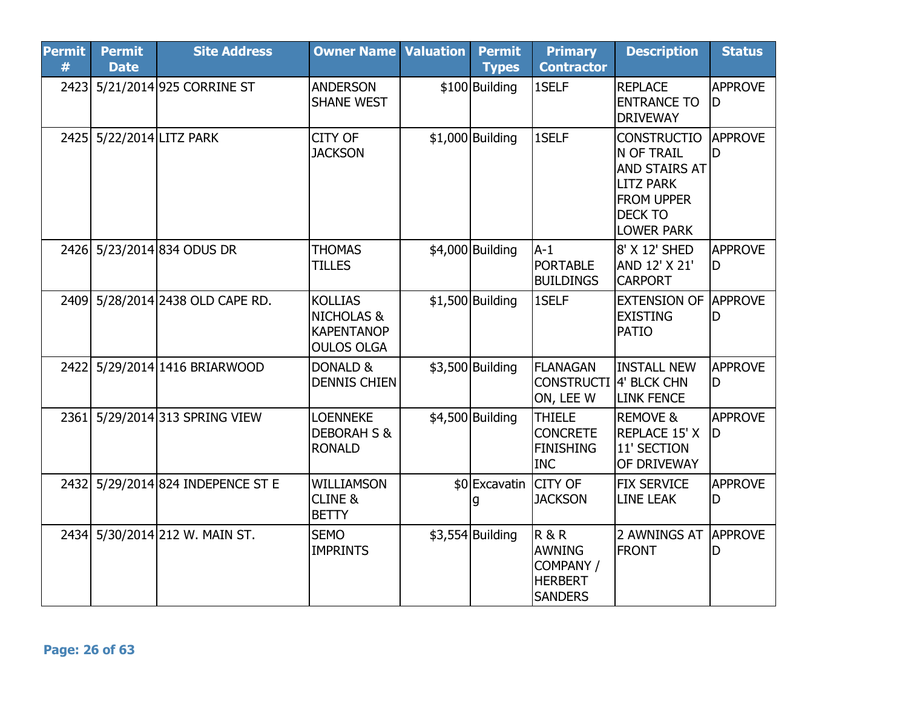| Permit # | Permit Date | Site Address | Owner Name | Valuation | Permit Types | Primary Contractor | Description | Status |
|---|---|---|---|---|---|---|---|---|
| 2423 | 5/21/2014 | 925 CORRINE ST | ANDERSON SHANE WEST | $100 | Building | 1SELF | REPLACE ENTRANCE TO DRIVEWAY | APPROVED |
| 2425 | 5/22/2014 | LITZ PARK | CITY OF JACKSON | $1,000 | Building | 1SELF | CONSTRUCTION OF TRAIL AND STAIRS AT LITZ PARK FROM UPPER DECK TO LOWER PARK | APPROVED |
| 2426 | 5/23/2014 | 834 ODUS DR | THOMAS TILLES | $4,000 | Building | A-1 PORTABLE BUILDINGS | 8' X 12' SHED AND 12' X 21' CARPORT | APPROVED |
| 2409 | 5/28/2014 | 2438 OLD CAPE RD. | KOLLIAS NICHOLAS & KAPENTANOPOULOS OLGA | $1,500 | Building | 1SELF | EXTENSION OF EXISTING PATIO | APPROVED |
| 2422 | 5/29/2014 | 1416 BRIARWOOD | DONALD & DENNIS CHIEN | $3,500 | Building | FLANAGAN CONSTRUCTION, LEE W | INSTALL NEW 4' BLCK CHN LINK FENCE | APPROVED |
| 2361 | 5/29/2014 | 313 SPRING VIEW | LOENNEKE DEBORAH S & RONALD | $4,500 | Building | THIELE CONCRETE FINISHING INC | REMOVE & REPLACE 15' X 11' SECTION OF DRIVEWAY | APPROVED |
| 2432 | 5/29/2014 | 824 INDEPENCE ST E | WILLIAMSON CLINE & BETTY | $0 | Excavating | CITY OF JACKSON | FIX SERVICE LINE LEAK | APPROVED |
| 2434 | 5/30/2014 | 212 W. MAIN ST. | SEMO IMPRINTS | $3,554 | Building | R & R AWNING COMPANY / HERBERT SANDERS | 2 AWNINGS AT FRONT | APPROVED |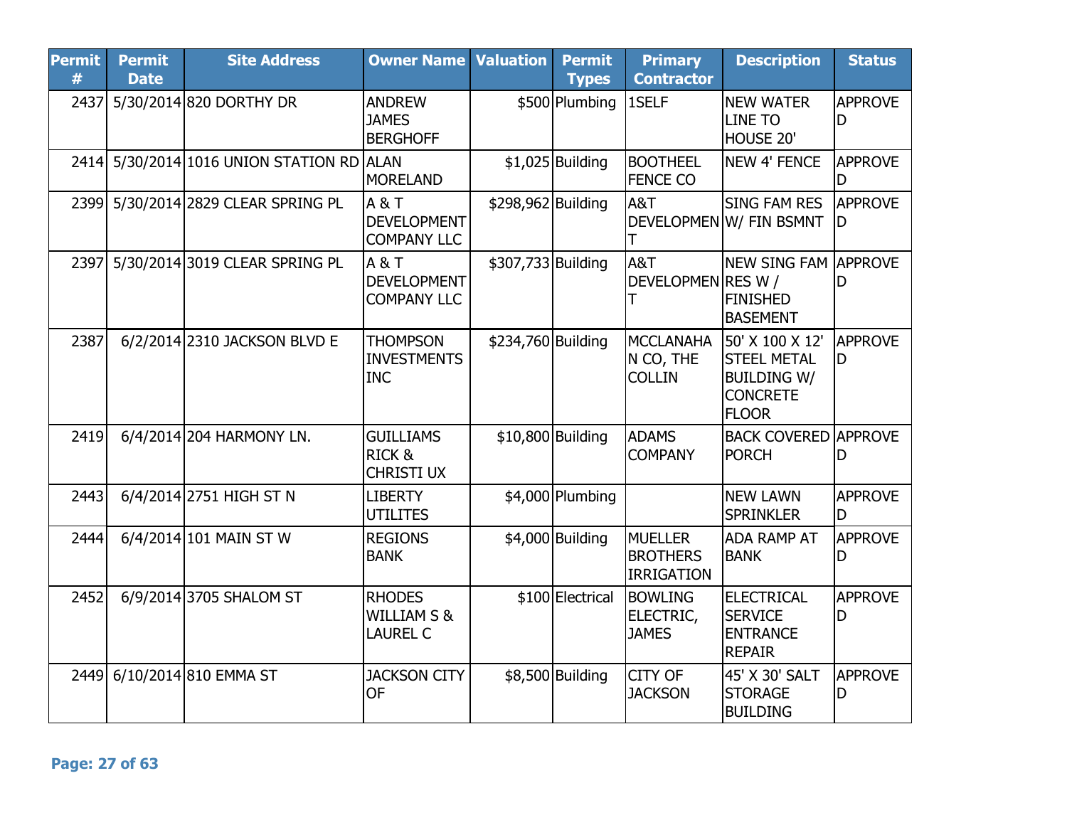| Permit # | Permit Date | Site Address | Owner Name | Valuation | Permit Types | Primary Contractor | Description | Status |
|---|---|---|---|---|---|---|---|---|
| 2437 | 5/30/2014 | 820 DORTHY DR | ANDREW JAMES BERGHOFF | $500 | Plumbing | 1SELF | NEW WATER LINE TO HOUSE 20' | APPROVED |
| 2414 | 5/30/2014 | 1016 UNION STATION RD | ALAN MORELAND | $1,025 | Building | BOOTHEEL FENCE CO | NEW 4' FENCE | APPROVED |
| 2399 | 5/30/2014 | 2829 CLEAR SPRING PL | A & T DEVELOPMENT COMPANY LLC | $298,962 | Building | A&T DEVELOPMENT | SING FAM RES W/ FIN BSMNT | APPROVED |
| 2397 | 5/30/2014 | 3019 CLEAR SPRING PL | A & T DEVELOPMENT COMPANY LLC | $307,733 | Building | A&T DEVELOPMENT | NEW SING FAM RES W / FINISHED BASEMENT | APPROVED |
| 2387 | 6/2/2014 | 2310 JACKSON BLVD E | THOMPSON INVESTMENTS INC | $234,760 | Building | MCCLANAHAN CO, THE COLLIN | 50' X 100 X 12' STEEL METAL BUILDING W/ CONCRETE FLOOR | APPROVED |
| 2419 | 6/4/2014 | 204 HARMONY LN. | GUILLIAMS RICK & CHRISTI UX | $10,800 | Building | ADAMS COMPANY | BACK COVERED PORCH | APPROVED |
| 2443 | 6/4/2014 | 2751 HIGH ST N | LIBERTY UTILITES | $4,000 | Plumbing | | NEW LAWN SPRINKLER | APPROVED |
| 2444 | 6/4/2014 | 101 MAIN ST W | REGIONS BANK | $4,000 | Building | MUELLER BROTHERS IRRIGATION | ADA RAMP AT BANK | APPROVED |
| 2452 | 6/9/2014 | 3705 SHALOM ST | RHODES WILLIAM S & LAUREL C | $100 | Electrical | BOWLING ELECTRIC, JAMES | ELECTRICAL SERVICE ENTRANCE REPAIR | APPROVED |
| 2449 | 6/10/2014 | 810 EMMA ST | JACKSON CITY OF | $8,500 | Building | CITY OF JACKSON | 45' X 30' SALT STORAGE BUILDING | APPROVED |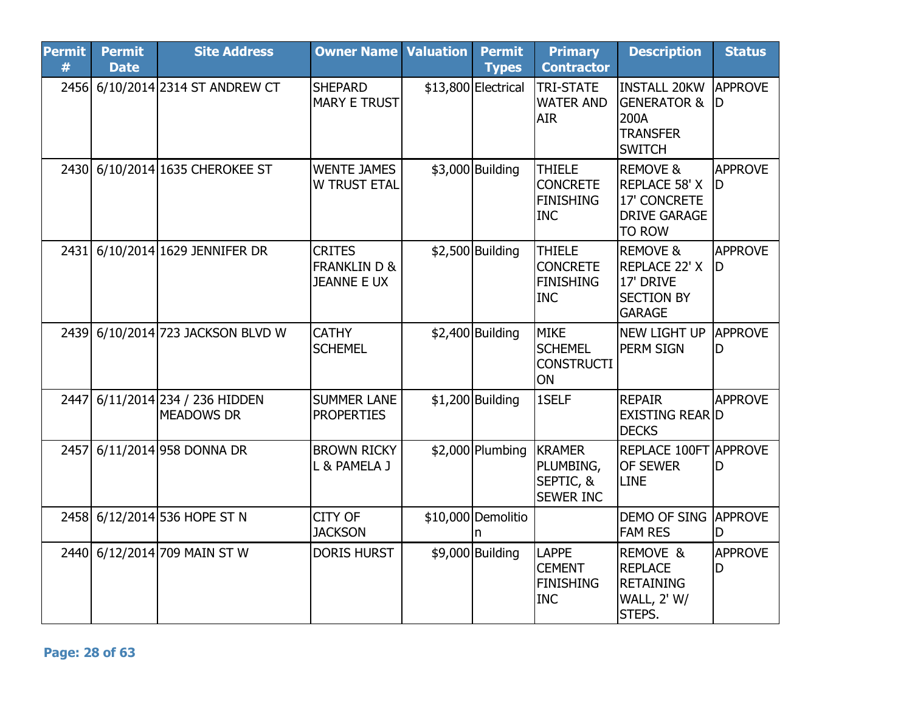| Permit # | Permit Date | Site Address | Owner Name | Valuation | Permit Types | Primary Contractor | Description | Status |
|---|---|---|---|---|---|---|---|---|
| 2456 | 6/10/2014 | 2314 ST ANDREW CT | SHEPARD MARY E TRUST | $13,800 | Electrical | TRI-STATE WATER AND AIR | INSTALL 20KW GENERATOR & 200A TRANSFER SWITCH | APPROVED |
| 2430 | 6/10/2014 | 1635 CHEROKEE ST | WENTE JAMES W TRUST ETAL | $3,000 | Building | THIELE CONCRETE FINISHING INC | REMOVE & REPLACE 58' X 17' CONCRETE DRIVE GARAGE TO ROW | APPROVED |
| 2431 | 6/10/2014 | 1629 JENNIFER DR | CRITES FRANKLIN D & JEANNE E UX | $2,500 | Building | THIELE CONCRETE FINISHING INC | REMOVE & REPLACE 22' X 17' DRIVE SECTION BY GARAGE | APPROVED |
| 2439 | 6/10/2014 | 723 JACKSON BLVD W | CATHY SCHEMEL | $2,400 | Building | MIKE SCHEMEL CONSTRUCTION | NEW LIGHT UP PERM SIGN | APPROVED |
| 2447 | 6/11/2014 | 234 / 236 HIDDEN MEADOWS DR | SUMMER LANE PROPERTIES | $1,200 | Building | 1SELF | REPAIR EXISTING REAR DECKS | APPROVED |
| 2457 | 6/11/2014 | 958 DONNA DR | BROWN RICKY L & PAMELA J | $2,000 | Plumbing | KRAMER PLUMBING, SEPTIC, & SEWER INC | REPLACE 100FT OF SEWER LINE | APPROVED |
| 2458 | 6/12/2014 | 536 HOPE ST N | CITY OF JACKSON | $10,000 | Demolition | | DEMO OF SING FAM RES | APPROVED |
| 2440 | 6/12/2014 | 709 MAIN ST W | DORIS HURST | $9,000 | Building | LAPPE CEMENT FINISHING INC | REMOVE & REPLACE RETAINING WALL, 2' W/ STEPS. | APPROVED |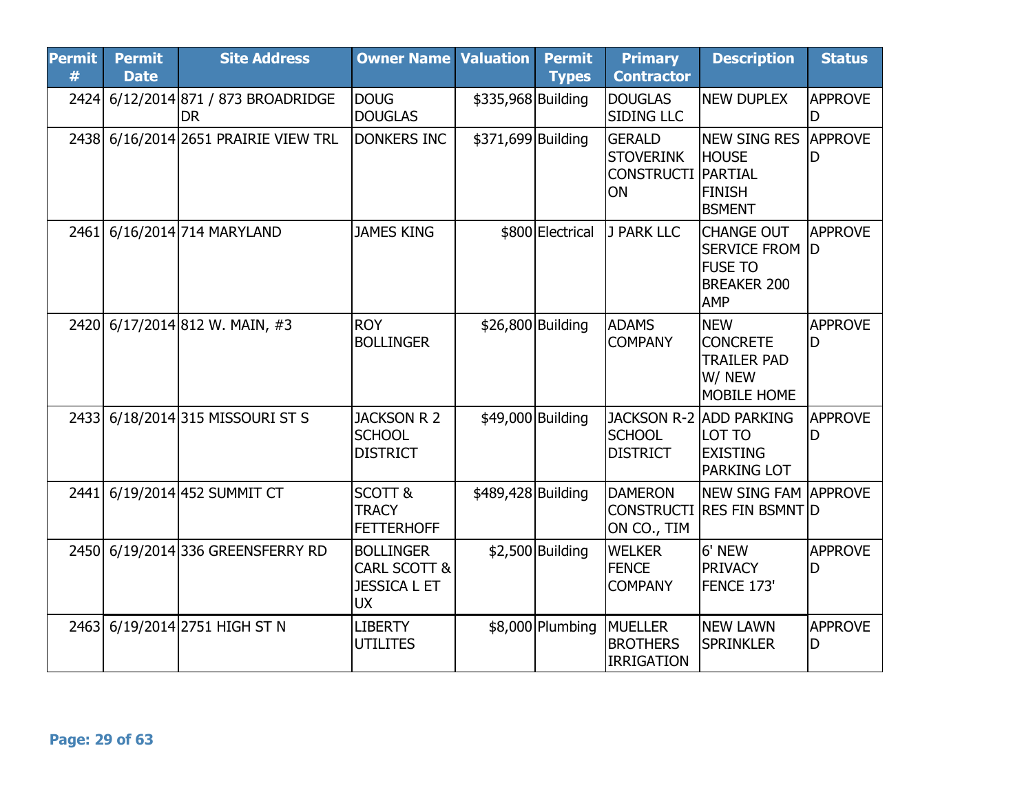| Permit # | Permit Date | Site Address | Owner Name | Valuation | Permit Types | Primary Contractor | Description | Status |
|---|---|---|---|---|---|---|---|---|
| 2424 | 6/12/2014 | 871 / 873 BROADRIDGE DR | DOUG DOUGLAS | $335,968 | Building | DOUGLAS SIDING LLC | NEW DUPLEX | APPROVED |
| 2438 | 6/16/2014 | 2651 PRAIRIE VIEW TRL | DONKERS INC | $371,699 | Building | GERALD STOVERINK CONSTRUCTION | NEW SING RES HOUSE PARTIAL FINISH BSMENT | APPROVED |
| 2461 | 6/16/2014 | 714 MARYLAND | JAMES KING | $800 | Electrical | J PARK LLC | CHANGE OUT SERVICE FROM FUSE TO BREAKER 200 AMP | APPROVED |
| 2420 | 6/17/2014 | 812 W. MAIN, #3 | ROY BOLLINGER | $26,800 | Building | ADAMS COMPANY | NEW CONCRETE TRAILER PAD W/ NEW MOBILE HOME | APPROVED |
| 2433 | 6/18/2014 | 315 MISSOURI ST S | JACKSON R 2 SCHOOL DISTRICT | $49,000 | Building | JACKSON R-2 SCHOOL DISTRICT | ADD PARKING LOT TO EXISTING PARKING LOT | APPROVED |
| 2441 | 6/19/2014 | 452 SUMMIT CT | SCOTT & TRACY FETTERHOFF | $489,428 | Building | DAMERON CONSTRUCTION CO., TIM | NEW SING FAM RES FIN BSMNT | APPROVED |
| 2450 | 6/19/2014 | 336 GREENSFERRY RD | BOLLINGER CARL SCOTT & JESSICA L ET UX | $2,500 | Building | WELKER FENCE COMPANY | 6' NEW PRIVACY FENCE 173' | APPROVED |
| 2463 | 6/19/2014 | 2751 HIGH ST N | LIBERTY UTILITES | $8,000 | Plumbing | MUELLER BROTHERS IRRIGATION | NEW LAWN SPRINKLER | APPROVED |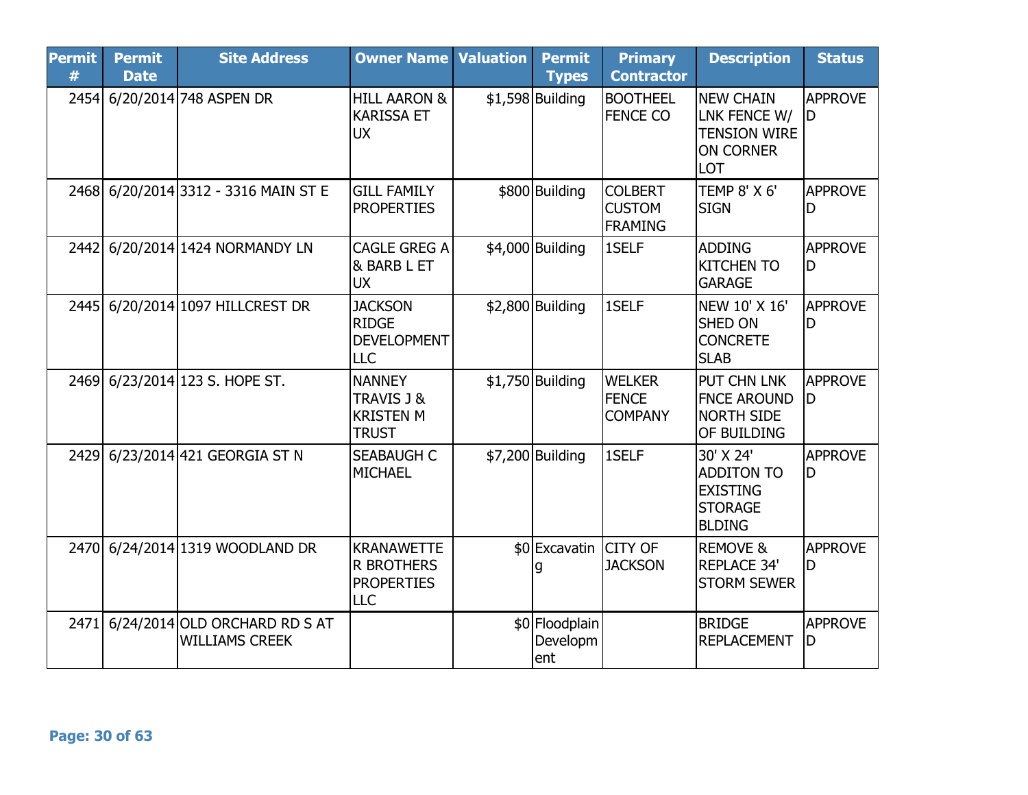| Permit # | Permit Date | Site Address | Owner Name | Valuation | Permit Types | Primary Contractor | Description | Status |
|---|---|---|---|---|---|---|---|---|
| 2454 | 6/20/2014 | 748 ASPEN DR | HILL AARON & KARISSA ET UX | $1,598 | Building | BOOTHEEL FENCE CO | NEW CHAIN LNK FENCE W/ TENSION WIRE ON CORNER LOT | APPROVED |
| 2468 | 6/20/2014 | 3312 - 3316 MAIN ST E | GILL FAMILY PROPERTIES | $800 | Building | COLBERT CUSTOM FRAMING | TEMP 8' X 6' SIGN | APPROVED |
| 2442 | 6/20/2014 | 1424 NORMANDY LN | CAGLE GREG A & BARB L ET UX | $4,000 | Building | 1SELF | ADDING KITCHEN TO GARAGE | APPROVED |
| 2445 | 6/20/2014 | 1097 HILLCREST DR | JACKSON RIDGE DEVELOPMENT LLC | $2,800 | Building | 1SELF | NEW 10' X 16' SHED ON CONCRETE SLAB | APPROVED |
| 2469 | 6/23/2014 | 123 S. HOPE ST. | NANNEY TRAVIS J & KRISTEN M TRUST | $1,750 | Building | WELKER FENCE COMPANY | PUT CHN LNK FNCE AROUND NORTH SIDE OF BUILDING | APPROVED |
| 2429 | 6/23/2014 | 421 GEORGIA ST N | SEABAUGH C MICHAEL | $7,200 | Building | 1SELF | 30' X 24' ADDITON TO EXISTING STORAGE BLDING | APPROVED |
| 2470 | 6/24/2014 | 1319 WOODLAND DR | KRANAWETTER BROTHERS PROPERTIES LLC | $0 | Excavating | CITY OF JACKSON | REMOVE & REPLACE 34' STORM SEWER | APPROVED |
| 2471 | 6/24/2014 | OLD ORCHARD RD S AT WILLIAMS CREEK | | $0 | Floodplain Development | | BRIDGE REPLACEMENT | APPROVED |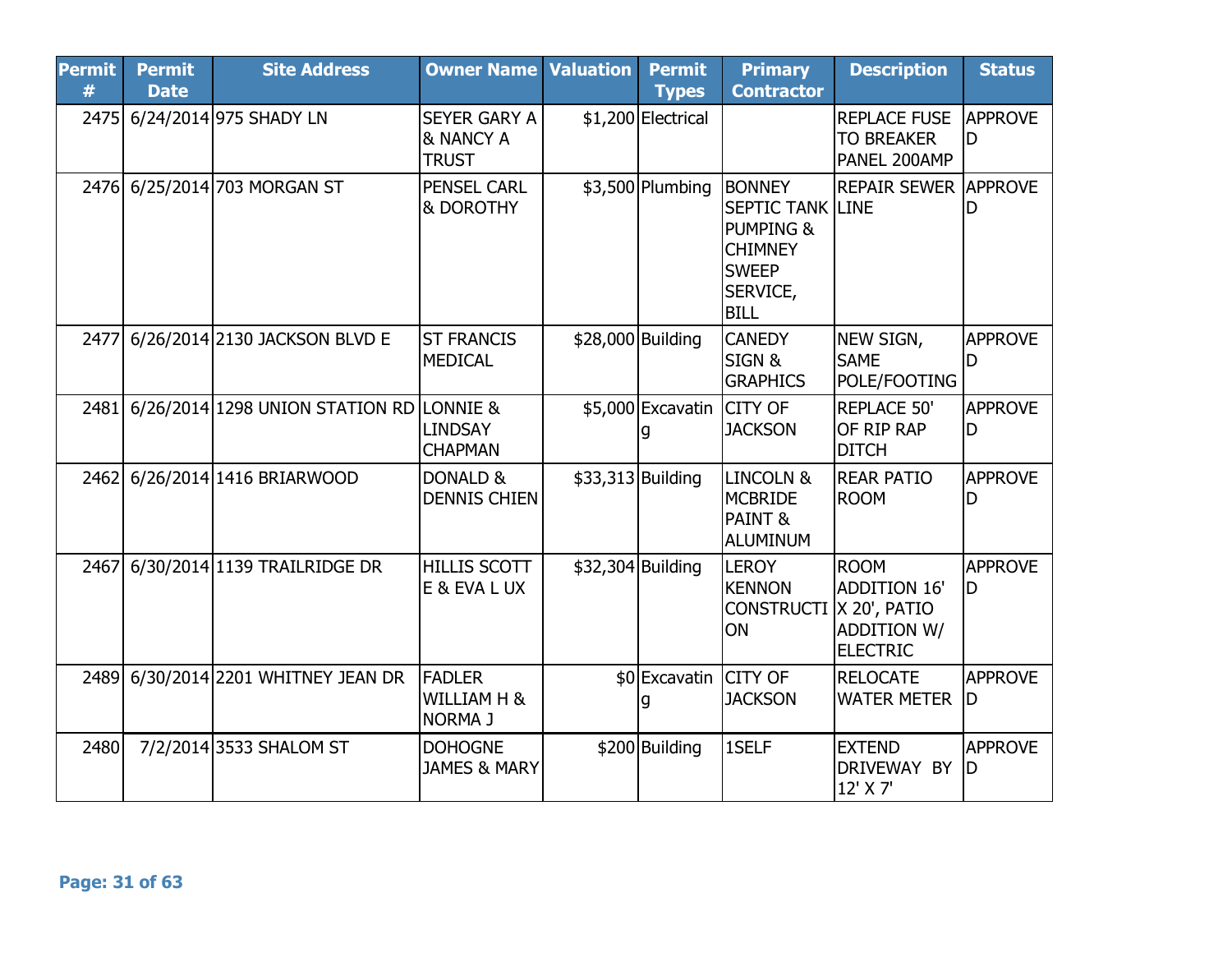| Permit # | Permit Date | Site Address | Owner Name | Valuation | Permit Types | Primary Contractor | Description | Status |
|---|---|---|---|---|---|---|---|---|
| 2475 | 6/24/2014 | 975 SHADY LN | SEYER GARY A & NANCY A TRUST | $1,200 | Electrical | | REPLACE FUSE TO BREAKER PANEL 200AMP | APPROVED |
| 2476 | 6/25/2014 | 703 MORGAN ST | PENSEL CARL & DOROTHY | $3,500 | Plumbing | BONNEY SEPTIC TANK PUMPING & CHIMNEY SWEEP SERVICE, BILL | REPAIR SEWER LINE | APPROVED |
| 2477 | 6/26/2014 | 2130 JACKSON BLVD E | ST FRANCIS MEDICAL | $28,000 | Building | CANEDY SIGN & GRAPHICS | NEW SIGN, SAME POLE/FOOTING | APPROVED |
| 2481 | 6/26/2014 | 1298 UNION STATION RD | LONNIE & LINDSAY CHAPMAN | $5,000 | Excavating | CITY OF JACKSON | REPLACE 50' OF RIP RAP DITCH | APPROVED |
| 2462 | 6/26/2014 | 1416 BRIARWOOD | DONALD & DENNIS CHIEN | $33,313 | Building | LINCOLN & MCBRIDE PAINT & ALUMINUM | REAR PATIO ROOM | APPROVED |
| 2467 | 6/30/2014 | 1139 TRAILRIDGE DR | HILLIS SCOTT E & EVA L UX | $32,304 | Building | LEROY KENNON CONSTRUCTION | ROOM ADDITION 16' X 20', PATIO ADDITION W/ ELECTRIC | APPROVED |
| 2489 | 6/30/2014 | 2201 WHITNEY JEAN DR | FADLER WILLIAM H & NORMA J | $0 | Excavating | CITY OF JACKSON | RELOCATE WATER METER | APPROVED |
| 2480 | 7/2/2014 | 3533 SHALOM ST | DOHOGNE JAMES & MARY | $200 | Building | 1SELF | EXTEND DRIVEWAY BY 12' X 7' | APPROVED |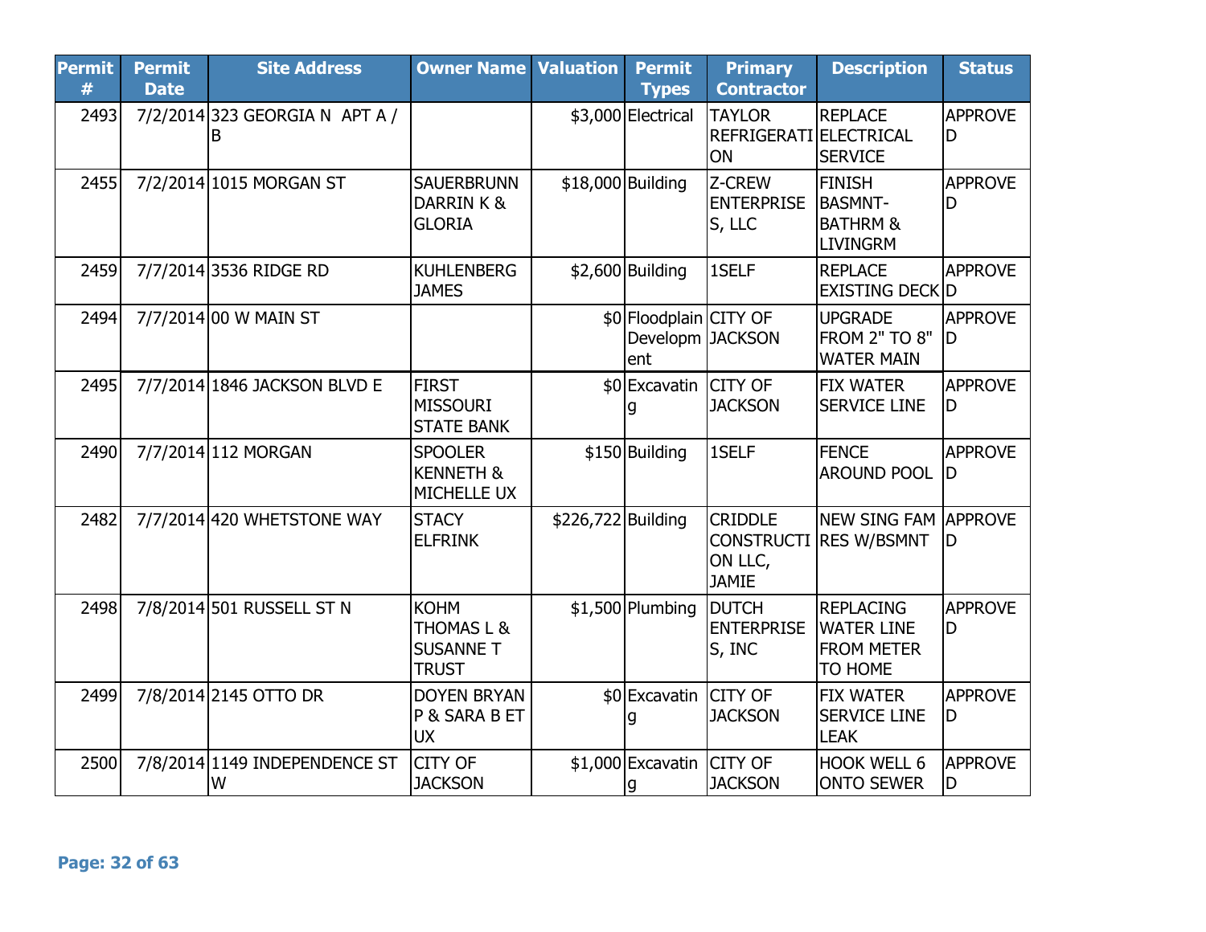| Permit # | Permit Date | Site Address | Owner Name | Valuation | Permit Types | Primary Contractor | Description | Status |
|---|---|---|---|---|---|---|---|---|
| 2493 | 7/2/2014 | 323 GEORGIA N APT A / B | | $3,000 | Electrical | TAYLOR REFRIGERATION | REPLACE ELECTRICAL SERVICE | APPROVED |
| 2455 | 7/2/2014 | 1015 MORGAN ST | SAUERBRUNN DARRIN K & GLORIA | $18,000 | Building | Z-CREW ENTERPRISES, LLC | FINISH BASMNT-BATHRM & LIVINGRM | APPROVED |
| 2459 | 7/7/2014 | 3536 RIDGE RD | KUHLENBERG JAMES | $2,600 | Building | 1SELF | REPLACE EXISTING DECK | APPROVED |
| 2494 | 7/7/2014 | 00 W MAIN ST | | $0 | Floodplain Development | CITY OF JACKSON | UPGRADE FROM 2" TO 8" WATER MAIN | APPROVED |
| 2495 | 7/7/2014 | 1846 JACKSON BLVD E | FIRST MISSOURI STATE BANK | $0 | Excavating | CITY OF JACKSON | FIX WATER SERVICE LINE | APPROVED |
| 2490 | 7/7/2014 | 112 MORGAN | SPOOLER KENNETH & MICHELLE UX | $150 | Building | 1SELF | FENCE AROUND POOL | APPROVED |
| 2482 | 7/7/2014 | 420 WHETSTONE WAY | STACY ELFRINK | $226,722 | Building | CRIDDLE CONSTRUCTION LLC, JAMIE | NEW SING FAM RES W/BSMNT | APPROVED |
| 2498 | 7/8/2014 | 501 RUSSELL ST N | KOHM THOMAS L & SUSANNE T TRUST | $1,500 | Plumbing | DUTCH ENTERPRISES, INC | REPLACING WATER LINE FROM METER TO HOME | APPROVED |
| 2499 | 7/8/2014 | 2145 OTTO DR | DOYEN BRYAN P & SARA B ET UX | $0 | Excavating | CITY OF JACKSON | FIX WATER SERVICE LINE LEAK | APPROVED |
| 2500 | 7/8/2014 | 1149 INDEPENDENCE ST W | CITY OF JACKSON | $1,000 | Excavating | CITY OF JACKSON | HOOK WELL 6 ONTO SEWER | APPROVED |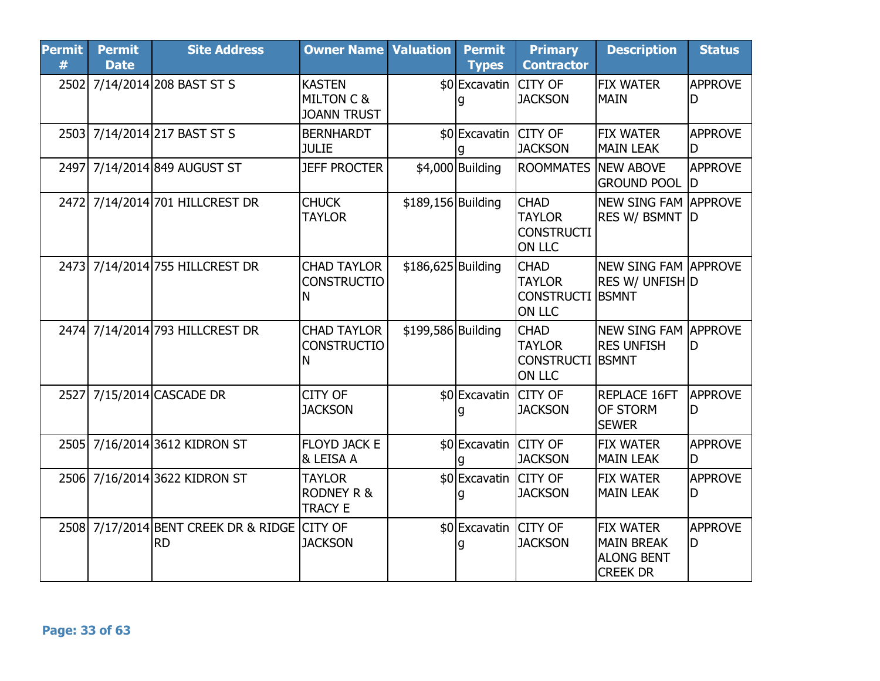| Permit # | Permit Date | Site Address | Owner Name | Valuation | Permit Types | Primary Contractor | Description | Status |
|---|---|---|---|---|---|---|---|---|
| 2502 | 7/14/2014 | 208 BAST ST S | KASTEN MILTON C & JOANN TRUST | $0 | Excavating | CITY OF JACKSON | FIX WATER MAIN | APPROVED |
| 2503 | 7/14/2014 | 217 BAST ST S | BERNHARDT JULIE | $0 | Excavating | CITY OF JACKSON | FIX WATER MAIN LEAK | APPROVED |
| 2497 | 7/14/2014 | 849 AUGUST ST | JEFF PROCTER | $4,000 | Building | ROOMMATES | NEW ABOVE GROUND POOL | APPROVED |
| 2472 | 7/14/2014 | 701 HILLCREST DR | CHUCK TAYLOR | $189,156 | Building | CHAD TAYLOR CONSTRUCTION LLC | NEW SING FAM RES W/ BSMNT | APPROVED |
| 2473 | 7/14/2014 | 755 HILLCREST DR | CHAD TAYLOR CONSTRUCTION | $186,625 | Building | CHAD TAYLOR CONSTRUCTION LLC | NEW SING FAM RES W/ UNFISH BSMNT | APPROVED |
| 2474 | 7/14/2014 | 793 HILLCREST DR | CHAD TAYLOR CONSTRUCTION | $199,586 | Building | CHAD TAYLOR CONSTRUCTION LLC | NEW SING FAM RES UNFISH BSMNT | APPROVED |
| 2527 | 7/15/2014 | CASCADE DR | CITY OF JACKSON | $0 | Excavating | CITY OF JACKSON | REPLACE 16FT OF STORM SEWER | APPROVED |
| 2505 | 7/16/2014 | 3612 KIDRON ST | FLOYD JACK E & LEISA A | $0 | Excavating | CITY OF JACKSON | FIX WATER MAIN LEAK | APPROVED |
| 2506 | 7/16/2014 | 3622 KIDRON ST | TAYLOR RODNEY R & TRACY E | $0 | Excavating | CITY OF JACKSON | FIX WATER MAIN LEAK | APPROVED |
| 2508 | 7/17/2014 | BENT CREEK DR & RIDGE RD | CITY OF JACKSON | $0 | Excavating | CITY OF JACKSON | FIX WATER MAIN BREAK ALONG BENT CREEK DR | APPROVED |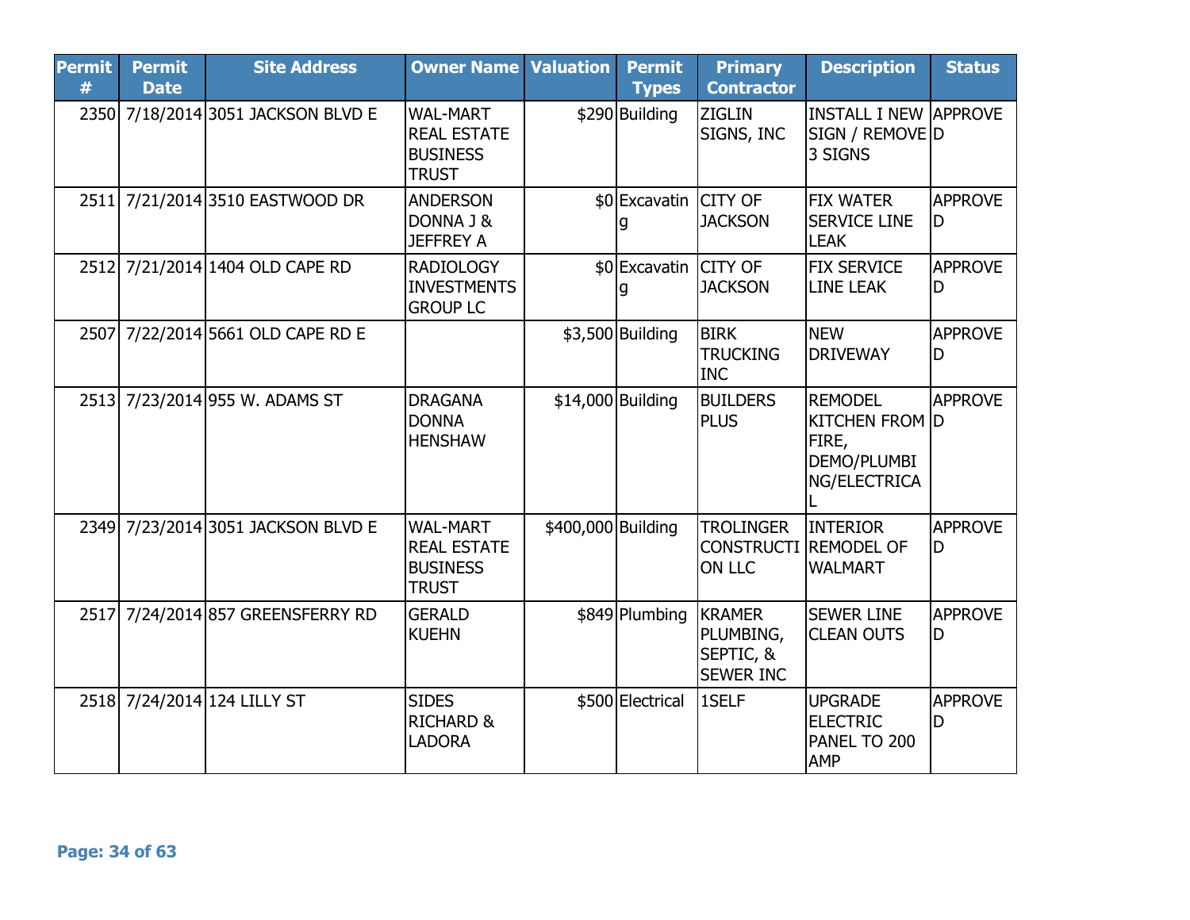| Permit # | Permit Date | Site Address | Owner Name | Valuation | Permit Types | Primary Contractor | Description | Status |
|---|---|---|---|---|---|---|---|---|
| 2350 | 7/18/2014 | 3051 JACKSON BLVD E | WAL-MART REAL ESTATE BUSINESS TRUST | $290 | Building | ZIGLIN SIGNS, INC | INSTALL I NEW SIGN / REMOVE 3 SIGNS | APPROVED |
| 2511 | 7/21/2014 | 3510 EASTWOOD DR | ANDERSON DONNA J & JEFFREY A | $0 | Excavating | CITY OF JACKSON | FIX WATER SERVICE LINE LEAK | APPROVED |
| 2512 | 7/21/2014 | 1404 OLD CAPE RD | RADIOLOGY INVESTMENTS GROUP LC | $0 | Excavating | CITY OF JACKSON | FIX SERVICE LINE LEAK | APPROVED |
| 2507 | 7/22/2014 | 5661 OLD CAPE RD E | | $3,500 | Building | BIRK TRUCKING INC | NEW DRIVEWAY | APPROVED |
| 2513 | 7/23/2014 | 955 W. ADAMS ST | DRAGANA DONNA HENSHAW | $14,000 | Building | BUILDERS PLUS | REMODEL KITCHEN FROM FIRE, DEMO/PLUMBING/ELECTRICAL | APPROVED |
| 2349 | 7/23/2014 | 3051 JACKSON BLVD E | WAL-MART REAL ESTATE BUSINESS TRUST | $400,000 | Building | TROLINGER CONSTRUCTION LLC | INTERIOR REMODEL OF WALMART | APPROVED |
| 2517 | 7/24/2014 | 857 GREENSFERRY RD | GERALD KUEHN | $849 | Plumbing | KRAMER PLUMBING, SEPTIC, & SEWER INC | SEWER LINE CLEAN OUTS | APPROVED |
| 2518 | 7/24/2014 | 124 LILLY ST | SIDES RICHARD & LADORA | $500 | Electrical | 1SELF | UPGRADE ELECTRIC PANEL TO 200 AMP | APPROVED |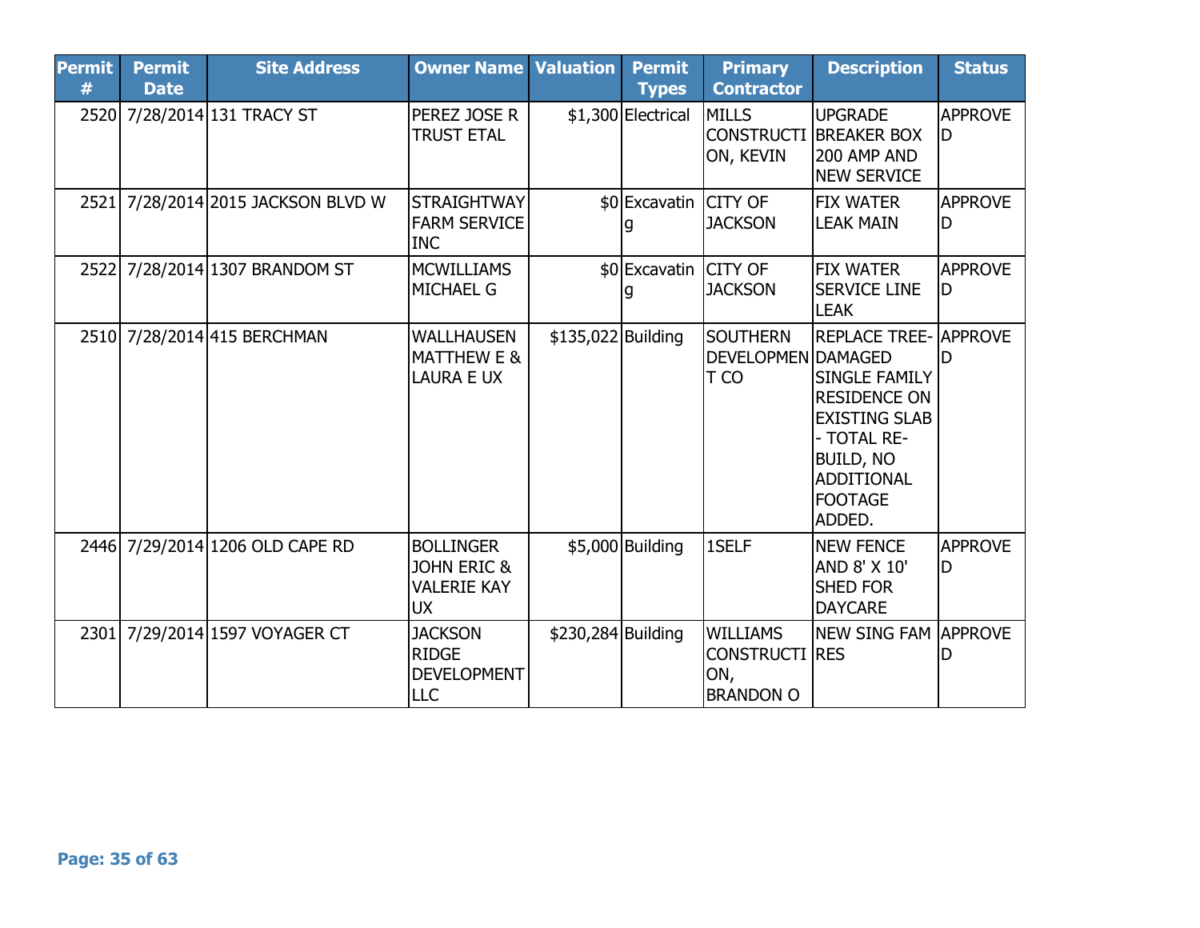| Permit # | Permit Date | Site Address | Owner Name | Valuation | Permit Types | Primary Contractor | Description | Status |
|---|---|---|---|---|---|---|---|---|
| 2520 | 7/28/2014 | 131 TRACY ST | PEREZ JOSE R TRUST ETAL | $1,300 | Electrical | MILLS CONSTRUCTION, KEVIN | UPGRADE BREAKER BOX 200 AMP AND NEW SERVICE | APPROVED |
| 2521 | 7/28/2014 | 2015 JACKSON BLVD W | STRAIGHTWAY FARM SERVICE INC | $0 | Excavating | CITY OF JACKSON | FIX WATER LEAK MAIN | APPROVED |
| 2522 | 7/28/2014 | 1307 BRANDOM ST | MCWILLIAMS MICHAEL G | $0 | Excavating | CITY OF JACKSON | FIX WATER SERVICE LINE LEAK | APPROVED |
| 2510 | 7/28/2014 | 415 BERCHMAN | WALLHAUSEN MATTHEW E & LAURA E UX | $135,022 | Building | SOUTHERN DEVELOPMENT CO | REPLACE TREE-DAMAGED SINGLE FAMILY RESIDENCE ON EXISTING SLAB - TOTAL RE-BUILD, NO ADDITIONAL FOOTAGE ADDED. | APPROVED |
| 2446 | 7/29/2014 | 1206 OLD CAPE RD | BOLLINGER JOHN ERIC & VALERIE KAY UX | $5,000 | Building | 1SELF | NEW FENCE AND 8' X 10' SHED FOR DAYCARE | APPROVED |
| 2301 | 7/29/2014 | 1597 VOYAGER CT | JACKSON RIDGE DEVELOPMENT LLC | $230,284 | Building | WILLIAMS CONSTRUCTION, BRANDON O | NEW SING FAM RES | APPROVED |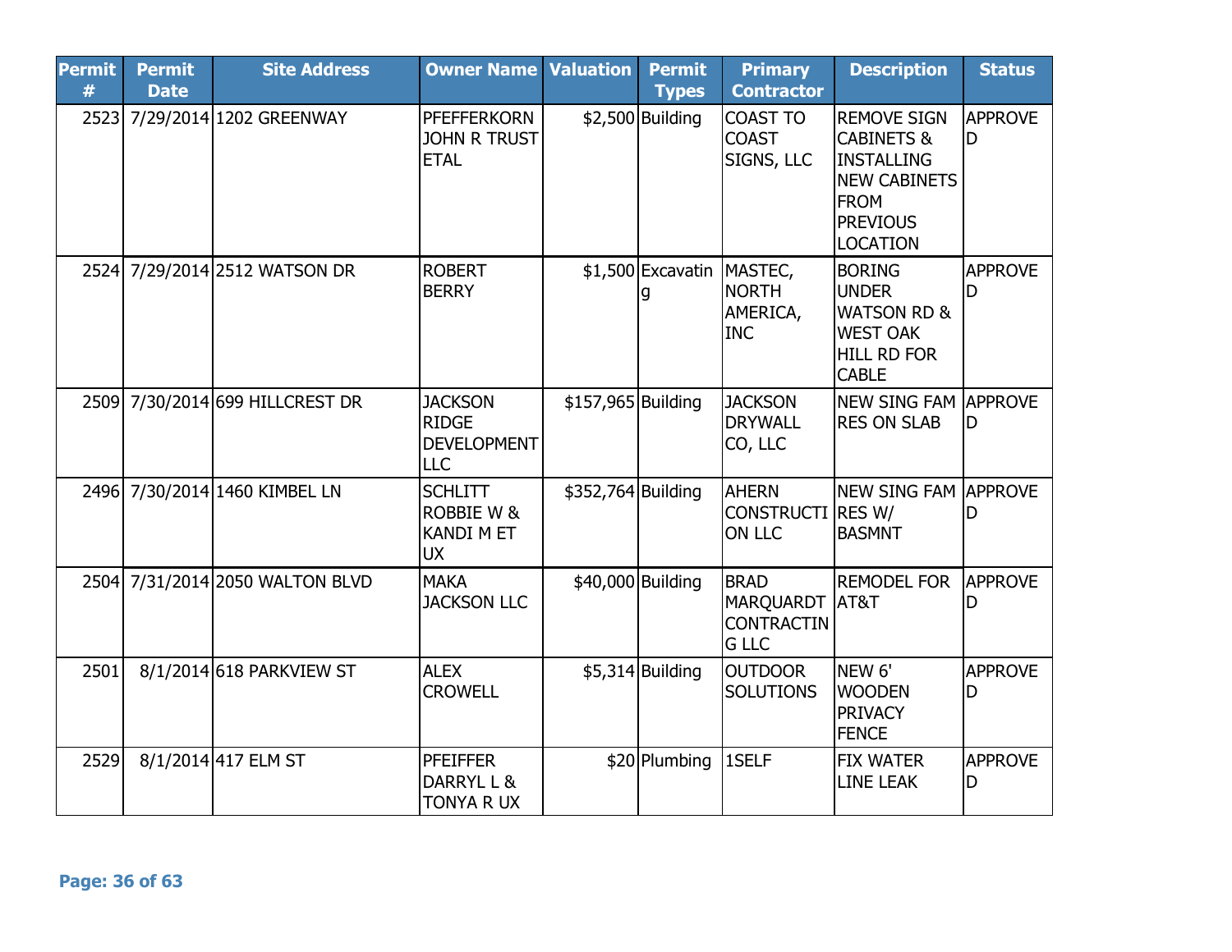| Permit # | Permit Date | Site Address | Owner Name | Valuation | Permit Types | Primary Contractor | Description | Status |
|---|---|---|---|---|---|---|---|---|
| 2523 | 7/29/2014 | 1202 GREENWAY | PFEFFERKORN JOHN R TRUST ETAL | $2,500 | Building | COAST TO COAST SIGNS, LLC | REMOVE SIGN CABINETS & INSTALLING NEW CABINETS FROM PREVIOUS LOCATION | APPROVED |
| 2524 | 7/29/2014 | 2512 WATSON DR | ROBERT BERRY | $1,500 | Excavating | MASTEC, NORTH AMERICA, INC | BORING UNDER WATSON RD & WEST OAK HILL RD FOR CABLE | APPROVED |
| 2509 | 7/30/2014 | 699 HILLCREST DR | JACKSON RIDGE DEVELOPMENT LLC | $157,965 | Building | JACKSON DRYWALL CO, LLC | NEW SING FAM RES ON SLAB | APPROVED |
| 2496 | 7/30/2014 | 1460 KIMBEL LN | SCHLITT ROBBIE W & KANDI M ET UX | $352,764 | Building | AHERN CONSTRUCTION LLC | NEW SING FAM RES W/ BASMNT | APPROVED |
| 2504 | 7/31/2014 | 2050 WALTON BLVD | MAKA JACKSON LLC | $40,000 | Building | BRAD MARQUARDT CONTRACTING LLC | REMODEL FOR AT&T | APPROVED |
| 2501 | 8/1/2014 | 618 PARKVIEW ST | ALEX CROWELL | $5,314 | Building | OUTDOOR SOLUTIONS | NEW 6' WOODEN PRIVACY FENCE | APPROVED |
| 2529 | 8/1/2014 | 417 ELM ST | PFEIFFER DARRYL L & TONYA R UX | $20 | Plumbing | 1SELF | FIX WATER LINE LEAK | APPROVED |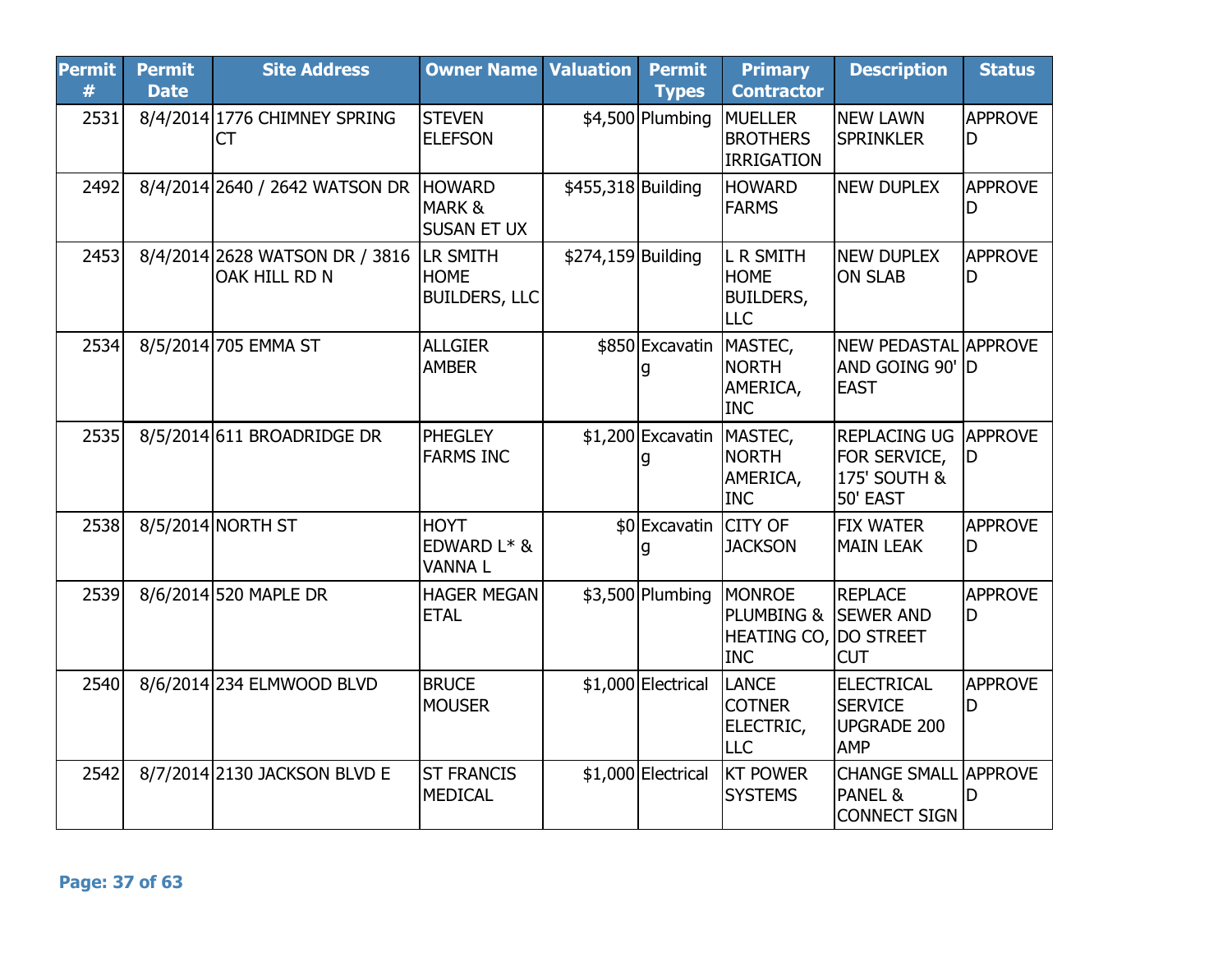| Permit # | Permit Date | Site Address | Owner Name | Valuation | Permit Types | Primary Contractor | Description | Status |
|---|---|---|---|---|---|---|---|---|
| 2531 | 8/4/2014 | 1776 CHIMNEY SPRING CT | STEVEN ELEFSON | $4,500 | Plumbing | MUELLER BROTHERS IRRIGATION | NEW LAWN SPRINKLER | APPROVED |
| 2492 | 8/4/2014 | 2640 / 2642 WATSON DR | HOWARD MARK & SUSAN ET UX | $455,318 | Building | HOWARD FARMS | NEW DUPLEX | APPROVED |
| 2453 | 8/4/2014 | 2628 WATSON DR / 3816 OAK HILL RD N | LR SMITH HOME BUILDERS, LLC | $274,159 | Building | L R SMITH HOME BUILDERS, LLC | NEW DUPLEX ON SLAB | APPROVED |
| 2534 | 8/5/2014 | 705 EMMA ST | ALLGIER AMBER | $850 | Excavating | MASTEC, NORTH AMERICA, INC | NEW PEDASTAL AND GOING 90' EAST | APPROVED |
| 2535 | 8/5/2014 | 611 BROADRIDGE DR | PHEGLEY FARMS INC | $1,200 | Excavating | MASTEC, NORTH AMERICA, INC | REPLACING UG FOR SERVICE, 175' SOUTH & 50' EAST | APPROVED |
| 2538 | 8/5/2014 | NORTH ST | HOYT EDWARD L* & VANNA L | $0 | Excavating | CITY OF JACKSON | FIX WATER MAIN LEAK | APPROVED |
| 2539 | 8/6/2014 | 520 MAPLE DR | HAGER MEGAN ETAL | $3,500 | Plumbing | MONROE PLUMBING & HEATING CO, INC | REPLACE SEWER AND DO STREET CUT | APPROVED |
| 2540 | 8/6/2014 | 234 ELMWOOD BLVD | BRUCE MOUSER | $1,000 | Electrical | LANCE COTNER ELECTRIC, LLC | ELECTRICAL SERVICE UPGRADE 200 AMP | APPROVED |
| 2542 | 8/7/2014 | 2130 JACKSON BLVD E | ST FRANCIS MEDICAL | $1,000 | Electrical | KT POWER SYSTEMS | CHANGE SMALL PANEL & CONNECT SIGN | APPROVED |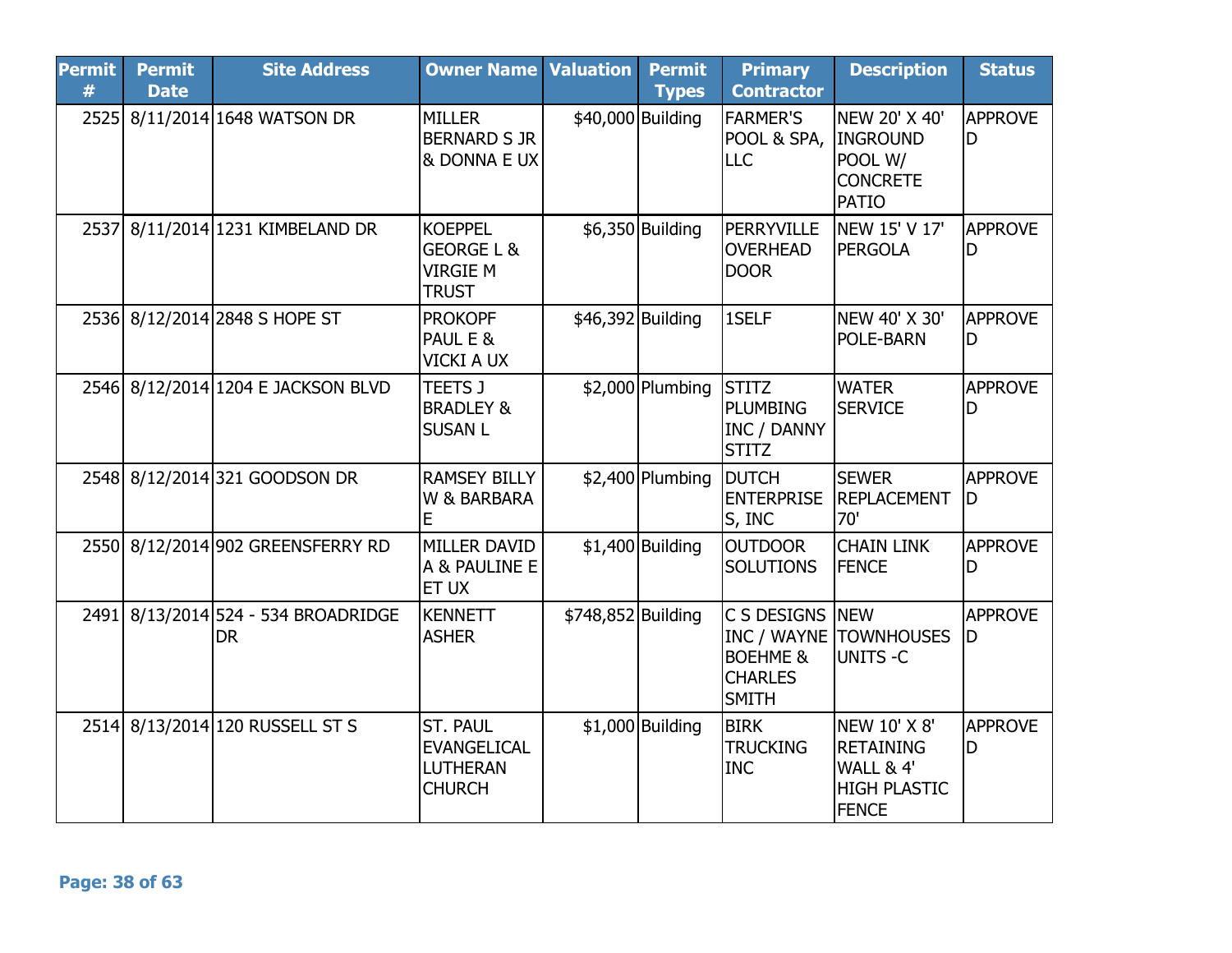| Permit # | Permit Date | Site Address | Owner Name | Valuation | Permit Types | Primary Contractor | Description | Status |
|---|---|---|---|---|---|---|---|---|
| 2525 | 8/11/2014 | 1648 WATSON DR | MILLER BERNARD S JR & DONNA E UX | $40,000 | Building | FARMER'S POOL & SPA, LLC | NEW 20' X 40' INGROUND POOL W/ CONCRETE PATIO | APPROVED |
| 2537 | 8/11/2014 | 1231 KIMBELAND DR | KOEPPEL GEORGE L & VIRGIE M TRUST | $6,350 | Building | PERRYVILLE OVERHEAD DOOR | NEW 15' V 17' PERGOLA | APPROVED |
| 2536 | 8/12/2014 | 2848 S HOPE ST | PROKOPF PAUL E & VICKI A UX | $46,392 | Building | 1SELF | NEW 40' X 30' POLE-BARN | APPROVED |
| 2546 | 8/12/2014 | 1204 E JACKSON BLVD | TEETS J BRADLEY & SUSAN L | $2,000 | Plumbing | STITZ PLUMBING INC / DANNY STITZ | WATER SERVICE | APPROVED |
| 2548 | 8/12/2014 | 321 GOODSON DR | RAMSEY BILLY W & BARBARA E | $2,400 | Plumbing | DUTCH ENTERPRISES, INC | SEWER REPLACEMENT 70' | APPROVED |
| 2550 | 8/12/2014 | 902 GREENSFERRY RD | MILLER DAVID A & PAULINE E ET UX | $1,400 | Building | OUTDOOR SOLUTIONS | CHAIN LINK FENCE | APPROVED |
| 2491 | 8/13/2014 | 524 - 534 BROADRIDGE DR | KENNETT ASHER | $748,852 | Building | C S DESIGNS INC / WAYNE BOEHME & CHARLES SMITH | NEW TOWNHOUSES UNITS -C | APPROVED |
| 2514 | 8/13/2014 | 120 RUSSELL ST S | ST. PAUL EVANGELICAL LUTHERAN CHURCH | $1,000 | Building | BIRK TRUCKING INC | NEW 10' X 8' RETAINING WALL & 4' HIGH PLASTIC FENCE | APPROVED |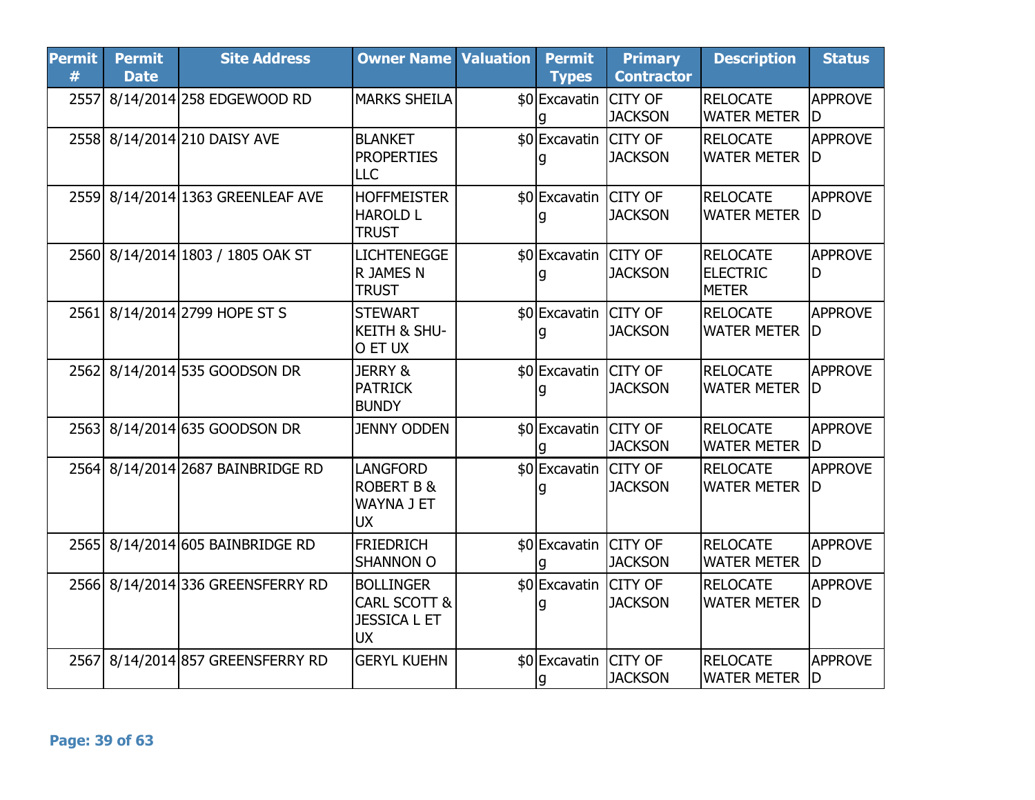| Permit # | Permit Date | Site Address | Owner Name | Valuation | Permit Types | Primary Contractor | Description | Status |
|---|---|---|---|---|---|---|---|---|
| 2557 | 8/14/2014 | 258 EDGEWOOD RD | MARKS SHEILA | $0 | Excavating | CITY OF JACKSON | RELOCATE WATER METER | APPROVED |
| 2558 | 8/14/2014 | 210 DAISY AVE | BLANKET PROPERTIES LLC | $0 | Excavating | CITY OF JACKSON | RELOCATE WATER METER | APPROVED |
| 2559 | 8/14/2014 | 1363 GREENLEAF AVE | HOFFMEISTER HAROLD L TRUST | $0 | Excavating | CITY OF JACKSON | RELOCATE WATER METER | APPROVED |
| 2560 | 8/14/2014 | 1803 / 1805 OAK ST | LICHTENEGGER JAMES N TRUST | $0 | Excavating | CITY OF JACKSON | RELOCATE ELECTRIC METER | APPROVED |
| 2561 | 8/14/2014 | 2799 HOPE ST S | STEWART KEITH & SHU-O ET UX | $0 | Excavating | CITY OF JACKSON | RELOCATE WATER METER | APPROVED |
| 2562 | 8/14/2014 | 535 GOODSON DR | JERRY & PATRICK BUNDY | $0 | Excavating | CITY OF JACKSON | RELOCATE WATER METER | APPROVED |
| 2563 | 8/14/2014 | 635 GOODSON DR | JENNY ODDEN | $0 | Excavating | CITY OF JACKSON | RELOCATE WATER METER | APPROVED |
| 2564 | 8/14/2014 | 2687 BAINBRIDGE RD | LANGFORD ROBERT B & WAYNA J ET UX | $0 | Excavating | CITY OF JACKSON | RELOCATE WATER METER | APPROVED |
| 2565 | 8/14/2014 | 605 BAINBRIDGE RD | FRIEDRICH SHANNON O | $0 | Excavating | CITY OF JACKSON | RELOCATE WATER METER | APPROVED |
| 2566 | 8/14/2014 | 336 GREENSFERRY RD | BOLLINGER CARL SCOTT & JESSICA L ET UX | $0 | Excavating | CITY OF JACKSON | RELOCATE WATER METER | APPROVED |
| 2567 | 8/14/2014 | 857 GREENSFERRY RD | GERYL KUEHN | $0 | Excavating | CITY OF JACKSON | RELOCATE WATER METER | APPROVED |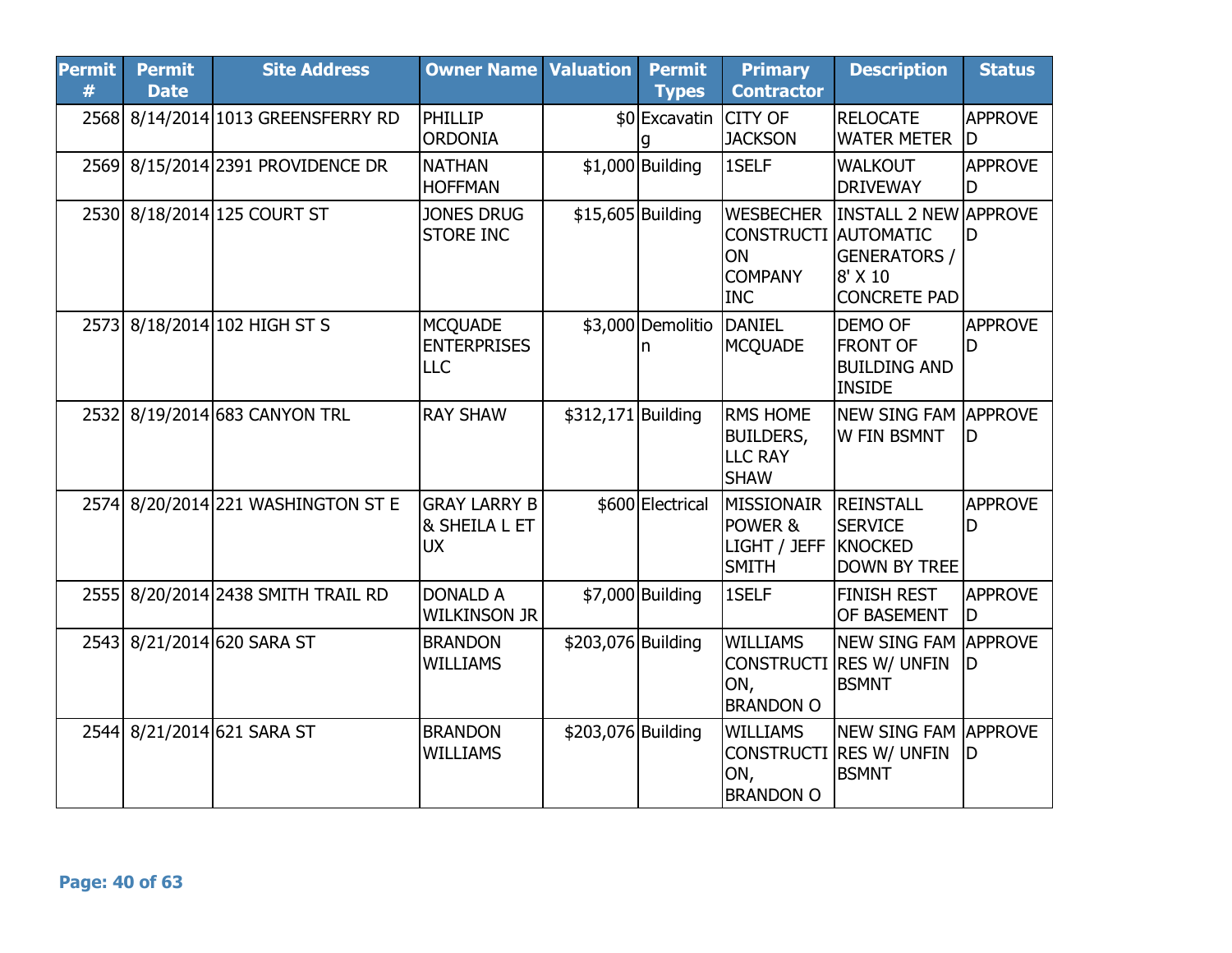| Permit # | Permit Date | Site Address | Owner Name | Valuation | Permit Types | Primary Contractor | Description | Status |
|---|---|---|---|---|---|---|---|---|
| 2568 | 8/14/2014 | 1013 GREENSFERRY RD | PHILLIP ORDONIA | $0 | Excavating | CITY OF JACKSON | RELOCATE WATER METER | APPROVED |
| 2569 | 8/15/2014 | 2391 PROVIDENCE DR | NATHAN HOFFMAN | $1,000 | Building | 1SELF | WALKOUT DRIVEWAY | APPROVED |
| 2530 | 8/18/2014 | 125 COURT ST | JONES DRUG STORE INC | $15,605 | Building | WESBECHER CONSTRUCTION COMPANY INC | INSTALL 2 NEW AUTOMATIC GENERATORS / 8' X 10 CONCRETE PAD | APPROVED |
| 2573 | 8/18/2014 | 102 HIGH ST S | MCQUADE ENTERPRISES LLC | $3,000 | Demolition | DANIEL MCQUADE | DEMO OF FRONT OF BUILDING AND INSIDE | APPROVED |
| 2532 | 8/19/2014 | 683 CANYON TRL | RAY SHAW | $312,171 | Building | RMS HOME BUILDERS, LLC RAY SHAW | NEW SING FAM W FIN BSMNT | APPROVED |
| 2574 | 8/20/2014 | 221 WASHINGTON ST E | GRAY LARRY B & SHEILA L ET UX | $600 | Electrical | MISSIONAIR POWER & LIGHT / JEFF SMITH | REINSTALL SERVICE KNOCKED DOWN BY TREE | APPROVED |
| 2555 | 8/20/2014 | 2438 SMITH TRAIL RD | DONALD A WILKINSON JR | $7,000 | Building | 1SELF | FINISH REST OF BASEMENT | APPROVED |
| 2543 | 8/21/2014 | 620 SARA ST | BRANDON WILLIAMS | $203,076 | Building | WILLIAMS CONSTRUCTION, BRANDON O | NEW SING FAM RES W/ UNFIN BSMNT | APPROVED |
| 2544 | 8/21/2014 | 621 SARA ST | BRANDON WILLIAMS | $203,076 | Building | WILLIAMS CONSTRUCTION, BRANDON O | NEW SING FAM RES W/ UNFIN BSMNT | APPROVED |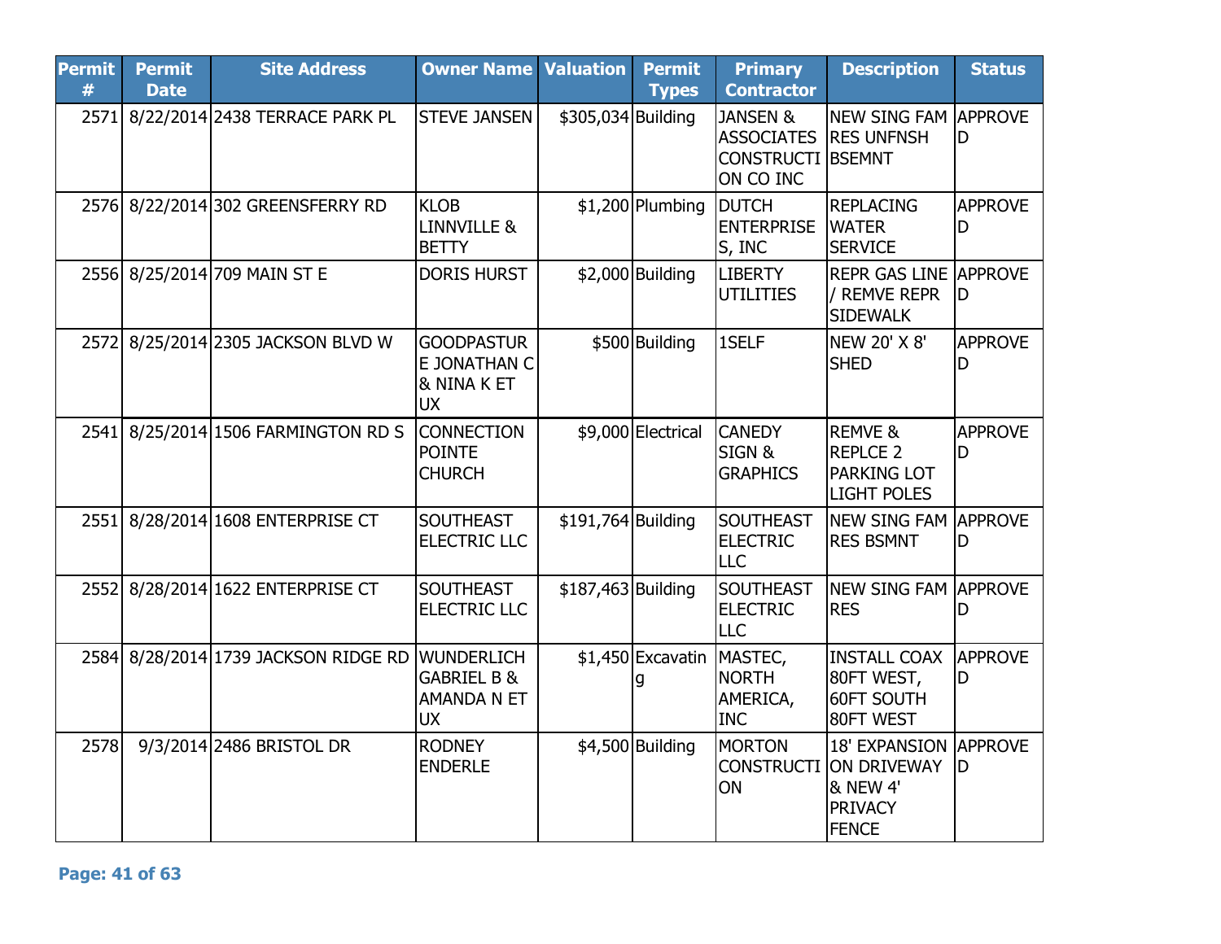| Permit # | Permit Date | Site Address | Owner Name | Valuation | Permit Types | Primary Contractor | Description | Status |
|---|---|---|---|---|---|---|---|---|
| 2571 | 8/22/2014 | 2438 TERRACE PARK PL | STEVE JANSEN | $305,034 | Building | JANSEN & ASSOCIATES CONSTRUCTION CO INC | NEW SING FAM RES UNFNSH BSEMNT | APPROVED |
| 2576 | 8/22/2014 | 302 GREENSFERRY RD | KLOB LINNVILLE & BETTY | $1,200 | Plumbing | DUTCH ENTERPRISES, INC | REPLACING WATER SERVICE | APPROVED |
| 2556 | 8/25/2014 | 709 MAIN ST E | DORIS HURST | $2,000 | Building | LIBERTY UTILITIES | REPR GAS LINE / REMVE REPR SIDEWALK | APPROVED |
| 2572 | 8/25/2014 | 2305 JACKSON BLVD W | GOODPASTURE JONATHAN C & NINA K ET UX | $500 | Building | 1SELF | NEW 20' X 8' SHED | APPROVED |
| 2541 | 8/25/2014 | 1506 FARMINGTON RD S | CONNECTION POINTE CHURCH | $9,000 | Electrical | CANEDY SIGN & GRAPHICS | REMVE & REPLCE 2 PARKING LOT LIGHT POLES | APPROVED |
| 2551 | 8/28/2014 | 1608 ENTERPRISE CT | SOUTHEAST ELECTRIC LLC | $191,764 | Building | SOUTHEAST ELECTRIC LLC | NEW SING FAM RES BSMNT | APPROVED |
| 2552 | 8/28/2014 | 1622 ENTERPRISE CT | SOUTHEAST ELECTRIC LLC | $187,463 | Building | SOUTHEAST ELECTRIC LLC | NEW SING FAM RES | APPROVED |
| 2584 | 8/28/2014 | 1739 JACKSON RIDGE RD | WUNDERLICH GABRIEL B & AMANDA N ET UX | $1,450 | Excavating | MASTEC, NORTH AMERICA, INC | INSTALL COAX 80FT WEST, 60FT SOUTH 80FT WEST | APPROVED |
| 2578 | 9/3/2014 | 2486 BRISTOL DR | RODNEY ENDERLE | $4,500 | Building | MORTON CONSTRUCTION | 18' EXPANSION ON DRIVEWAY & NEW 4' PRIVACY FENCE | APPROVED |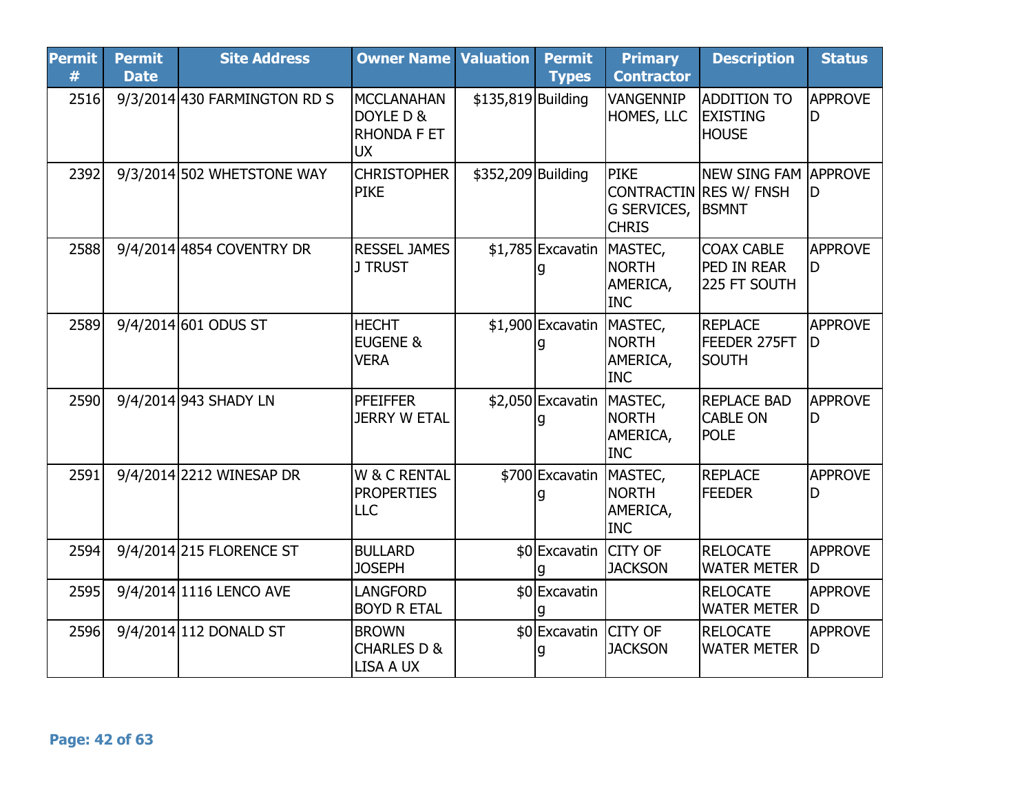| Permit # | Permit Date | Site Address | Owner Name | Valuation | Permit Types | Primary Contractor | Description | Status |
|---|---|---|---|---|---|---|---|---|
| 2516 | 9/3/2014 | 430 FARMINGTON RD S | MCCLANAHAN DOYLE D & RHONDA F ET UX | $135,819 | Building | VANGENNIP HOMES, LLC | ADDITION TO EXISTING HOUSE | APPROVED |
| 2392 | 9/3/2014 | 502 WHETSTONE WAY | CHRISTOPHER PIKE | $352,209 | Building | PIKE CONTRACTING SERVICES, CHRIS | NEW SING FAM RES W/ FNSH BSMNT | APPROVED |
| 2588 | 9/4/2014 | 4854 COVENTRY DR | RESSEL JAMES J TRUST | $1,785 | Excavating | MASTEC, NORTH AMERICA, INC | COAX CABLE PED IN REAR 225 FT SOUTH | APPROVED |
| 2589 | 9/4/2014 | 601 ODUS ST | HECHT EUGENE & VERA | $1,900 | Excavating | MASTEC, NORTH AMERICA, INC | REPLACE FEEDER 275FT SOUTH | APPROVED |
| 2590 | 9/4/2014 | 943 SHADY LN | PFEIFFER JERRY W ETAL | $2,050 | Excavating | MASTEC, NORTH AMERICA, INC | REPLACE BAD CABLE ON POLE | APPROVED |
| 2591 | 9/4/2014 | 2212 WINESAP DR | W & C RENTAL PROPERTIES LLC | $700 | Excavating | MASTEC, NORTH AMERICA, INC | REPLACE FEEDER | APPROVED |
| 2594 | 9/4/2014 | 215 FLORENCE ST | BULLARD JOSEPH | $0 | Excavating | CITY OF JACKSON | RELOCATE WATER METER | APPROVED |
| 2595 | 9/4/2014 | 1116 LENCO AVE | LANGFORD BOYD R ETAL | $0 | Excavating | | RELOCATE WATER METER | APPROVED |
| 2596 | 9/4/2014 | 112 DONALD ST | BROWN CHARLES D & LISA A UX | $0 | Excavating | CITY OF JACKSON | RELOCATE WATER METER | APPROVED |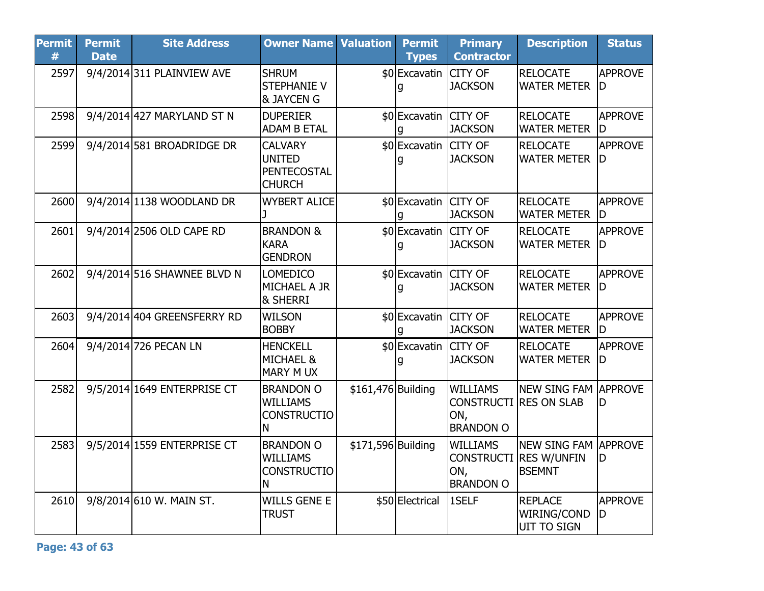| Permit # | Permit Date | Site Address | Owner Name | Valuation | Permit Types | Primary Contractor | Description | Status |
|---|---|---|---|---|---|---|---|---|
| 2597 | 9/4/2014 | 311 PLAINVIEW AVE | SHRUM STEPHANIE V & JAYCEN G | $0 | Excavating | CITY OF JACKSON | RELOCATE WATER METER | APPROVED |
| 2598 | 9/4/2014 | 427 MARYLAND ST N | DUPERIER ADAM B ETAL | $0 | Excavating | CITY OF JACKSON | RELOCATE WATER METER | APPROVED |
| 2599 | 9/4/2014 | 581 BROADRIDGE DR | CALVARY UNITED PENTECOSTAL CHURCH | $0 | Excavating | CITY OF JACKSON | RELOCATE WATER METER | APPROVED |
| 2600 | 9/4/2014 | 1138 WOODLAND DR | WYBERT ALICE J | $0 | Excavating | CITY OF JACKSON | RELOCATE WATER METER | APPROVED |
| 2601 | 9/4/2014 | 2506 OLD CAPE RD | BRANDON & KARA GENDRON | $0 | Excavating | CITY OF JACKSON | RELOCATE WATER METER | APPROVED |
| 2602 | 9/4/2014 | 516 SHAWNEE BLVD N | LOMEDICO MICHAEL A JR & SHERRI | $0 | Excavating | CITY OF JACKSON | RELOCATE WATER METER | APPROVED |
| 2603 | 9/4/2014 | 404 GREENSFERRY RD | WILSON BOBBY | $0 | Excavating | CITY OF JACKSON | RELOCATE WATER METER | APPROVED |
| 2604 | 9/4/2014 | 726 PECAN LN | HENCKELL MICHAEL & MARY M UX | $0 | Excavating | CITY OF JACKSON | RELOCATE WATER METER | APPROVED |
| 2582 | 9/5/2014 | 1649 ENTERPRISE CT | BRANDON O WILLIAMS CONSTRUCTION | $161,476 | Building | WILLIAMS CONSTRUCTION, BRANDON O | NEW SING FAM RES ON SLAB | APPROVED |
| 2583 | 9/5/2014 | 1559 ENTERPRISE CT | BRANDON O WILLIAMS CONSTRUCTION | $171,596 | Building | WILLIAMS CONSTRUCTION, BRANDON O | NEW SING FAM RES W/UNFIN BSEMNT | APPROVED |
| 2610 | 9/8/2014 | 610 W. MAIN ST. | WILLS GENE E TRUST | $50 | Electrical | 1SELF | REPLACE WIRING/CONDUIT TO SIGN | APPROVED |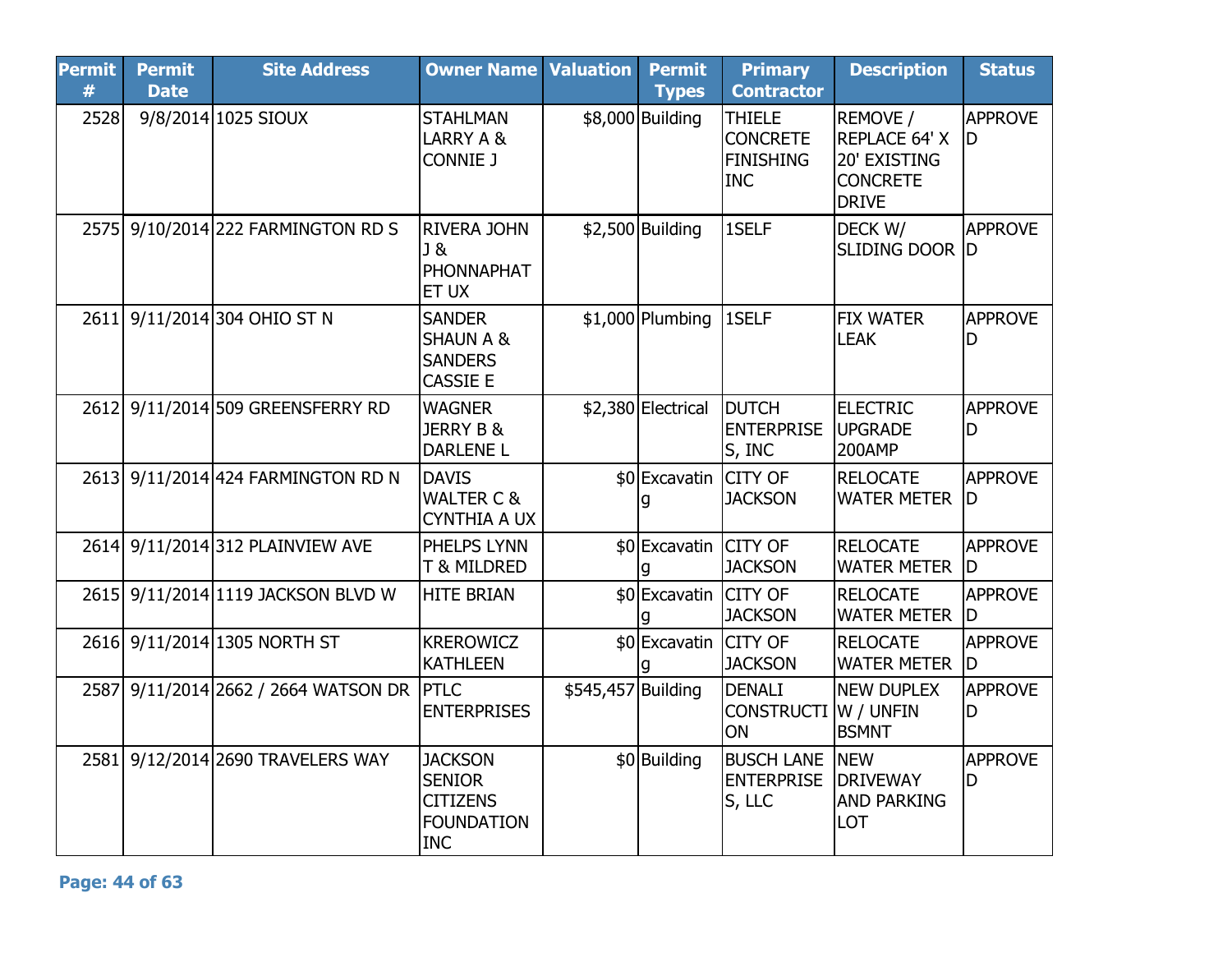| Permit # | Permit Date | Site Address | Owner Name | Valuation | Permit Types | Primary Contractor | Description | Status |
|---|---|---|---|---|---|---|---|---|
| 2528 | 9/8/2014 | 1025 SIOUX | STAHLMAN LARRY A & CONNIE J | $8,000 | Building | THIELE CONCRETE FINISHING INC | REMOVE / REPLACE 64' X 20' EXISTING CONCRETE DRIVE | APPROVED |
| 2575 | 9/10/2014 | 222 FARMINGTON RD S | RIVERA JOHN J & PHONNAPHAT ET UX | $2,500 | Building | 1SELF | DECK W/ SLIDING DOOR | APPROVED |
| 2611 | 9/11/2014 | 304 OHIO ST N | SANDER SHAUN A & SANDERS CASSIE E | $1,000 | Plumbing | 1SELF | FIX WATER LEAK | APPROVED |
| 2612 | 9/11/2014 | 509 GREENSFERRY RD | WAGNER JERRY B & DARLENE L | $2,380 | Electrical | DUTCH ENTERPRISES, INC | ELECTRIC UPGRADE 200AMP | APPROVED |
| 2613 | 9/11/2014 | 424 FARMINGTON RD N | DAVIS WALTER C & CYNTHIA A UX | $0 | Excavating | CITY OF JACKSON | RELOCATE WATER METER | APPROVED |
| 2614 | 9/11/2014 | 312 PLAINVIEW AVE | PHELPS LYNN T & MILDRED | $0 | Excavating | CITY OF JACKSON | RELOCATE WATER METER | APPROVED |
| 2615 | 9/11/2014 | 1119 JACKSON BLVD W | HITE BRIAN | $0 | Excavating | CITY OF JACKSON | RELOCATE WATER METER | APPROVED |
| 2616 | 9/11/2014 | 1305 NORTH ST | KREROWICZ KATHLEEN | $0 | Excavating | CITY OF JACKSON | RELOCATE WATER METER | APPROVED |
| 2587 | 9/11/2014 | 2662 / 2664 WATSON DR | PTLC ENTERPRISES | $545,457 | Building | DENALI CONSTRUCTION | NEW DUPLEX W / UNFIN BSMNT | APPROVED |
| 2581 | 9/12/2014 | 2690 TRAVELERS WAY | JACKSON SENIOR CITIZENS FOUNDATION INC | $0 | Building | BUSCH LANE ENTERPRISES, LLC | NEW DRIVEWAY AND PARKING LOT | APPROVED |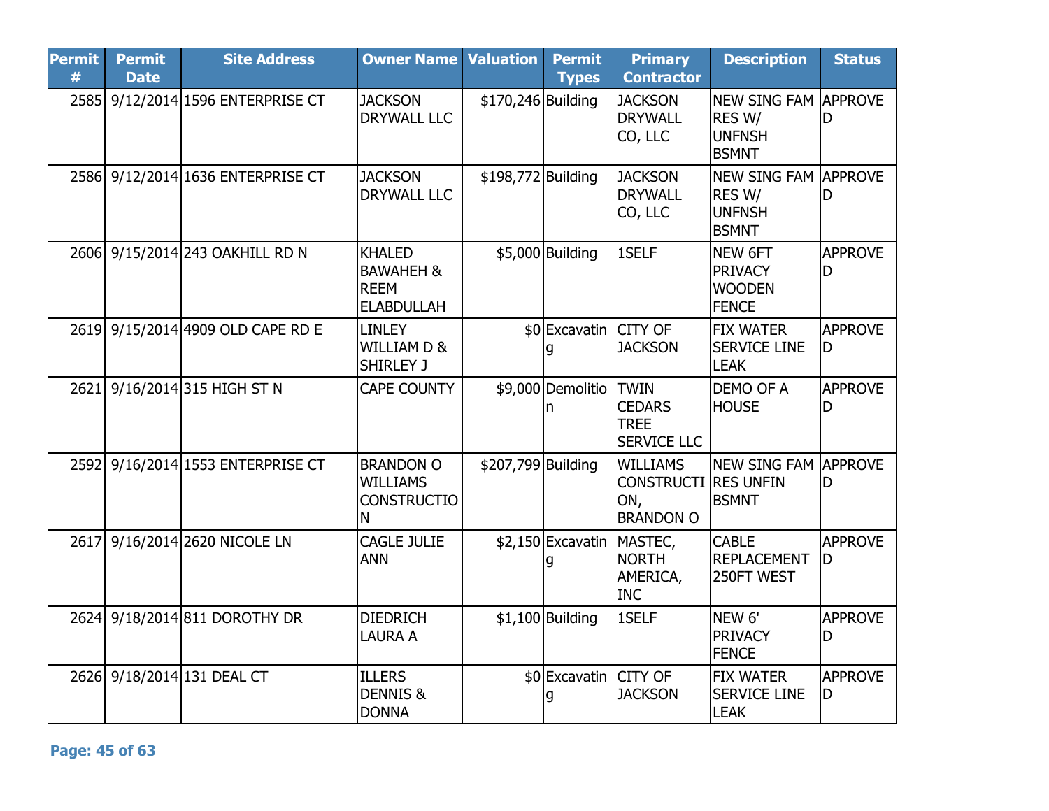| Permit # | Permit Date | Site Address | Owner Name | Valuation | Permit Types | Primary Contractor | Description | Status |
|---|---|---|---|---|---|---|---|---|
| 2585 | 9/12/2014 | 1596 ENTERPRISE CT | JACKSON DRYWALL LLC | $170,246 | Building | JACKSON DRYWALL CO, LLC | NEW SING FAM RES W/ UNFNSH BSMNT | APPROVED |
| 2586 | 9/12/2014 | 1636 ENTERPRISE CT | JACKSON DRYWALL LLC | $198,772 | Building | JACKSON DRYWALL CO, LLC | NEW SING FAM RES W/ UNFNSH BSMNT | APPROVED |
| 2606 | 9/15/2014 | 243 OAKHILL RD N | KHALED BAWAHEH & REEM ELABDULLAH | $5,000 | Building | 1SELF | NEW 6FT PRIVACY WOODEN FENCE | APPROVED |
| 2619 | 9/15/2014 | 4909 OLD CAPE RD E | LINLEY WILLIAM D & SHIRLEY J | $0 | Excavating | CITY OF JACKSON | FIX WATER SERVICE LINE LEAK | APPROVED |
| 2621 | 9/16/2014 | 315 HIGH ST N | CAPE COUNTY | $9,000 | Demolition | TWIN CEDARS TREE SERVICE LLC | DEMO OF A HOUSE | APPROVED |
| 2592 | 9/16/2014 | 1553 ENTERPRISE CT | BRANDON O WILLIAMS CONSTRUCTION | $207,799 | Building | WILLIAMS CONSTRUCTION, BRANDON O | NEW SING FAM RES UNFIN BSMNT | APPROVED |
| 2617 | 9/16/2014 | 2620 NICOLE LN | CAGLE JULIE ANN | $2,150 | Excavating | MASTEC, NORTH AMERICA, INC | CABLE REPLACEMENT 250FT WEST | APPROVED |
| 2624 | 9/18/2014 | 811 DOROTHY DR | DIEDRICH LAURA A | $1,100 | Building | 1SELF | NEW 6' PRIVACY FENCE | APPROVED |
| 2626 | 9/18/2014 | 131 DEAL CT | ILLERS DENNIS & DONNA | $0 | Excavating | CITY OF JACKSON | FIX WATER SERVICE LINE LEAK | APPROVED |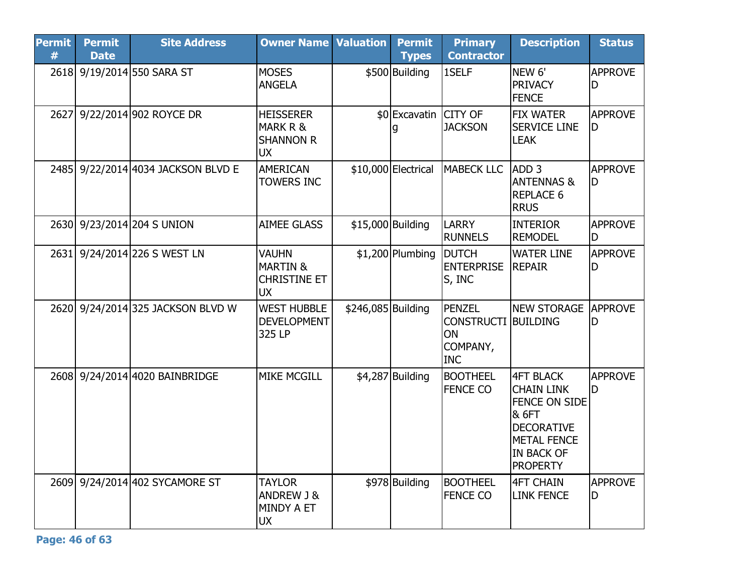| Permit # | Permit Date | Site Address | Owner Name | Valuation | Permit Types | Primary Contractor | Description | Status |
|---|---|---|---|---|---|---|---|---|
| 2618 | 9/19/2014 | 550 SARA ST | MOSES ANGELA | $500 | Building | 1SELF | NEW 6' PRIVACY FENCE | APPROVED |
| 2627 | 9/22/2014 | 902 ROYCE DR | HEISSERER MARK R & SHANNON R UX | $0 | Excavating | CITY OF JACKSON | FIX WATER SERVICE LINE LEAK | APPROVED |
| 2485 | 9/22/2014 | 4034 JACKSON BLVD E | AMERICAN TOWERS INC | $10,000 | Electrical | MABECK LLC | ADD 3 ANTENNAS & REPLACE 6 RRUS | APPROVED |
| 2630 | 9/23/2014 | 204 S UNION | AIMEE GLASS | $15,000 | Building | LARRY RUNNELS | INTERIOR REMODEL | APPROVED |
| 2631 | 9/24/2014 | 226 S WEST LN | VAUHN MARTIN & CHRISTINE ET UX | $1,200 | Plumbing | DUTCH ENTERPRISES, INC | WATER LINE REPAIR | APPROVED |
| 2620 | 9/24/2014 | 325 JACKSON BLVD W | WEST HUBBLE DEVELOPMENT 325 LP | $246,085 | Building | PENZEL CONSTRUCTION COMPANY, INC | NEW STORAGE BUILDING | APPROVED |
| 2608 | 9/24/2014 | 4020 BAINBRIDGE | MIKE MCGILL | $4,287 | Building | BOOTHEEL FENCE CO | 4FT BLACK CHAIN LINK FENCE ON SIDE & 6FT DECORATIVE METAL FENCE IN BACK OF PROPERTY | APPROVED |
| 2609 | 9/24/2014 | 402 SYCAMORE ST | TAYLOR ANDREW J & MINDY A ET UX | $978 | Building | BOOTHEEL FENCE CO | 4FT CHAIN LINK FENCE | APPROVED |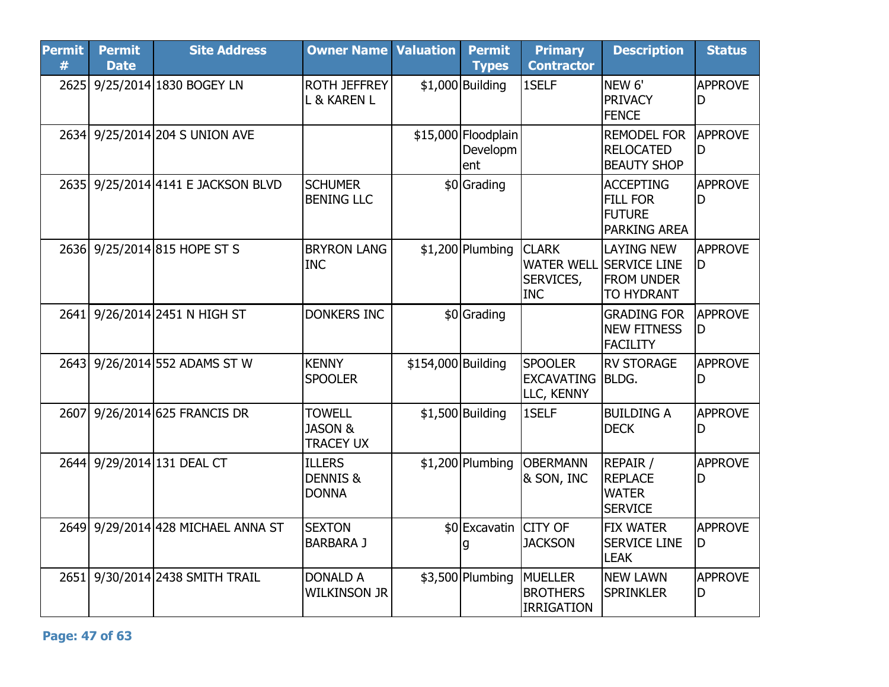| Permit # | Permit Date | Site Address | Owner Name | Valuation | Permit Types | Primary Contractor | Description | Status |
|---|---|---|---|---|---|---|---|---|
| 2625 | 9/25/2014 | 1830 BOGEY LN | ROTH JEFFREY L & KAREN L | $1,000 | Building | 1SELF | NEW 6' PRIVACY FENCE | APPROVED |
| 2634 | 9/25/2014 | 204 S UNION AVE | | $15,000 | Floodplain Development | | REMODEL FOR RELOCATED BEAUTY SHOP | APPROVED |
| 2635 | 9/25/2014 | 4141 E JACKSON BLVD | SCHUMER BENING LLC | $0 | Grading | | ACCEPTING FILL FOR FUTURE PARKING AREA | APPROVED |
| 2636 | 9/25/2014 | 815 HOPE ST S | BRYRON LANG INC | $1,200 | Plumbing | CLARK WATER WELL SERVICES, INC | LAYING NEW SERVICE LINE FROM UNDER TO HYDRANT | APPROVED |
| 2641 | 9/26/2014 | 2451 N HIGH ST | DONKERS INC | $0 | Grading | | GRADING FOR NEW FITNESS FACILITY | APPROVED |
| 2643 | 9/26/2014 | 552 ADAMS ST W | KENNY SPOOLER | $154,000 | Building | SPOOLER EXCAVATING LLC, KENNY | RV STORAGE BLDG. | APPROVED |
| 2607 | 9/26/2014 | 625 FRANCIS DR | TOWELL JASON & TRACEY UX | $1,500 | Building | 1SELF | BUILDING A DECK | APPROVED |
| 2644 | 9/29/2014 | 131 DEAL CT | ILLERS DENNIS & DONNA | $1,200 | Plumbing | OBERMANN & SON, INC | REPAIR / REPLACE WATER SERVICE | APPROVED |
| 2649 | 9/29/2014 | 428 MICHAEL ANNA ST | SEXTON BARBARA J | $0 | Excavating | CITY OF JACKSON | FIX WATER SERVICE LINE LEAK | APPROVED |
| 2651 | 9/30/2014 | 2438 SMITH TRAIL | DONALD A WILKINSON JR | $3,500 | Plumbing | MUELLER BROTHERS IRRIGATION | NEW LAWN SPRINKLER | APPROVED |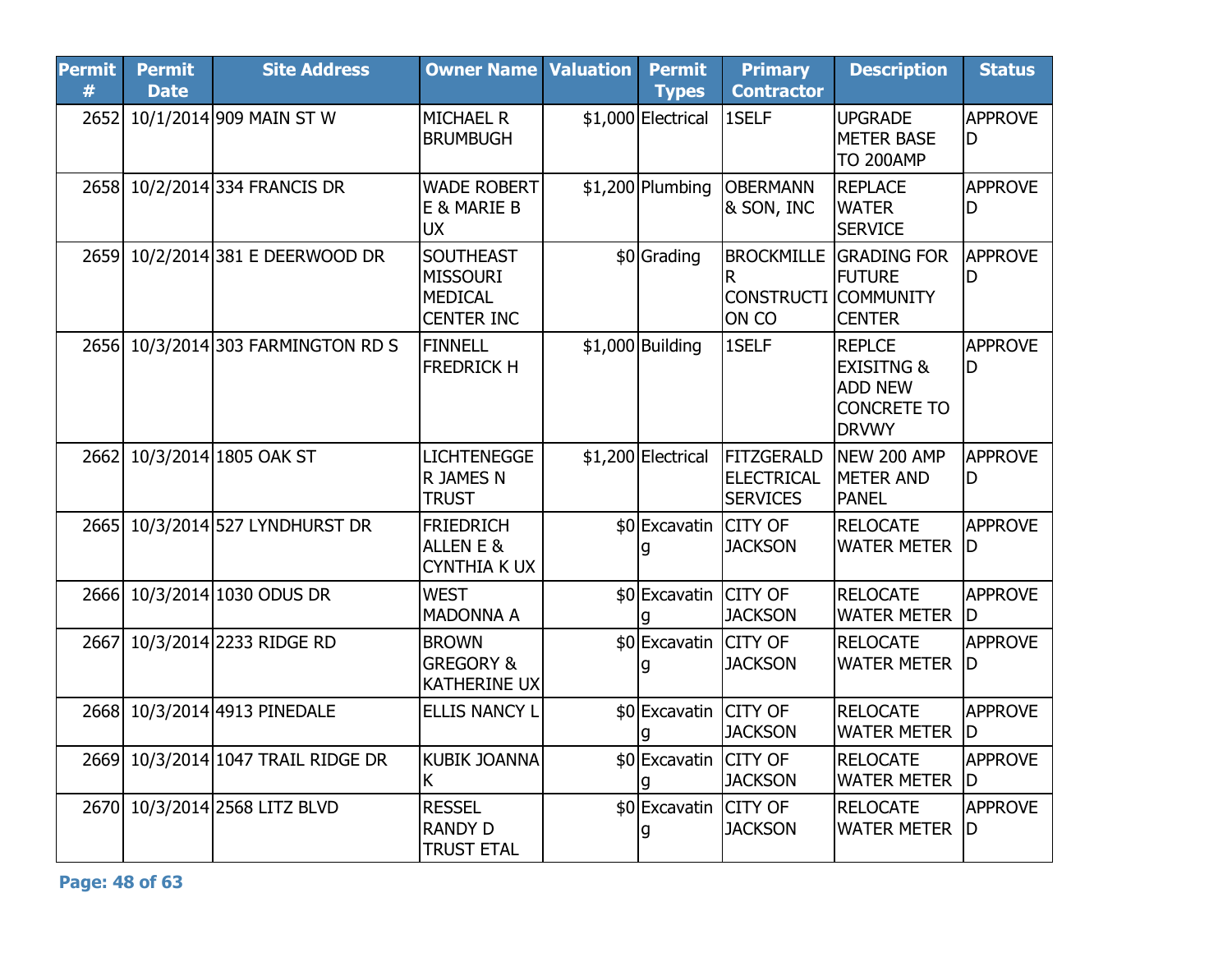| Permit # | Permit Date | Site Address | Owner Name | Valuation | Permit Types | Primary Contractor | Description | Status |
|---|---|---|---|---|---|---|---|---|
| 2652 | 10/1/2014 | 909 MAIN ST W | MICHAEL R BRUMBUGH | $1,000 | Electrical | 1SELF | UPGRADE METER BASE TO 200AMP | APPROVED |
| 2658 | 10/2/2014 | 334 FRANCIS DR | WADE ROBERT E & MARIE B UX | $1,200 | Plumbing | OBERMANN & SON, INC | REPLACE WATER SERVICE | APPROVED |
| 2659 | 10/2/2014 | 381 E DEERWOOD DR | SOUTHEAST MISSOURI MEDICAL CENTER INC | $0 | Grading | BROCKMILLER CONSTRUCTION CO | GRADING FOR FUTURE COMMUNITY CENTER | APPROVED |
| 2656 | 10/3/2014 | 303 FARMINGTON RD S | FINNELL FREDRICK H | $1,000 | Building | 1SELF | REPLCE EXISITNG & ADD NEW CONCRETE TO DRVWY | APPROVED |
| 2662 | 10/3/2014 | 1805 OAK ST | LICHTENEGGER JAMES N TRUST | $1,200 | Electrical | FITZGERALD ELECTRICAL SERVICES | NEW 200 AMP METER AND PANEL | APPROVED |
| 2665 | 10/3/2014 | 527 LYNDHURST DR | FRIEDRICH ALLEN E & CYNTHIA K UX | $0 | Excavating | CITY OF JACKSON | RELOCATE WATER METER | APPROVED |
| 2666 | 10/3/2014 | 1030 ODUS DR | WEST MADONNA A | $0 | Excavating | CITY OF JACKSON | RELOCATE WATER METER | APPROVED |
| 2667 | 10/3/2014 | 2233 RIDGE RD | BROWN GREGORY & KATHERINE UX | $0 | Excavating | CITY OF JACKSON | RELOCATE WATER METER | APPROVED |
| 2668 | 10/3/2014 | 4913 PINEDALE | ELLIS NANCY L | $0 | Excavating | CITY OF JACKSON | RELOCATE WATER METER | APPROVED |
| 2669 | 10/3/2014 | 1047 TRAIL RIDGE DR | KUBIK JOANNA K | $0 | Excavating | CITY OF JACKSON | RELOCATE WATER METER | APPROVED |
| 2670 | 10/3/2014 | 2568 LITZ BLVD | RESSEL RANDY D TRUST ETAL | $0 | Excavating | CITY OF JACKSON | RELOCATE WATER METER | APPROVED |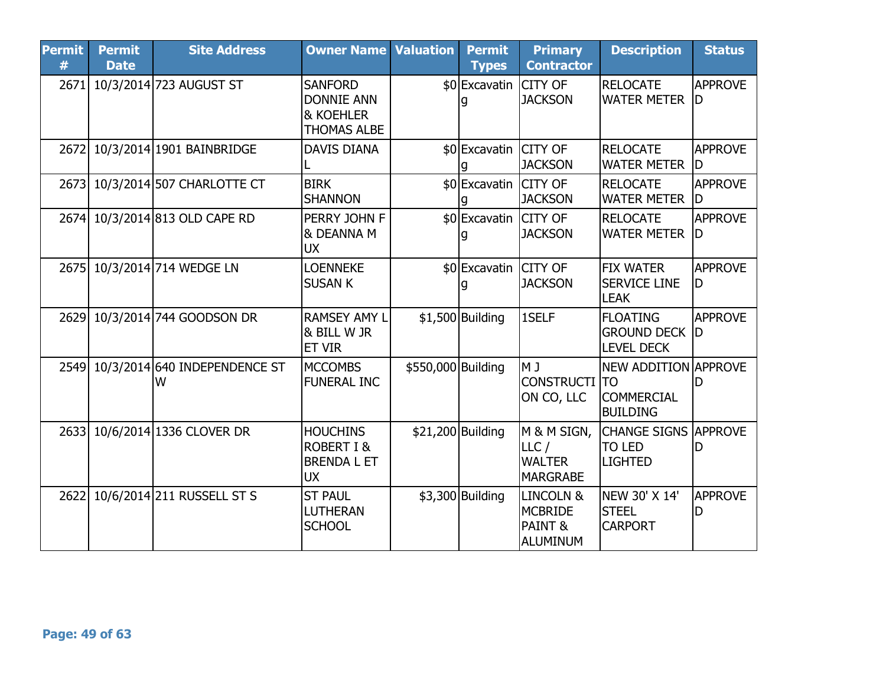| Permit # | Permit Date | Site Address | Owner Name | Valuation | Permit Types | Primary Contractor | Description | Status |
|---|---|---|---|---|---|---|---|---|
| 2671 | 10/3/2014 | 723 AUGUST ST | SANFORD DONNIE ANN & KOEHLER THOMAS ALBE | $0 | Excavating | CITY OF JACKSON | RELOCATE WATER METER | APPROVED |
| 2672 | 10/3/2014 | 1901 BAINBRIDGE | DAVIS DIANA L | $0 | Excavating | CITY OF JACKSON | RELOCATE WATER METER | APPROVED |
| 2673 | 10/3/2014 | 507 CHARLOTTE CT | BIRK SHANNON | $0 | Excavating | CITY OF JACKSON | RELOCATE WATER METER | APPROVED |
| 2674 | 10/3/2014 | 813 OLD CAPE RD | PERRY JOHN F & DEANNA M UX | $0 | Excavating | CITY OF JACKSON | RELOCATE WATER METER | APPROVED |
| 2675 | 10/3/2014 | 714 WEDGE LN | LOENNEKE SUSAN K | $0 | Excavating | CITY OF JACKSON | FIX WATER SERVICE LINE LEAK | APPROVED |
| 2629 | 10/3/2014 | 744 GOODSON DR | RAMSEY AMY L & BILL W JR ET VIR | $1,500 | Building | 1SELF | FLOATING GROUND DECK LEVEL DECK | APPROVED |
| 2549 | 10/3/2014 | 640 INDEPENDENCE ST W | MCCOMBS FUNERAL INC | $550,000 | Building | M J CONSTRUCTION CO, LLC | NEW ADDITION TO COMMERCIAL BUILDING | APPROVED |
| 2633 | 10/6/2014 | 1336 CLOVER DR | HOUCHINS ROBERT I & BRENDA L ET UX | $21,200 | Building | M & M SIGN, LLC / WALTER MARGRABE | CHANGE SIGNS TO LED LIGHTED | APPROVED |
| 2622 | 10/6/2014 | 211 RUSSELL ST S | ST PAUL LUTHERAN SCHOOL | $3,300 | Building | LINCOLN & MCBRIDE PAINT & ALUMINUM | NEW 30' X 14' STEEL CARPORT | APPROVED |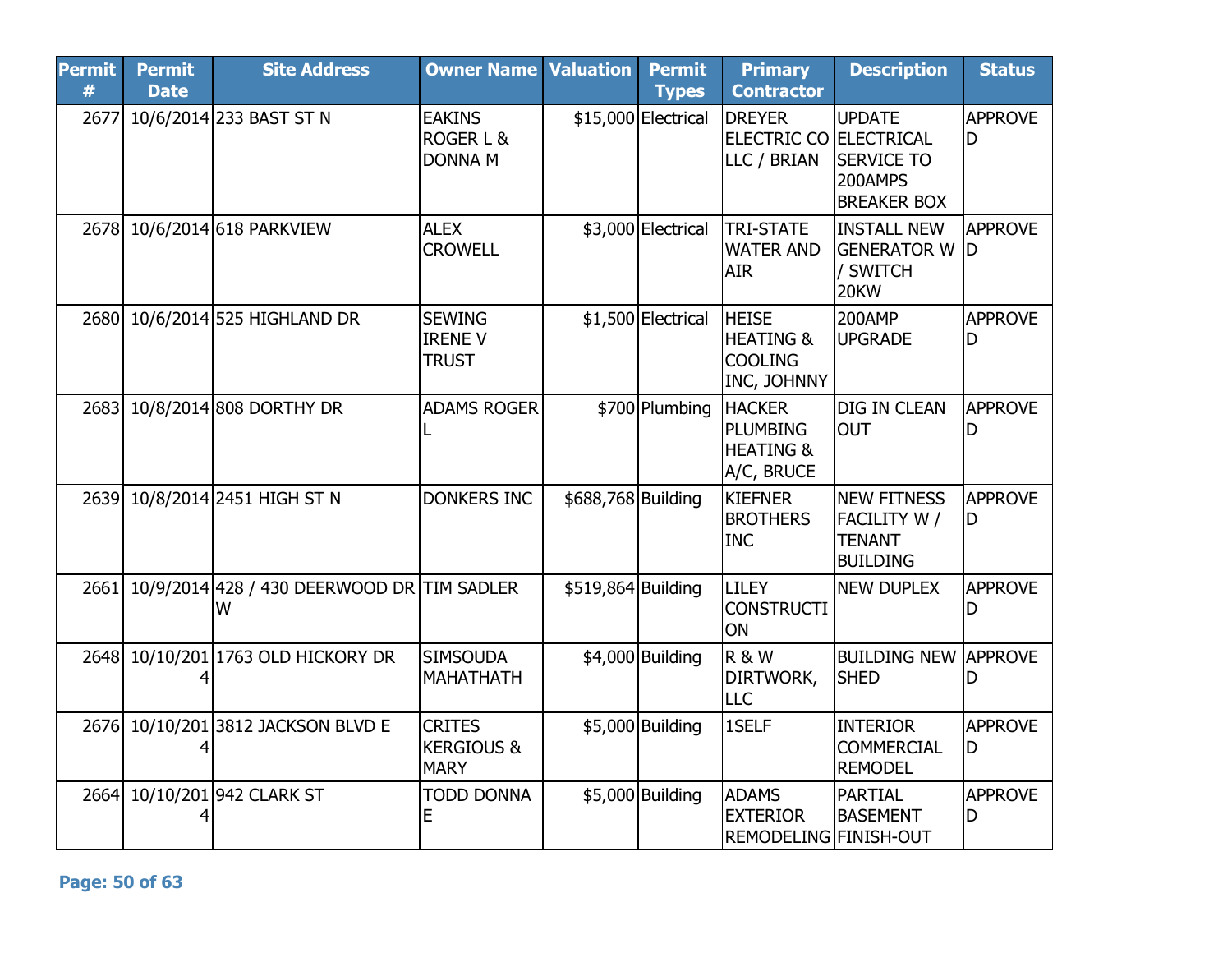| Permit # | Permit Date | Site Address | Owner Name | Valuation | Permit Types | Primary Contractor | Description | Status |
|---|---|---|---|---|---|---|---|---|
| 2677 | 10/6/2014 | 233 BAST ST N | EAKINS ROGER L & DONNA M | $15,000 | Electrical | DREYER ELECTRIC CO LLC / BRIAN | UPDATE ELECTRICAL SERVICE TO 200AMPS BREAKER BOX | APPROVED |
| 2678 | 10/6/2014 | 618 PARKVIEW | ALEX CROWELL | $3,000 | Electrical | TRI-STATE WATER AND AIR | INSTALL NEW GENERATOR W / SWITCH 20KW | APPROVED |
| 2680 | 10/6/2014 | 525 HIGHLAND DR | SEWING IRENE V TRUST | $1,500 | Electrical | HEISE HEATING & COOLING INC, JOHNNY | 200AMP UPGRADE | APPROVED |
| 2683 | 10/8/2014 | 808 DORTHY DR | ADAMS ROGER L | $700 | Plumbing | HACKER PLUMBING HEATING & A/C, BRUCE | DIG IN CLEAN OUT | APPROVED |
| 2639 | 10/8/2014 | 2451 HIGH ST N | DONKERS INC | $688,768 | Building | KIEFNER BROTHERS INC | NEW FITNESS FACILITY W / TENANT BUILDING | APPROVED |
| 2661 | 10/9/2014 | 428 / 430 DEERWOOD DR W | TIM SADLER | $519,864 | Building | LILEY CONSTRUCTION | NEW DUPLEX | APPROVED |
| 2648 | 10/10/2014 | 1763 OLD HICKORY DR | SIMSOUDA MAHATHATH | $4,000 | Building | R & W DIRTWORK, LLC | BUILDING NEW SHED | APPROVED |
| 2676 | 10/10/2014 | 3812 JACKSON BLVD E | CRITES KERGIOUS & MARY | $5,000 | Building | 1SELF | INTERIOR COMMERCIAL REMODEL | APPROVED |
| 2664 | 10/10/2014 | 942 CLARK ST | TODD DONNA E | $5,000 | Building | ADAMS EXTERIOR REMODELING | PARTIAL BASEMENT FINISH-OUT | APPROVED |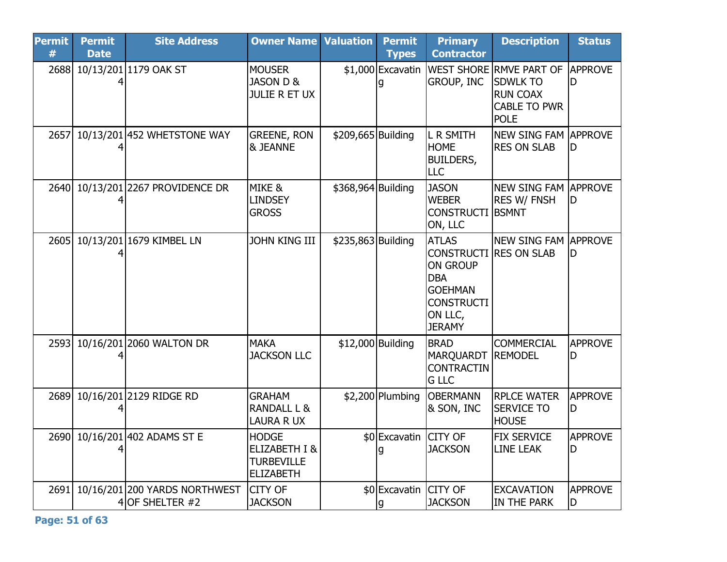| Permit # | Permit Date | Site Address | Owner Name | Valuation | Permit Types | Primary Contractor | Description | Status |
|---|---|---|---|---|---|---|---|---|
| 2688 | 10/13/2014 | 1179 OAK ST | MOUSER JASON D & JULIE R ET UX | $1,000 | Excavating | WEST SHORE GROUP, INC | RMVE PART OF SDWLK TO RUN COAX CABLE TO PWR POLE | APPROVED |
| 2657 | 10/13/2014 | 452 WHETSTONE WAY | GREENE, RON & JEANNE | $209,665 | Building | L R SMITH HOME BUILDERS, LLC | NEW SING FAM RES ON SLAB | APPROVED |
| 2640 | 10/13/2014 | 2267 PROVIDENCE DR | MIKE & LINDSEY GROSS | $368,964 | Building | JASON WEBER CONSTRUCTION, LLC | NEW SING FAM RES W/ FNSH BSMNT | APPROVED |
| 2605 | 10/13/2014 | 1679 KIMBEL LN | JOHN KING III | $235,863 | Building | ATLAS CONSTRUCTION GROUP DBA GOEHMAN CONSTRUCTION LLC, JERAMY | NEW SING FAM RES ON SLAB | APPROVED |
| 2593 | 10/16/2014 | 2060 WALTON DR | MAKA JACKSON LLC | $12,000 | Building | BRAD MARQUARDT CONTRACTING LLC | COMMERCIAL REMODEL | APPROVED |
| 2689 | 10/16/2014 | 2129 RIDGE RD | GRAHAM RANDALL L & LAURA R UX | $2,200 | Plumbing | OBERMANN & SON, INC | RPLCE WATER SERVICE TO HOUSE | APPROVED |
| 2690 | 10/16/2014 | 402 ADAMS ST E | HODGE ELIZABETH I & TURBEVILLE ELIZABETH | $0 | Excavating | CITY OF JACKSON | FIX SERVICE LINE LEAK | APPROVED |
| 2691 | 10/16/2014 | 200 YARDS NORTHWEST OF SHELTER #2 | CITY OF JACKSON | $0 | Excavating | CITY OF JACKSON | EXCAVATION IN THE PARK | APPROVED |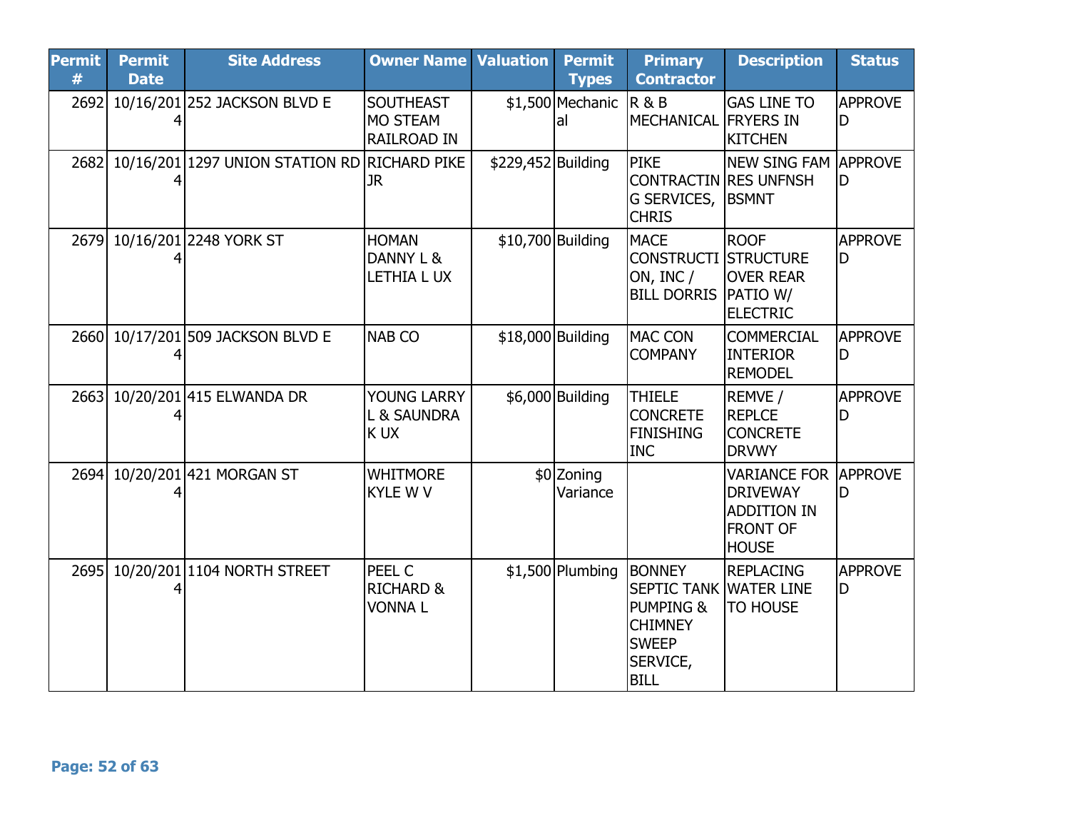| Permit # | Permit Date | Site Address | Owner Name | Valuation | Permit Types | Primary Contractor | Description | Status |
|---|---|---|---|---|---|---|---|---|
| 2692 | 10/16/2014 | 252 JACKSON BLVD E | SOUTHEAST MO STEAM RAILROAD IN | $1,500 | Mechanical | R & B MECHANICAL | GAS LINE TO FRYERS IN KITCHEN | APPROVED |
| 2682 | 10/16/2014 | 1297 UNION STATION RD | RICHARD PIKE JR | $229,452 | Building | PIKE CONTRACTING SERVICES, CHRIS | NEW SING FAM RES UNFNSH BSMNT | APPROVED |
| 2679 | 10/16/2014 | 2248 YORK ST | HOMAN DANNY L & LETHIA L UX | $10,700 | Building | MACE CONSTRUCTION, INC / BILL DORRIS | ROOF STRUCTURE OVER REAR PATIO W/ ELECTRIC | APPROVED |
| 2660 | 10/17/2014 | 509 JACKSON BLVD E | NAB CO | $18,000 | Building | MAC CON COMPANY | COMMERCIAL INTERIOR REMODEL | APPROVED |
| 2663 | 10/20/2014 | 415 ELWANDA DR | YOUNG LARRY L & SAUNDRA K UX | $6,000 | Building | THIELE CONCRETE FINISHING INC | REMVE / REPLCE CONCRETE DRVWY | APPROVED |
| 2694 | 10/20/2014 | 421 MORGAN ST | WHITMORE KYLE W V | $0 | Zoning Variance | | VARIANCE FOR DRIVEWAY ADDITION IN FRONT OF HOUSE | APPROVED |
| 2695 | 10/20/2014 | 1104 NORTH STREET | PEEL C RICHARD & VONNA L | $1,500 | Plumbing | BONNEY SEPTIC TANK PUMPING & CHIMNEY SWEEP SERVICE, BILL | REPLACING WATER LINE TO HOUSE | APPROVED |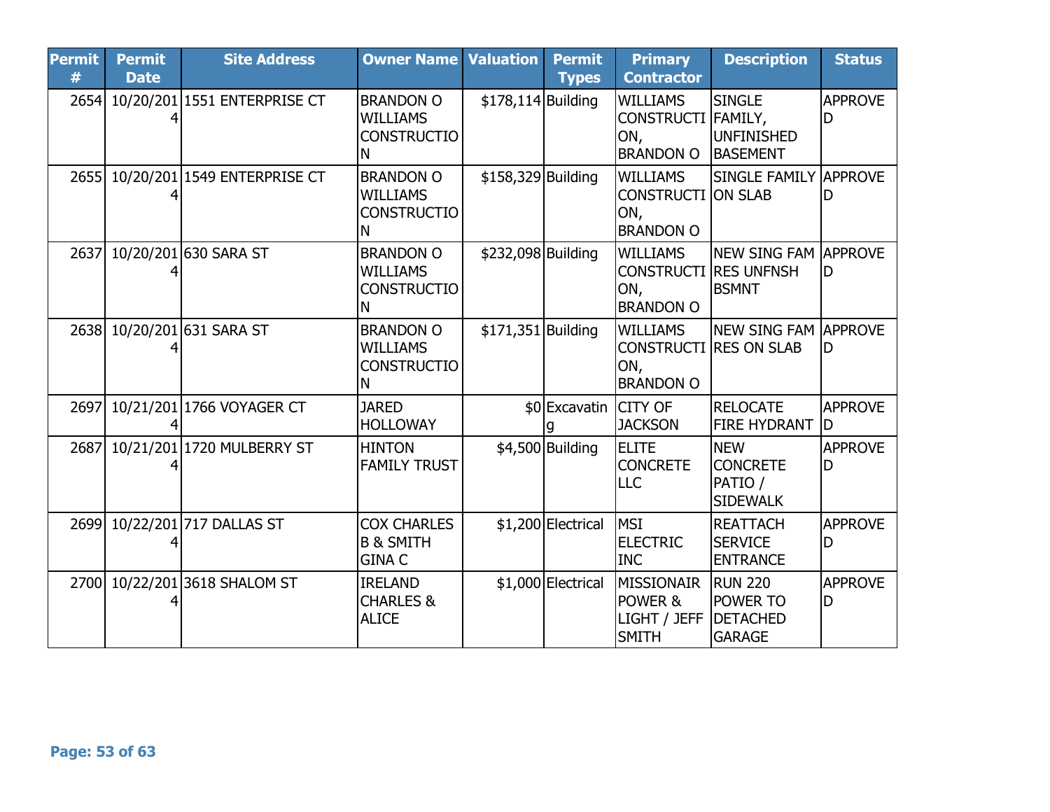| Permit # | Permit Date | Site Address | Owner Name | Valuation | Permit Types | Primary Contractor | Description | Status |
|---|---|---|---|---|---|---|---|---|
| 2654 | 10/20/2014 | 1551 ENTERPRISE CT | BRANDON O WILLIAMS CONSTRUCTION | $178,114 | Building | WILLIAMS CONSTRUCTION, BRANDON O | SINGLE FAMILY, UNFINISHED BASEMENT | APPROVED |
| 2655 | 10/20/2014 | 1549 ENTERPRISE CT | BRANDON O WILLIAMS CONSTRUCTION | $158,329 | Building | WILLIAMS CONSTRUCTION, BRANDON O | SINGLE FAMILY ON SLAB | APPROVED |
| 2637 | 10/20/2014 | 630 SARA ST | BRANDON O WILLIAMS CONSTRUCTION | $232,098 | Building | WILLIAMS CONSTRUCTION, BRANDON O | NEW SING FAM RES UNFNSH BSMNT | APPROVED |
| 2638 | 10/20/2014 | 631 SARA ST | BRANDON O WILLIAMS CONSTRUCTION | $171,351 | Building | WILLIAMS CONSTRUCTION, BRANDON O | NEW SING FAM RES ON SLAB | APPROVED |
| 2697 | 10/21/2014 | 1766 VOYAGER CT | JARED HOLLOWAY | $0 | Excavating | CITY OF JACKSON | RELOCATE FIRE HYDRANT | APPROVED |
| 2687 | 10/21/2014 | 1720 MULBERRY ST | HINTON FAMILY TRUST | $4,500 | Building | ELITE CONCRETE LLC | NEW CONCRETE PATIO / SIDEWALK | APPROVED |
| 2699 | 10/22/2014 | 717 DALLAS ST | COX CHARLES B & SMITH GINA C | $1,200 | Electrical | MSI ELECTRIC INC | REATTACH SERVICE ENTRANCE | APPROVED |
| 2700 | 10/22/2014 | 3618 SHALOM ST | IRELAND CHARLES & ALICE | $1,000 | Electrical | MISSIONAIR POWER & LIGHT / JEFF SMITH | RUN 220 POWER TO DETACHED GARAGE | APPROVED |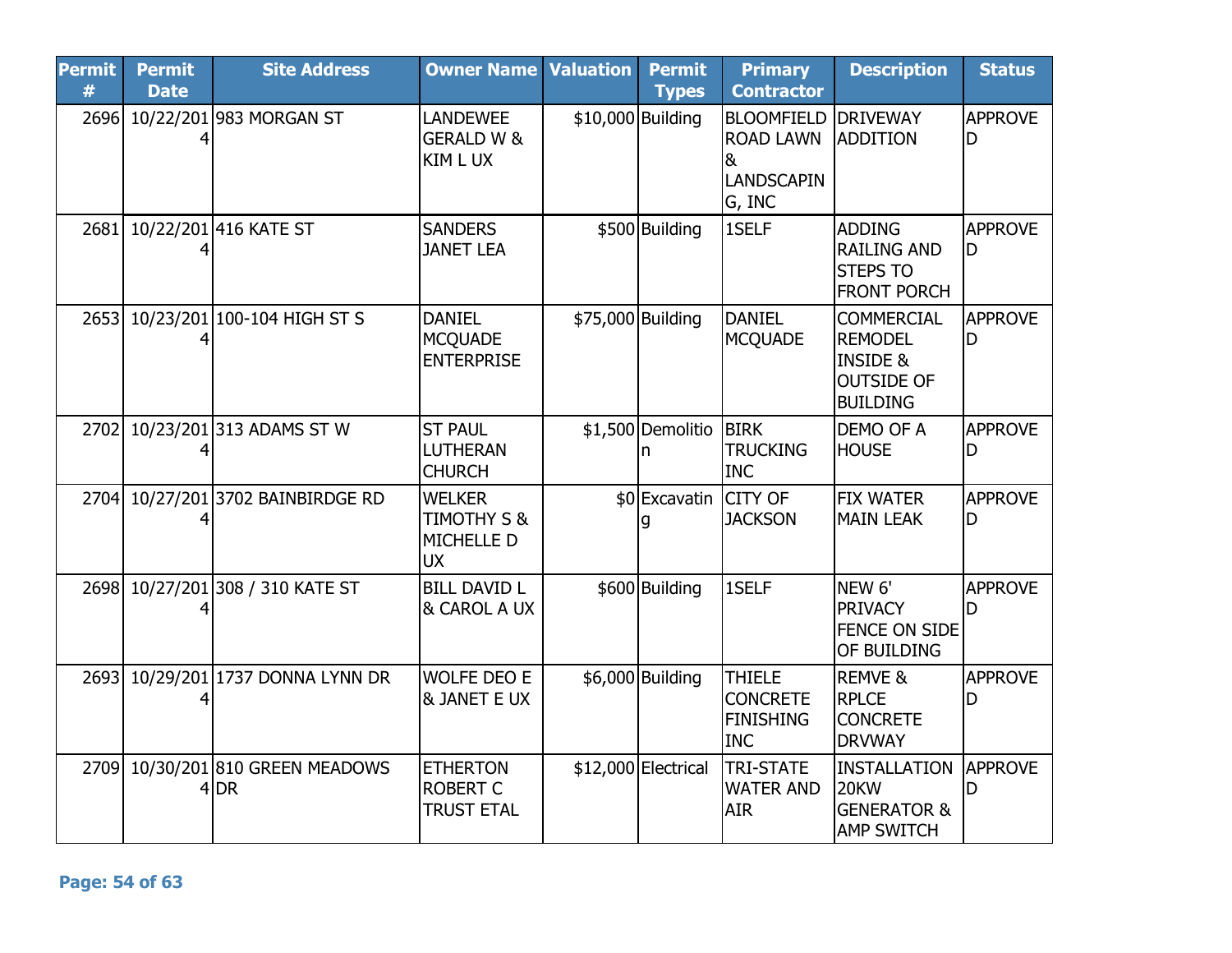| Permit # | Permit Date | Site Address | Owner Name | Valuation | Permit Types | Primary Contractor | Description | Status |
| --- | --- | --- | --- | --- | --- | --- | --- | --- |
| 2696 | 10/22/2014 | 983 MORGAN ST | LANDEWEE GERALD W & KIM L UX | $10,000 | Building | BLOOMFIELD ROAD LAWN & LANDSCAPING, INC | DRIVEWAY ADDITION | APPROVED |
| 2681 | 10/22/2014 | 416 KATE ST | SANDERS JANET LEA | $500 | Building | 1SELF | ADDING RAILING AND STEPS TO FRONT PORCH | APPROVED |
| 2653 | 10/23/2014 | 100-104 HIGH ST S | DANIEL MCQUADE ENTERPRISE | $75,000 | Building | DANIEL MCQUADE | COMMERCIAL REMODEL INSIDE & OUTSIDE OF BUILDING | APPROVED |
| 2702 | 10/23/2014 | 313 ADAMS ST W | ST PAUL LUTHERAN CHURCH | $1,500 | Demolition | BIRK TRUCKING INC | DEMO OF A HOUSE | APPROVED |
| 2704 | 10/27/2014 | 3702 BAINBIRDGE RD | WELKER TIMOTHY S & MICHELLE D UX | $0 | Excavating | CITY OF JACKSON | FIX WATER MAIN LEAK | APPROVED |
| 2698 | 10/27/2014 | 308 / 310 KATE ST | BILL DAVID L & CAROL A UX | $600 | Building | 1SELF | NEW 6' PRIVACY FENCE ON SIDE OF BUILDING | APPROVED |
| 2693 | 10/29/2014 | 1737 DONNA LYNN DR | WOLFE DEO E & JANET E UX | $6,000 | Building | THIELE CONCRETE FINISHING INC | REMVE & RPLCE CONCRETE DRVWAY | APPROVED |
| 2709 | 10/30/2014 | 810 GREEN MEADOWS DR | ETHERTON ROBERT C TRUST ETAL | $12,000 | Electrical | TRI-STATE WATER AND AIR | INSTALLATION 20KW GENERATOR & AMP SWITCH | APPROVED |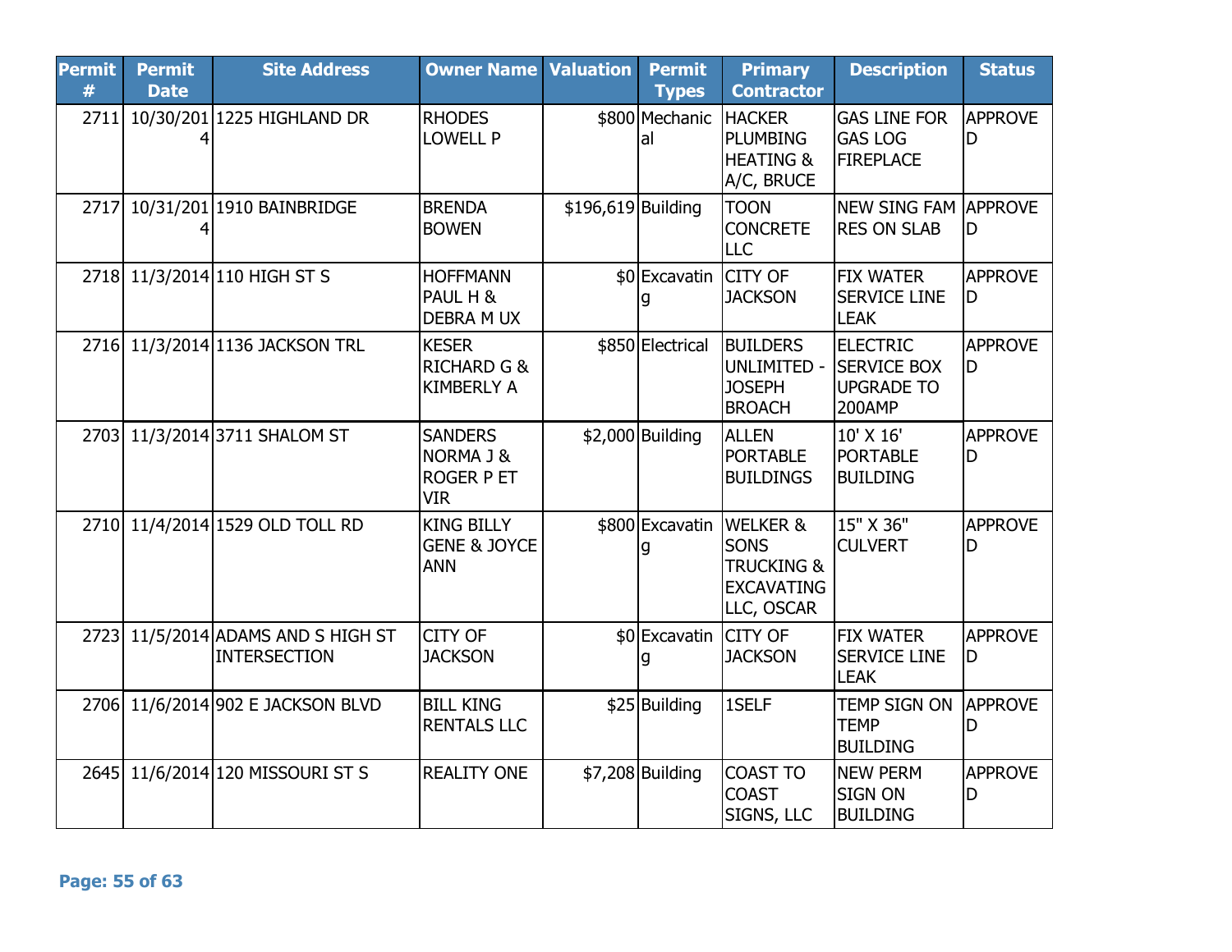| Permit # | Permit Date | Site Address | Owner Name | Valuation | Permit Types | Primary Contractor | Description | Status |
|---|---|---|---|---|---|---|---|---|
| 2711 | 10/30/2014 | 1225 HIGHLAND DR | RHODES LOWELL P | $800 | Mechanical | HACKER PLUMBING HEATING & A/C, BRUCE | GAS LINE FOR GAS LOG FIREPLACE | APPROVED |
| 2717 | 10/31/2014 | 1910 BAINBRIDGE | BRENDA BOWEN | $196,619 | Building | TOON CONCRETE LLC | NEW SING FAM RES ON SLAB | APPROVED |
| 2718 | 11/3/2014 | 110 HIGH ST S | HOFFMANN PAUL H & DEBRA M UX | $0 | Excavating | CITY OF JACKSON | FIX WATER SERVICE LINE LEAK | APPROVED |
| 2716 | 11/3/2014 | 1136 JACKSON TRL | KESER RICHARD G & KIMBERLY A | $850 | Electrical | BUILDERS UNLIMITED - JOSEPH BROACH | ELECTRIC SERVICE BOX UPGRADE TO 200AMP | APPROVED |
| 2703 | 11/3/2014 | 3711 SHALOM ST | SANDERS NORMA J & ROGER P ET VIR | $2,000 | Building | ALLEN PORTABLE BUILDINGS | 10' X 16' PORTABLE BUILDING | APPROVED |
| 2710 | 11/4/2014 | 1529 OLD TOLL RD | KING BILLY GENE & JOYCE ANN | $800 | Excavating | WELKER & SONS TRUCKING & EXCAVATING LLC, OSCAR | 15" X 36" CULVERT | APPROVED |
| 2723 | 11/5/2014 | ADAMS AND S HIGH ST INTERSECTION | CITY OF JACKSON | $0 | Excavating | CITY OF JACKSON | FIX WATER SERVICE LINE LEAK | APPROVED |
| 2706 | 11/6/2014 | 902 E JACKSON BLVD | BILL KING RENTALS LLC | $25 | Building | 1SELF | TEMP SIGN ON TEMP BUILDING | APPROVED |
| 2645 | 11/6/2014 | 120 MISSOURI ST S | REALITY ONE | $7,208 | Building | COAST TO COAST SIGNS, LLC | NEW PERM SIGN ON BUILDING | APPROVED |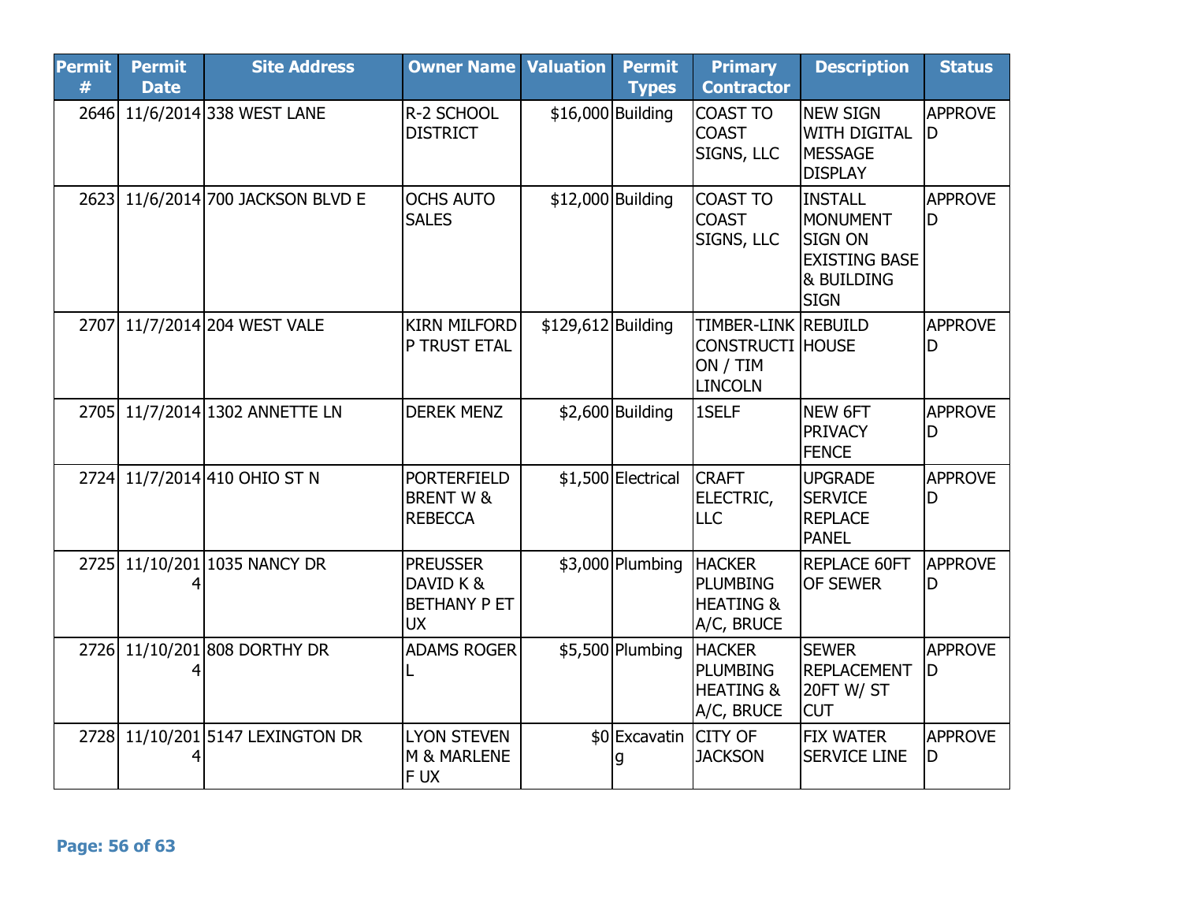| Permit # | Permit Date | Site Address | Owner Name | Valuation | Permit Types | Primary Contractor | Description | Status |
|---|---|---|---|---|---|---|---|---|
| 2646 | 11/6/2014 | 338 WEST LANE | R-2 SCHOOL DISTRICT | $16,000 | Building | COAST TO COAST SIGNS, LLC | NEW SIGN WITH DIGITAL MESSAGE DISPLAY | APPROVED |
| 2623 | 11/6/2014 | 700 JACKSON BLVD E | OCHS AUTO SALES | $12,000 | Building | COAST TO COAST SIGNS, LLC | INSTALL MONUMENT SIGN ON EXISTING BASE & BUILDING SIGN | APPROVED |
| 2707 | 11/7/2014 | 204 WEST VALE | KIRN MILFORD P TRUST ETAL | $129,612 | Building | TIMBER-LINK CONSTRUCTION / TIM LINCOLN | REBUILD HOUSE | APPROVED |
| 2705 | 11/7/2014 | 1302 ANNETTE LN | DEREK MENZ | $2,600 | Building | 1SELF | NEW 6FT PRIVACY FENCE | APPROVED |
| 2724 | 11/7/2014 | 410 OHIO ST N | PORTERFIELD BRENT W & REBECCA | $1,500 | Electrical | CRAFT ELECTRIC, LLC | UPGRADE SERVICE REPLACE PANEL | APPROVED |
| 2725 | 11/10/2014 | 1035 NANCY DR | PREUSSER DAVID K & BETHANY P ET UX | $3,000 | Plumbing | HACKER PLUMBING HEATING & A/C, BRUCE | REPLACE 60FT OF SEWER | APPROVED |
| 2726 | 11/10/2014 | 808 DORTHY DR | ADAMS ROGER L | $5,500 | Plumbing | HACKER PLUMBING HEATING & A/C, BRUCE | SEWER REPLACEMENT 20FT W/ ST CUT | APPROVED |
| 2728 | 11/10/2014 | 5147 LEXINGTON DR | LYON STEVEN M & MARLENE F UX | $0 | Excavating | CITY OF JACKSON | FIX WATER SERVICE LINE | APPROVED |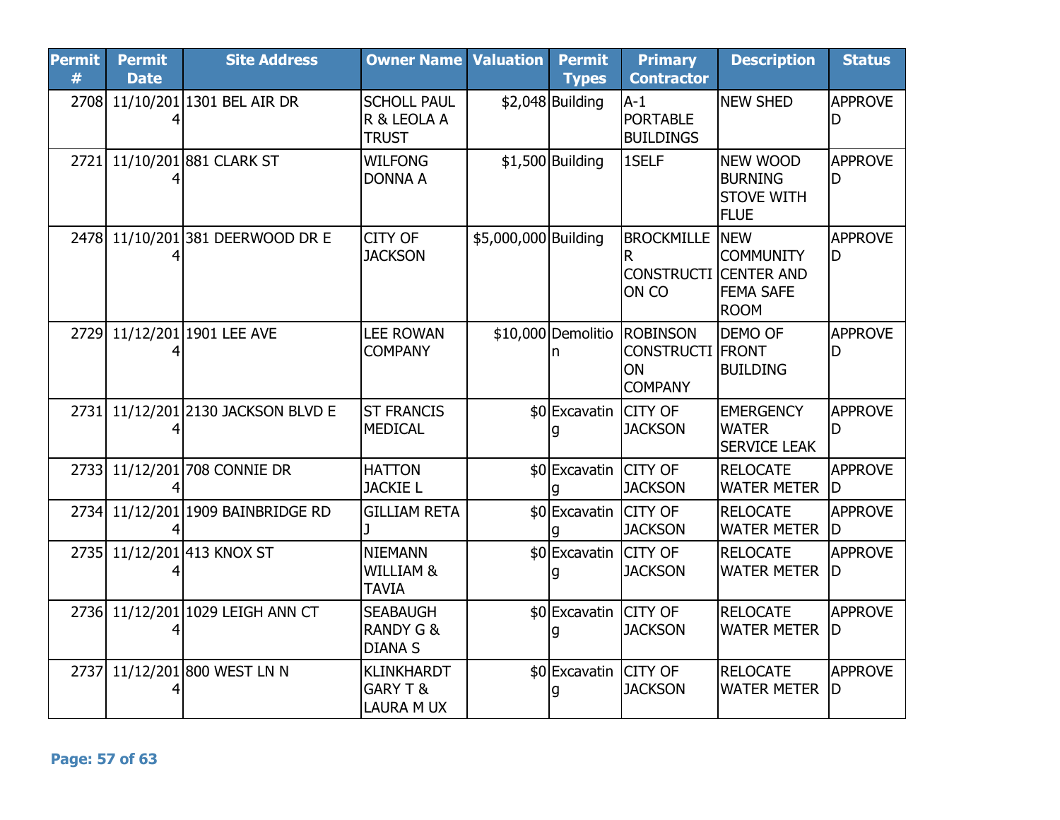| Permit # | Permit Date | Site Address | Owner Name | Valuation | Permit Types | Primary Contractor | Description | Status |
|---|---|---|---|---|---|---|---|---|
| 2708 | 11/10/2014 | 1301 BEL AIR DR | SCHOLL PAUL R & LEOLA A TRUST | $2,048 | Building | A-1 PORTABLE BUILDINGS | NEW SHED | APPROVED |
| 2721 | 11/10/2014 | 881 CLARK ST | WILFONG DONNA A | $1,500 | Building | 1SELF | NEW WOOD BURNING STOVE WITH FLUE | APPROVED |
| 2478 | 11/10/2014 | 381 DEERWOOD DR E | CITY OF JACKSON | $5,000,000 | Building | BROCKMILLER CONSTRUCTION CO | NEW COMMUNITY CENTER AND FEMA SAFE ROOM | APPROVED |
| 2729 | 11/12/2014 | 1901 LEE AVE | LEE ROWAN COMPANY | $10,000 | Demolition | ROBINSON CONSTRUCTION COMPANY | DEMO OF FRONT BUILDING | APPROVED |
| 2731 | 11/12/2014 | 2130 JACKSON BLVD E | ST FRANCIS MEDICAL | $0 | Excavating | CITY OF JACKSON | EMERGENCY WATER SERVICE LEAK | APPROVED |
| 2733 | 11/12/2014 | 708 CONNIE DR | HATTON JACKIE L | $0 | Excavating | CITY OF JACKSON | RELOCATE WATER METER | APPROVED |
| 2734 | 11/12/2014 | 1909 BAINBRIDGE RD | GILLIAM RETA J | $0 | Excavating | CITY OF JACKSON | RELOCATE WATER METER | APPROVED |
| 2735 | 11/12/2014 | 413 KNOX ST | NIEMANN WILLIAM & TAVIA | $0 | Excavating | CITY OF JACKSON | RELOCATE WATER METER | APPROVED |
| 2736 | 11/12/2014 | 1029 LEIGH ANN CT | SEABAUGH RANDY G & DIANA S | $0 | Excavating | CITY OF JACKSON | RELOCATE WATER METER | APPROVED |
| 2737 | 11/12/2014 | 800 WEST LN N | KLINKHARDT GARY T & LAURA M UX | $0 | Excavating | CITY OF JACKSON | RELOCATE WATER METER | APPROVED |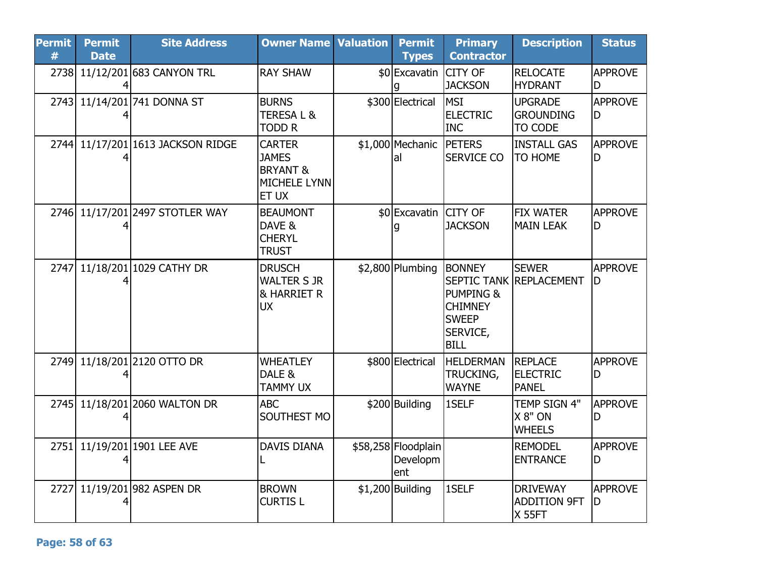| Permit # | Permit Date | Site Address | Owner Name | Valuation | Permit Types | Primary Contractor | Description | Status |
|---|---|---|---|---|---|---|---|---|
| 2738 | 11/12/2014 | 683 CANYON TRL | RAY SHAW | $0 | Excavating | CITY OF JACKSON | RELOCATE HYDRANT | APPROVED |
| 2743 | 11/14/2014 | 741 DONNA ST | BURNS TERESA L & TODD R | $300 | Electrical | MSI ELECTRIC INC | UPGRADE GROUNDING TO CODE | APPROVED |
| 2744 | 11/17/2014 | 1613 JACKSON RIDGE | CARTER JAMES BRYANT & MICHELE LYNN ET UX | $1,000 | Mechanical | PETERS SERVICE CO | INSTALL GAS TO HOME | APPROVED |
| 2746 | 11/17/2014 | 2497 STOTLER WAY | BEAUMONT DAVE & CHERYL TRUST | $0 | Excavating | CITY OF JACKSON | FIX WATER MAIN LEAK | APPROVED |
| 2747 | 11/18/2014 | 1029 CATHY DR | DRUSCH WALTER S JR & HARRIET R UX | $2,800 | Plumbing | BONNEY SEPTIC TANK PUMPING & CHIMNEY SWEEP SERVICE, BILL | SEWER REPLACEMENT | APPROVED |
| 2749 | 11/18/2014 | 2120 OTTO DR | WHEATLEY DALE & TAMMY UX | $800 | Electrical | HELDERMAN TRUCKING, WAYNE | REPLACE ELECTRIC PANEL | APPROVED |
| 2745 | 11/18/2014 | 2060 WALTON DR | ABC SOUTHEST MO | $200 | Building | 1SELF | TEMP SIGN 4" X 8" ON WHEELS | APPROVED |
| 2751 | 11/19/2014 | 1901 LEE AVE | DAVIS DIANA L | $58,258 | Floodplain Development | | REMODEL ENTRANCE | APPROVED |
| 2727 | 11/19/2014 | 982 ASPEN DR | BROWN CURTIS L | $1,200 | Building | 1SELF | DRIVEWAY ADDITION 9FT X 55FT | APPROVED |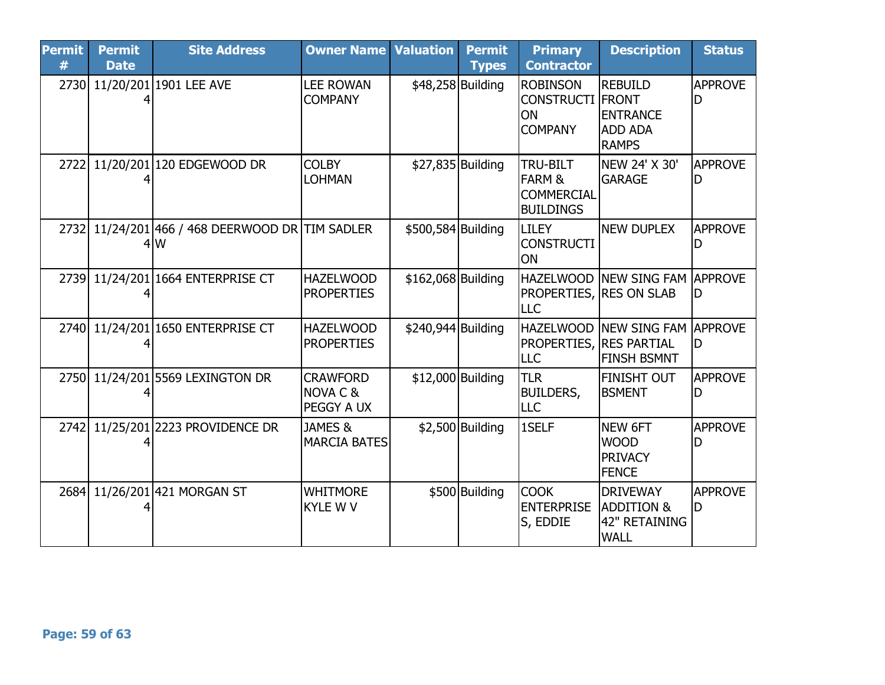| Permit # | Permit Date | Site Address | Owner Name | Valuation | Permit Types | Primary Contractor | Description | Status |
|---|---|---|---|---|---|---|---|---|
| 2730 | 11/20/2014 | 1901 LEE AVE | LEE ROWAN COMPANY | $48,258 | Building | ROBINSON CONSTRUCTION COMPANY | REBUILD FRONT ENTRANCE ADD ADA RAMPS | APPROVED |
| 2722 | 11/20/2014 | 120 EDGEWOOD DR | COLBY LOHMAN | $27,835 | Building | TRU-BILT FARM & COMMERCIAL BUILDINGS | NEW 24' X 30' GARAGE | APPROVED |
| 2732 | 11/24/2014 | 466 / 468 DEERWOOD DR W | TIM SADLER | $500,584 | Building | LILEY CONSTRUCTION | NEW DUPLEX | APPROVED |
| 2739 | 11/24/2014 | 1664 ENTERPRISE CT | HAZELWOOD PROPERTIES | $162,068 | Building | HAZELWOOD PROPERTIES, LLC | NEW SING FAM RES ON SLAB | APPROVED |
| 2740 | 11/24/2014 | 1650 ENTERPRISE CT | HAZELWOOD PROPERTIES | $240,944 | Building | HAZELWOOD PROPERTIES, LLC | NEW SING FAM RES PARTIAL FINSH BSMNT | APPROVED |
| 2750 | 11/24/2014 | 5569 LEXINGTON DR | CRAWFORD NOVA C & PEGGY A UX | $12,000 | Building | TLR BUILDERS, LLC | FINISHT OUT BSMENT | APPROVED |
| 2742 | 11/25/2014 | 2223 PROVIDENCE DR | JAMES & MARCIA BATES | $2,500 | Building | 1SELF | NEW 6FT WOOD PRIVACY FENCE | APPROVED |
| 2684 | 11/26/2014 | 421 MORGAN ST | WHITMORE KYLE W V | $500 | Building | COOK ENTERPRISES, EDDIE | DRIVEWAY ADDITION & 42" RETAINING WALL | APPROVED |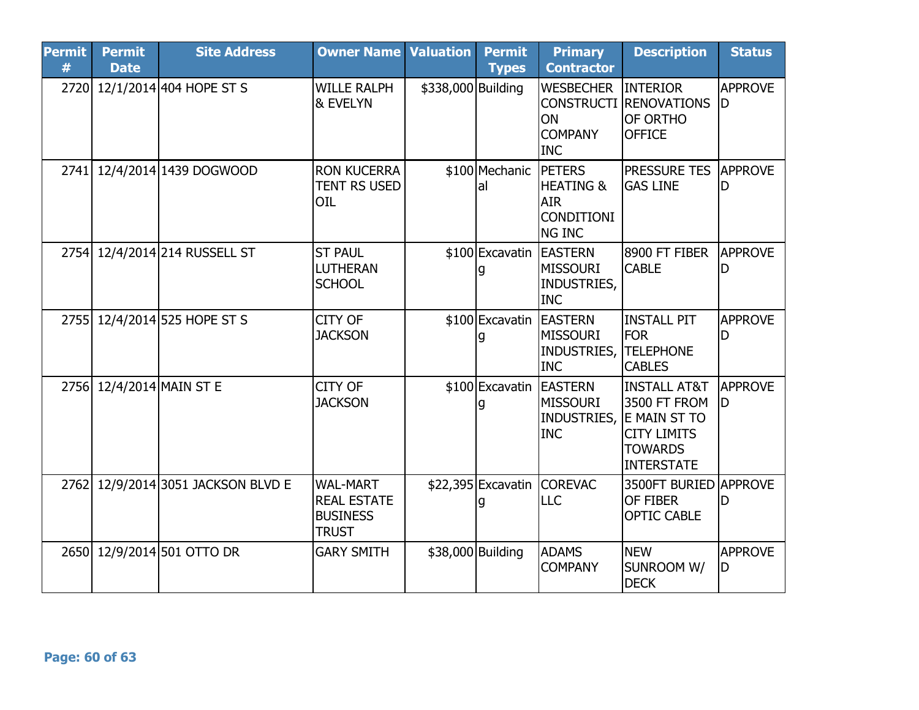| Permit # | Permit Date | Site Address | Owner Name | Valuation | Permit Types | Primary Contractor | Description | Status |
|---|---|---|---|---|---|---|---|---|
| 2720 | 12/1/2014 | 404 HOPE ST S | WILLE RALPH & EVELYN | $338,000 | Building | WESBECHER CONSTRUCTION COMPANY INC | INTERIOR RENOVATIONS OF ORTHO OFFICE | APPROVED |
| 2741 | 12/4/2014 | 1439 DOGWOOD | RON KUCERRA TENT RS USED OIL | $100 | Mechanical | PETERS HEATING & AIR CONDITIONING INC | PRESSURE TES GAS LINE | APPROVED |
| 2754 | 12/4/2014 | 214 RUSSELL ST | ST PAUL LUTHERAN SCHOOL | $100 | Excavating | EASTERN MISSOURI INDUSTRIES, INC | 8900 FT FIBER CABLE | APPROVED |
| 2755 | 12/4/2014 | 525 HOPE ST S | CITY OF JACKSON | $100 | Excavating | EASTERN MISSOURI INDUSTRIES, INC | INSTALL PIT FOR TELEPHONE CABLES | APPROVED |
| 2756 | 12/4/2014 | MAIN ST E | CITY OF JACKSON | $100 | Excavating | EASTERN MISSOURI INDUSTRIES, INC | INSTALL AT&T 3500 FT FROM E MAIN ST TO CITY LIMITS TOWARDS INTERSTATE | APPROVED |
| 2762 | 12/9/2014 | 3051 JACKSON BLVD E | WAL-MART REAL ESTATE BUSINESS TRUST | $22,395 | Excavating | COREVAC LLC | 3500FT BURIED OF FIBER OPTIC CABLE | APPROVED |
| 2650 | 12/9/2014 | 501 OTTO DR | GARY SMITH | $38,000 | Building | ADAMS COMPANY | NEW SUNROOM W/ DECK | APPROVED |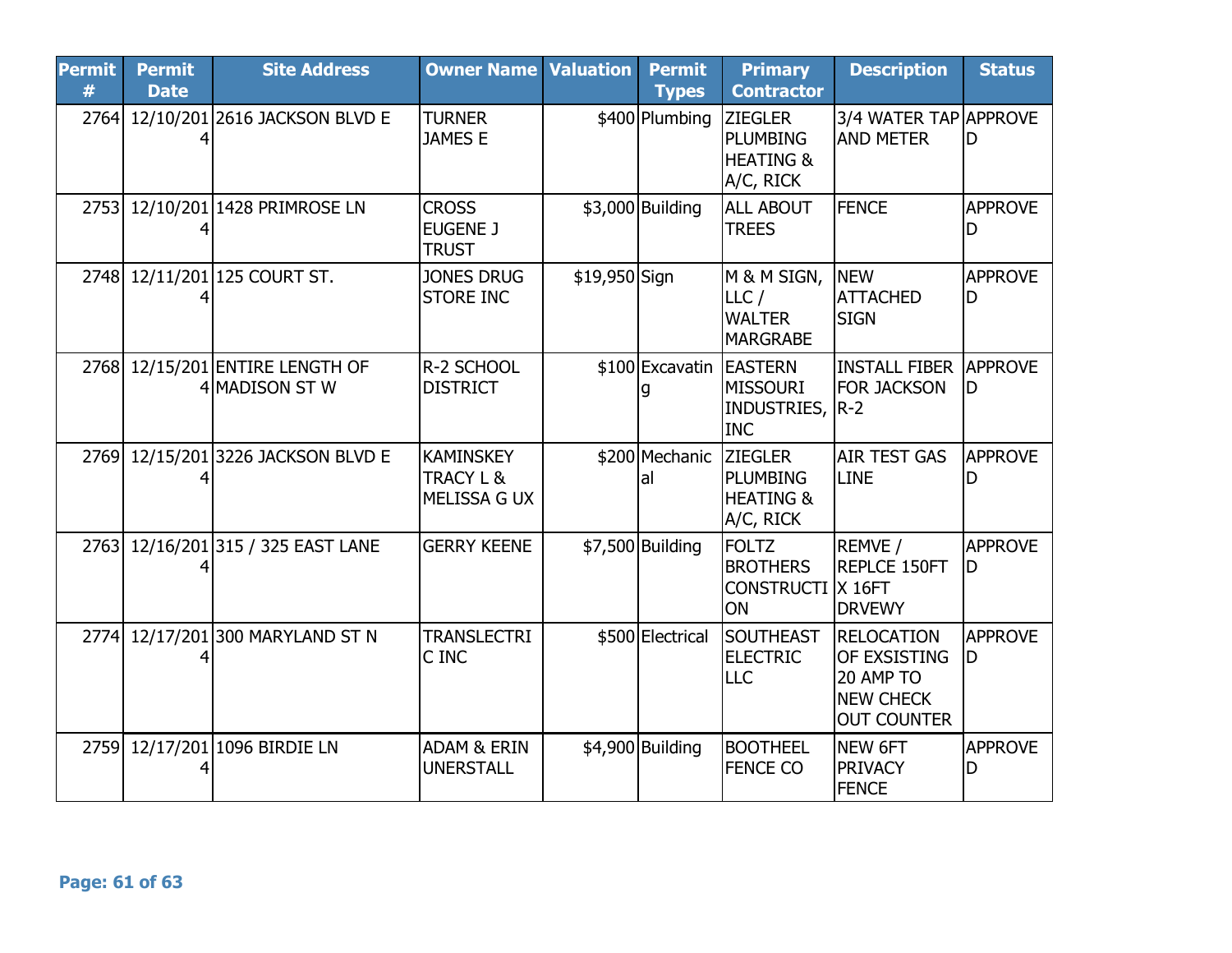| Permit # | Permit Date | Site Address | Owner Name | Valuation | Permit Types | Primary Contractor | Description | Status |
|---|---|---|---|---|---|---|---|---|
| 2764 | 12/10/2014 | 2616 JACKSON BLVD E | TURNER JAMES E | $400 | Plumbing | ZIEGLER PLUMBING HEATING & A/C, RICK | 3/4 WATER TAP AND METER | APPROVED |
| 2753 | 12/10/2014 | 1428 PRIMROSE LN | CROSS EUGENE J TRUST | $3,000 | Building | ALL ABOUT TREES | FENCE | APPROVED |
| 2748 | 12/11/2014 | 125 COURT ST. | JONES DRUG STORE INC | $19,950 | Sign | M & M SIGN, LLC / WALTER MARGRABE | NEW ATTACHED SIGN | APPROVED |
| 2768 | 12/15/2014 | ENTIRE LENGTH OF MADISON ST W | R-2 SCHOOL DISTRICT | $100 | Excavating | EASTERN MISSOURI INDUSTRIES, INC | INSTALL FIBER FOR JACKSON R-2 | APPROVED |
| 2769 | 12/15/2014 | 3226 JACKSON BLVD E | KAMINSKEY TRACY L & MELISSA G UX | $200 | Mechanical | ZIEGLER PLUMBING HEATING & A/C, RICK | AIR TEST GAS LINE | APPROVED |
| 2763 | 12/16/2014 | 315 / 325 EAST LANE | GERRY KEENE | $7,500 | Building | FOLTZ BROTHERS CONSTRUCTION | REMVE / REPLCE 150FT X 16FT DRVEWY | APPROVED |
| 2774 | 12/17/2014 | 300 MARYLAND ST N | TRANSLECTRIC INC | $500 | Electrical | SOUTHEAST ELECTRIC LLC | RELOCATION OF EXSISTING 20 AMP TO NEW CHECK OUT COUNTER | APPROVED |
| 2759 | 12/17/2014 | 1096 BIRDIE LN | ADAM & ERIN UNERSTALL | $4,900 | Building | BOOTHEEL FENCE CO | NEW 6FT PRIVACY FENCE | APPROVED |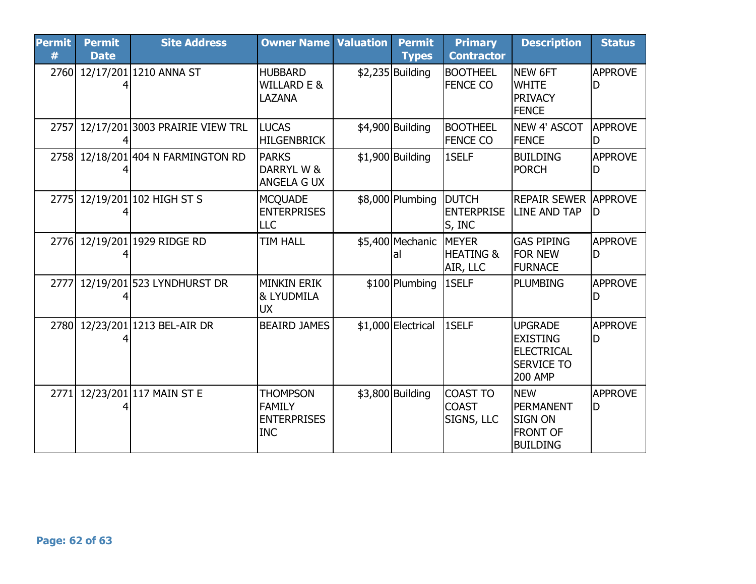| Permit # | Permit Date | Site Address | Owner Name | Valuation | Permit Types | Primary Contractor | Description | Status |
|---|---|---|---|---|---|---|---|---|
| 2760 | 12/17/2014 | 1210 ANNA ST | HUBBARD WILLARD E & LAZANA | $2,235 | Building | BOOTHEEL FENCE CO | NEW 6FT WHITE PRIVACY FENCE | APPROVED |
| 2757 | 12/17/2014 | 3003 PRAIRIE VIEW TRL | LUCAS HILGENBRICK | $4,900 | Building | BOOTHEEL FENCE CO | NEW 4' ASCOT FENCE | APPROVED |
| 2758 | 12/18/2014 | 404 N FARMINGTON RD | PARKS DARRYL W & ANGELA G UX | $1,900 | Building | 1SELF | BUILDING PORCH | APPROVED |
| 2775 | 12/19/2014 | 102 HIGH ST S | MCQUADE ENTERPRISES LLC | $8,000 | Plumbing | DUTCH ENTERPRISES, INC | REPAIR SEWER LINE AND TAP | APPROVED |
| 2776 | 12/19/2014 | 1929 RIDGE RD | TIM HALL | $5,400 | Mechanical | MEYER HEATING & AIR, LLC | GAS PIPING FOR NEW FURNACE | APPROVED |
| 2777 | 12/19/2014 | 523 LYNDHURST DR | MINKIN ERIK & LYUDMILA UX | $100 | Plumbing | 1SELF | PLUMBING | APPROVED |
| 2780 | 12/23/2014 | 1213 BEL-AIR DR | BEAIRD JAMES | $1,000 | Electrical | 1SELF | UPGRADE EXISTING ELECTRICAL SERVICE TO 200 AMP | APPROVED |
| 2771 | 12/23/2014 | 117 MAIN ST E | THOMPSON FAMILY ENTERPRISES INC | $3,800 | Building | COAST TO COAST SIGNS, LLC | NEW PERMANENT SIGN ON FRONT OF BUILDING | APPROVED |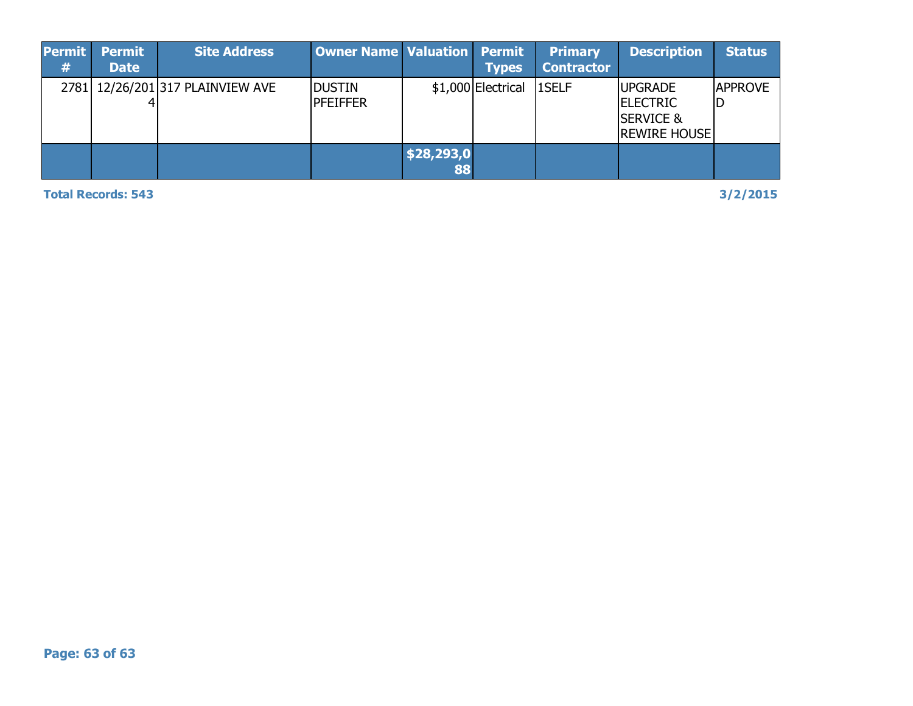| Permit # | Permit Date | Site Address | Owner Name | Valuation | Permit Types | Primary Contractor | Description | Status |
|---|---|---|---|---|---|---|---|---|
| 2781 | 12/26/2014 | 317 PLAINVIEW AVE | DUSTIN PFEIFFER | $1,000 | Electrical | 1SELF | UPGRADE ELECTRIC SERVICE & REWIRE HOUSE | APPROVED |
| | | | | **$28,293,088** | | | | |

**Total Records: 543**

**3/2/2015**